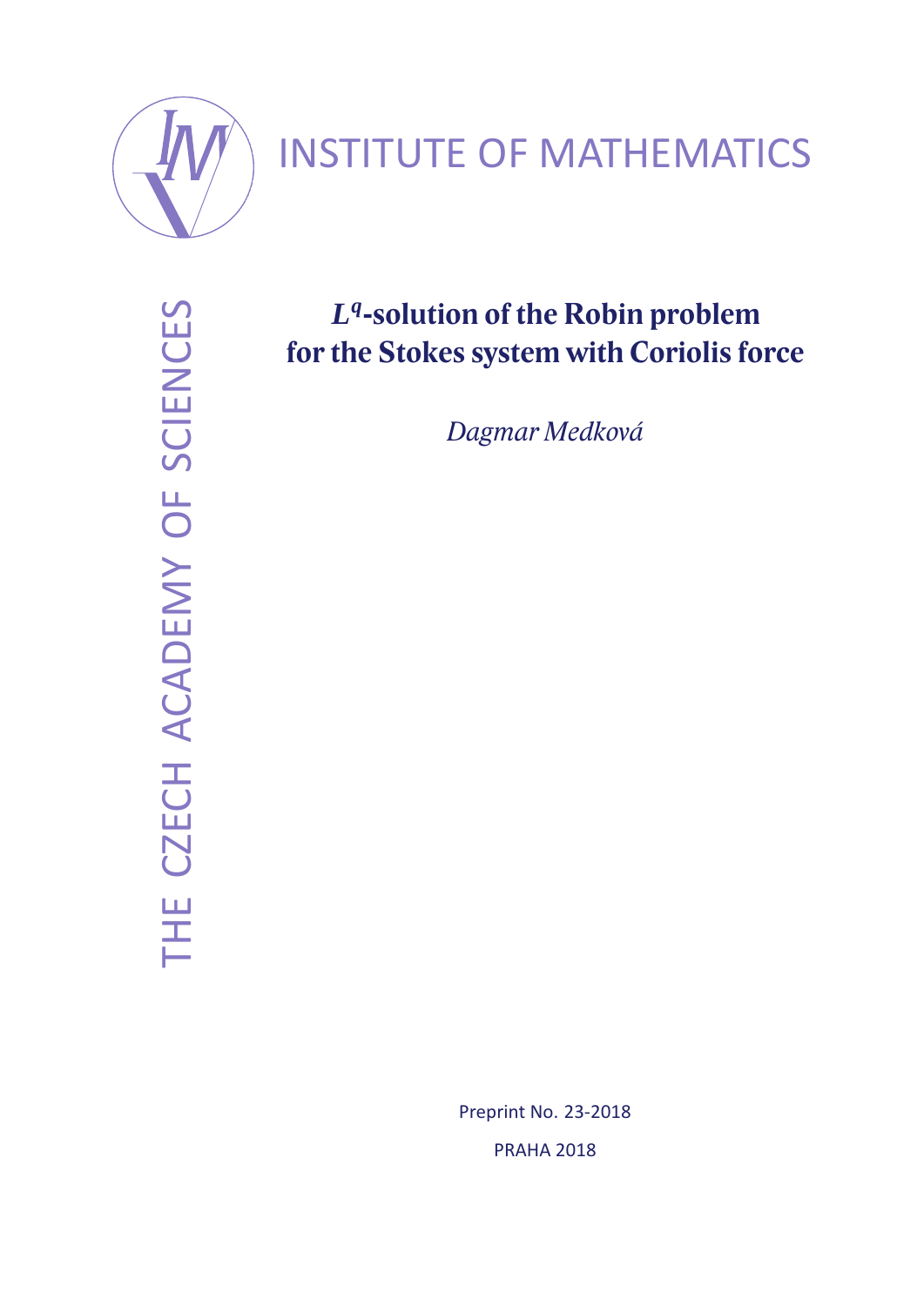INSTITUTE OF MATHEMATICS

THE CZECH ACADEMY OF SCIENCES

# $L^q$-solution of the Robin problem for the Stokes system with Coriolis force

*Dagmar Medková*

Preprint No. 23-2018

PRAHA 2018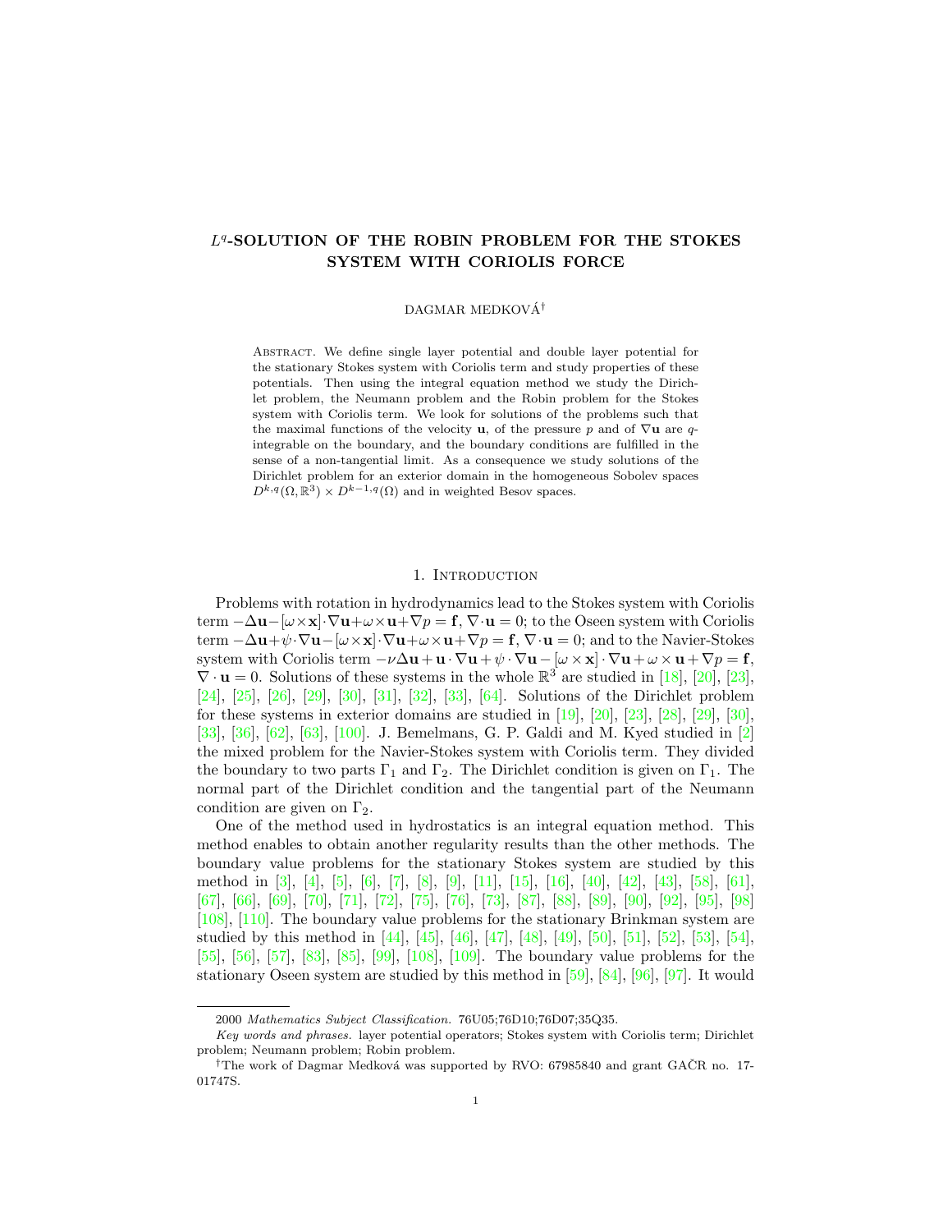# $L^q$-SOLUTION OF THE ROBIN PROBLEM FOR THE STOKES SYSTEM WITH CORIOLIS FORCE

DAGMAR MEDKOVÁ[†]

Abstract. We define single layer potential and double layer potential for the stationary Stokes system with Coriolis term and study properties of these potentials. Then using the integral equation method we study the Dirichlet problem, the Neumann problem and the Robin problem for the Stokes system with Coriolis term. We look for solutions of the problems such that the maximal functions of the velocity $\mathbf{u}$, of the pressure $p$ and of $\nabla \mathbf{u}$ are $q$-integrable on the boundary, and the boundary conditions are fulfilled in the sense of a non-tangential limit. As a consequence we study solutions of the Dirichlet problem for an exterior domain in the homogeneous Sobolev spaces $D^{k,q}(\Omega, \mathbb{R}^3) \times D^{k-1,q}(\Omega)$ and in weighted Besov spaces.

## 1. Introduction

Problems with rotation in hydrodynamics lead to the Stokes system with Coriolis term $-\Delta \mathbf{u} - [\omega \times \mathbf{x}] \cdot \nabla \mathbf{u} + \omega \times \mathbf{u} + \nabla p = \mathbf{f}$, $\nabla \cdot \mathbf{u} = 0$; to the Oseen system with Coriolis term $-\Delta \mathbf{u} + \psi \cdot \nabla \mathbf{u} - [\omega \times \mathbf{x}] \cdot \nabla \mathbf{u} + \omega \times \mathbf{u} + \nabla p = \mathbf{f}$, $\nabla \cdot \mathbf{u} = 0$; and to the Navier-Stokes system with Coriolis term $-\nu \Delta \mathbf{u} + \mathbf{u} \cdot \nabla \mathbf{u} + \psi \cdot \nabla \mathbf{u} - [\omega \times \mathbf{x}] \cdot \nabla \mathbf{u} + \omega \times \mathbf{u} + \nabla p = \mathbf{f}$, $\nabla \cdot \mathbf{u} = 0$. Solutions of these systems in the whole $\mathbb{R}^3$ are studied in [18], [20], [23], [24], [25], [26], [29], [30], [31], [32], [33], [64]. Solutions of the Dirichlet problem for these systems in exterior domains are studied in [19], [20], [23], [28], [29], [30], [33], [36], [62], [63], [100]. J. Bemelmans, G. P. Galdi and M. Kyed studied in [2] the mixed problem for the Navier-Stokes system with Coriolis term. They divided the boundary to two parts $\Gamma_1$ and $\Gamma_2$. The Dirichlet condition is given on $\Gamma_1$. The normal part of the Dirichlet condition and the tangential part of the Neumann condition are given on $\Gamma_2$.

One of the method used in hydrostatics is an integral equation method. This method enables to obtain another regularity results than the other methods. The boundary value problems for the stationary Stokes system are studied by this method in [3], [4], [5], [6], [7], [8], [9], [11], [15], [16], [40], [42], [43], [58], [61], [67], [66], [69], [70], [71], [72], [75], [76], [73], [87], [88], [89], [90], [92], [95], [98] [108], [110]. The boundary value problems for the stationary Brinkman system are studied by this method in [44], [45], [46], [47], [48], [49], [50], [51], [52], [53], [54], [55], [56], [57], [83], [85], [99], [108], [109]. The boundary value problems for the stationary Oseen system are studied by this method in [59], [84], [96], [97]. It would

2000 *Mathematics Subject Classification.* 76U05;76D10;76D07;35Q35.

*Key words and phrases.* layer potential operators; Stokes system with Coriolis term; Dirichlet problem; Neumann problem; Robin problem.

[†]The work of Dagmar Medková was supported by RVO: 67985840 and grant GAČR no. 17-01747S.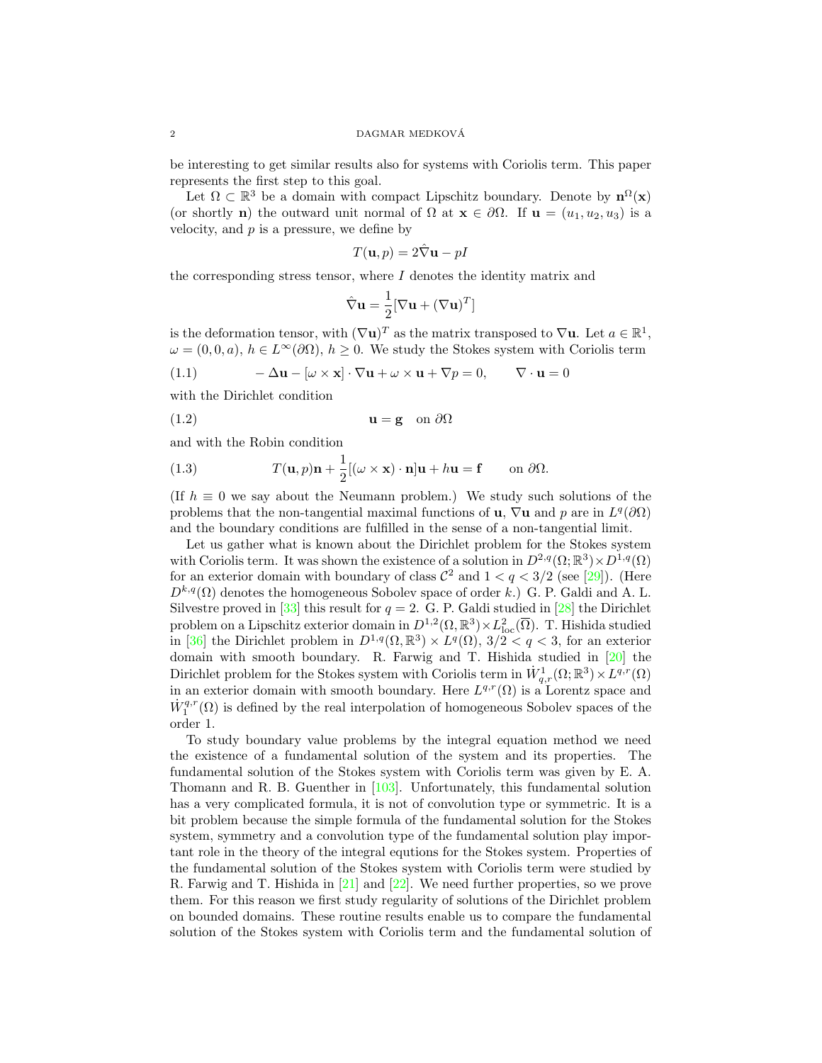be interesting to get similar results also for systems with Coriolis term. This paper represents the first step to this goal.

Let $\Omega \subset \mathbb{R}^3$ be a domain with compact Lipschitz boundary. Denote by $\mathbf{n}^\Omega(\mathbf{x})$ (or shortly $\mathbf{n}$) the outward unit normal of $\Omega$ at $\mathbf{x} \in \partial\Omega$. If $\mathbf{u} = (u_1, u_2, u_3)$ is a velocity, and $p$ is a pressure, we define by

$$T(\mathbf{u}, p) = 2\hat{\nabla}\mathbf{u} - pI$$

the corresponding stress tensor, where $I$ denotes the identity matrix and

$$\hat{\nabla}\mathbf{u} = \frac{1}{2}[\nabla\mathbf{u} + (\nabla\mathbf{u})^T]$$

is the deformation tensor, with $(\nabla\mathbf{u})^T$ as the matrix transposed to $\nabla\mathbf{u}$. Let $a \in \mathbb{R}^1$, $\omega = (0, 0, a)$, $h \in L^\infty(\partial\Omega)$, $h \geq 0$. We study the Stokes system with Coriolis term

$$-\Delta\mathbf{u} - [\omega \times \mathbf{x}] \cdot \nabla\mathbf{u} + \omega \times \mathbf{u} + \nabla p = 0, \qquad \nabla \cdot \mathbf{u} = 0 \tag{1.1}$$

with the Dirichlet condition

$$\mathbf{u} = \mathbf{g} \quad \text{on } \partial\Omega \tag{1.2}$$

and with the Robin condition

$$T(\mathbf{u}, p)\mathbf{n} + \frac{1}{2}[(\omega \times \mathbf{x}) \cdot \mathbf{n}]\mathbf{u} + h\mathbf{u} = \mathbf{f} \qquad \text{on } \partial\Omega. \tag{1.3}$$

(If $h \equiv 0$ we say about the Neumann problem.) We study such solutions of the problems that the non-tangential maximal functions of $\mathbf{u}$, $\nabla\mathbf{u}$ and $p$ are in $L^q(\partial\Omega)$ and the boundary conditions are fulfilled in the sense of a non-tangential limit.

Let us gather what is known about the Dirichlet problem for the Stokes system with Coriolis term. It was shown the existence of a solution in $D^{2,q}(\Omega; \mathbb{R}^3) \times D^{1,q}(\Omega)$ for an exterior domain with boundary of class $\mathcal{C}^2$ and $1 < q < 3/2$ (see [29]). (Here $D^{k,q}(\Omega)$ denotes the homogeneous Sobolev space of order $k$.) G. P. Galdi and A. L. Silvestre proved in [33] this result for $q = 2$. G. P. Galdi studied in [28] the Dirichlet problem on a Lipschitz exterior domain in $D^{1,2}(\Omega, \mathbb{R}^3) \times L^2_{\text{loc}}(\overline{\Omega})$. T. Hishida studied in [36] the Dirichlet problem in $D^{1,q}(\Omega, \mathbb{R}^3) \times L^q(\Omega)$, $3/2 < q < 3$, for an exterior domain with smooth boundary. R. Farwig and T. Hishida studied in [20] the Dirichlet problem for the Stokes system with Coriolis term in $\dot{W}^1_{q,r}(\Omega; \mathbb{R}^3) \times L^{q,r}(\Omega)$ in an exterior domain with smooth boundary. Here $L^{q,r}(\Omega)$ is a Lorentz space and $\dot{W}^{q,r}_1(\Omega)$ is defined by the real interpolation of homogeneous Sobolev spaces of the order 1.

To study boundary value problems by the integral equation method we need the existence of a fundamental solution of the system and its properties. The fundamental solution of the Stokes system with Coriolis term was given by E. A. Thomann and R. B. Guenther in [103]. Unfortunately, this fundamental solution has a very complicated formula, it is not of convolution type or symmetric. It is a bit problem because the simple formula of the fundamental solution for the Stokes system, symmetry and a convolution type of the fundamental solution play important role in the theory of the integral equtions for the Stokes system. Properties of the fundamental solution of the Stokes system with Coriolis term were studied by R. Farwig and T. Hishida in [21] and [22]. We need further properties, so we prove them. For this reason we first study regularity of solutions of the Dirichlet problem on bounded domains. These routine results enable us to compare the fundamental solution of the Stokes system with Coriolis term and the fundamental solution of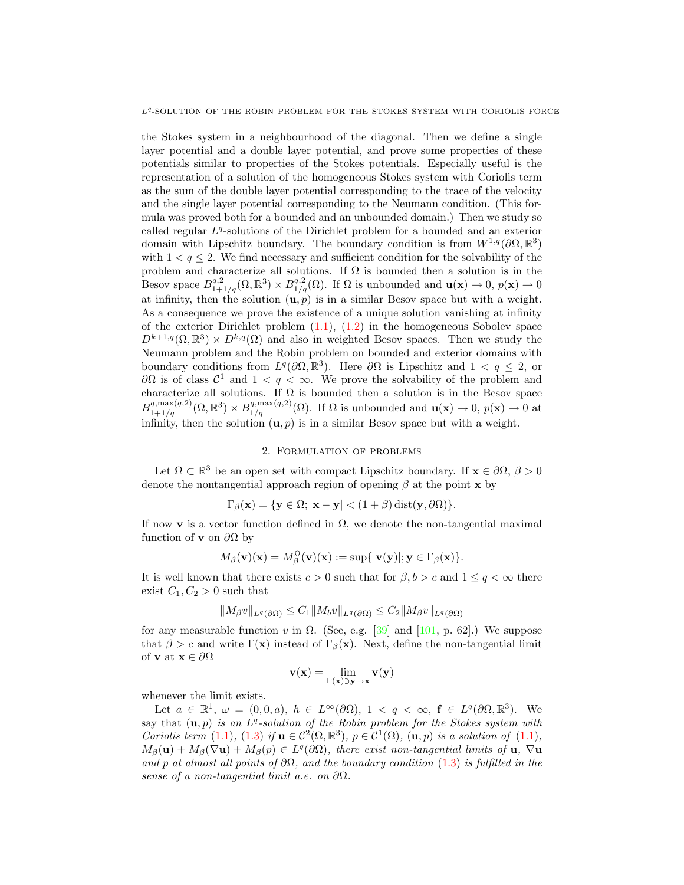the Stokes system in a neighbourhood of the diagonal. Then we define a single layer potential and a double layer potential, and prove some properties of these potentials similar to properties of the Stokes potentials. Especially useful is the representation of a solution of the homogeneous Stokes system with Coriolis term as the sum of the double layer potential corresponding to the trace of the velocity and the single layer potential corresponding to the Neumann condition. (This formula was proved both for a bounded and an unbounded domain.) Then we study so called regular $L^q$-solutions of the Dirichlet problem for a bounded and an exterior domain with Lipschitz boundary. The boundary condition is from $W^{1,q}(\partial\Omega,\mathbb{R}^3)$ with $1 < q \leq 2$. We find necessary and sufficient condition for the solvability of the problem and characterize all solutions. If $\Omega$ is bounded then a solution is in the Besov space $B^{q,2}_{1+1/q}(\Omega,\mathbb{R}^3) \times B^{q,2}_{1/q}(\Omega)$. If $\Omega$ is unbounded and $\mathbf{u}(\mathbf{x}) \to 0$, $p(\mathbf{x}) \to 0$ at infinity, then the solution $(\mathbf{u}, p)$ is in a similar Besov space but with a weight. As a consequence we prove the existence of a unique solution vanishing at infinity of the exterior Dirichlet problem (1.1), (1.2) in the homogeneous Sobolev space $D^{k+1,q}(\Omega,\mathbb{R}^3) \times D^{k,q}(\Omega)$ and also in weighted Besov spaces. Then we study the Neumann problem and the Robin problem on bounded and exterior domains with boundary conditions from $L^q(\partial\Omega,\mathbb{R}^3)$. Here $\partial\Omega$ is Lipschitz and $1 < q \leq 2$, or $\partial\Omega$ is of class $\mathcal{C}^1$ and $1 < q < \infty$. We prove the solvability of the problem and characterize all solutions. If $\Omega$ is bounded then a solution is in the Besov space $B^{q,\max(q,2)}_{1+1/q}(\Omega,\mathbb{R}^3) \times B^{q,\max(q,2)}_{1/q}(\Omega)$. If $\Omega$ is unbounded and $\mathbf{u}(\mathbf{x}) \to 0$, $p(\mathbf{x}) \to 0$ at infinity, then the solution $(\mathbf{u}, p)$ is in a similar Besov space but with a weight.

## 2. Formulation of problems

Let $\Omega \subset \mathbb{R}^3$ be an open set with compact Lipschitz boundary. If $\mathbf{x} \in \partial\Omega$, $\beta > 0$ denote the nontangential approach region of opening $\beta$ at the point $\mathbf{x}$ by

$$\Gamma_\beta(\mathbf{x}) = \{\mathbf{y} \in \Omega; |\mathbf{x} - \mathbf{y}| < (1+\beta)\operatorname{dist}(\mathbf{y}, \partial\Omega)\}.$$

If now $\mathbf{v}$ is a vector function defined in $\Omega$, we denote the non-tangential maximal function of $\mathbf{v}$ on $\partial\Omega$ by

$$M_\beta(\mathbf{v})(\mathbf{x}) = M^\Omega_\beta(\mathbf{v})(\mathbf{x}) := \sup\{|\mathbf{v}(\mathbf{y})|; \mathbf{y} \in \Gamma_\beta(\mathbf{x})\}.$$

It is well known that there exists $c > 0$ such that for $\beta, b > c$ and $1 \leq q < \infty$ there exist $C_1, C_2 > 0$ such that

$$\|M_\beta v\|_{L^q(\partial\Omega)} \leq C_1 \|M_b v\|_{L^q(\partial\Omega)} \leq C_2 \|M_\beta v\|_{L^q(\partial\Omega)}$$

for any measurable function $v$ in $\Omega$. (See, e.g. [39] and [101, p. 62].) We suppose that $\beta > c$ and write $\Gamma(\mathbf{x})$ instead of $\Gamma_\beta(\mathbf{x})$. Next, define the non-tangential limit of $\mathbf{v}$ at $\mathbf{x} \in \partial\Omega$

$$\mathbf{v}(\mathbf{x}) = \lim_{\Gamma(\mathbf{x}) \ni \mathbf{y} \to \mathbf{x}} \mathbf{v}(\mathbf{y})$$

whenever the limit exists.

Let $a \in \mathbb{R}^1$, $\omega = (0,0,a)$, $h \in L^\infty(\partial\Omega)$, $1 < q < \infty$, $\mathbf{f} \in L^q(\partial\Omega,\mathbb{R}^3)$. We say that $(\mathbf{u}, p)$ *is an $L^q$-solution of the Robin problem for the Stokes system with Coriolis term* (1.1), (1.3) *if* $\mathbf{u} \in \mathcal{C}^2(\Omega,\mathbb{R}^3)$, $p \in \mathcal{C}^1(\Omega)$, $(\mathbf{u}, p)$ *is a solution of* (1.1), $M_\beta(\mathbf{u}) + M_\beta(\nabla\mathbf{u}) + M_\beta(p) \in L^q(\partial\Omega)$, *there exist non-tangential limits of* $\mathbf{u}$, $\nabla\mathbf{u}$ *and* $p$ *at almost all points of* $\partial\Omega$, *and the boundary condition* (1.3) *is fulfilled in the sense of a non-tangential limit a.e. on* $\partial\Omega$.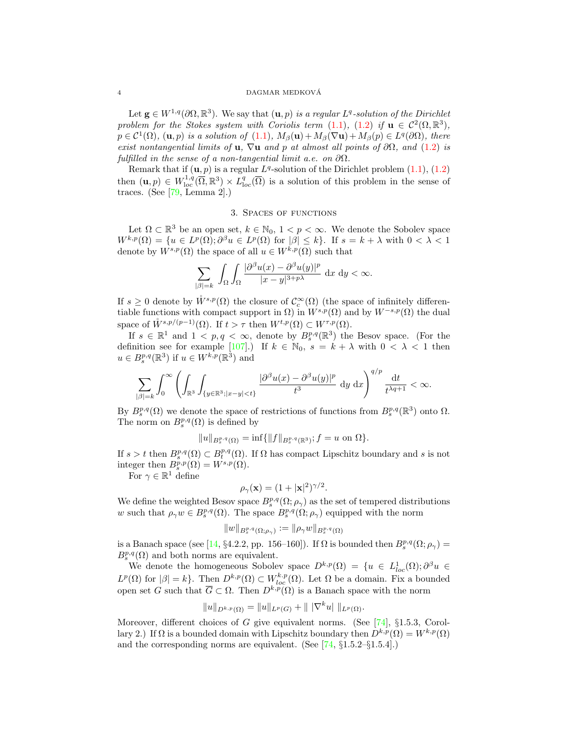Let $\mathbf{g} \in W^{1,q}(\partial\Omega, \mathbb{R}^3)$. We say that $(\mathbf{u}, p)$ *is a regular* $L^q$*-solution of the Dirichlet problem for the Stokes system with Coriolis term* (1.1), (1.2) *if* $\mathbf{u} \in \mathcal{C}^2(\Omega, \mathbb{R}^3)$, $p \in \mathcal{C}^1(\Omega)$, $(\mathbf{u}, p)$ *is a solution of* (1.1), $M_\beta(\mathbf{u}) + M_\beta(\nabla \mathbf{u}) + M_\beta(p) \in L^q(\partial\Omega)$, *there exist nontangential limits of* $\mathbf{u}$, $\nabla \mathbf{u}$ *and* $p$ *at almost all points of* $\partial\Omega$, *and* (1.2) *is fulfilled in the sense of a non-tangential limit a.e. on* $\partial\Omega$.

Remark that if $(\mathbf{u}, p)$ is a regular $L^q$-solution of the Dirichlet problem (1.1), (1.2) then $(\mathbf{u}, p) \in W^{1,q}_{\rm loc}(\overline{\Omega}, \mathbb{R}^3) \times L^q_{\rm loc}(\overline{\Omega})$ is a solution of this problem in the sense of traces. (See [79, Lemma 2].)

## 3. Spaces of functions

Let $\Omega \subset \mathbb{R}^3$ be an open set, $k \in \mathbb{N}_0$, $1 < p < \infty$. We denote the Sobolev space $W^{k,p}(\Omega) = \{u \in L^p(\Omega); \partial^\beta u \in L^p(\Omega) \text{ for } |\beta| \leq k\}$. If $s = k + \lambda$ with $0 < \lambda < 1$ denote by $W^{s,p}(\Omega)$ the space of all $u \in W^{k,p}(\Omega)$ such that

$$\sum_{|\beta|=k} \int_\Omega \int_\Omega \frac{|\partial^\beta u(x) - \partial^\beta u(y)|^p}{|x-y|^{3+p\lambda}} \, \mathrm{d}x \, \mathrm{d}y < \infty.$$

If $s \geq 0$ denote by $\mathring{W}^{s,p}(\Omega)$ the closure of $\mathcal{C}^\infty_c(\Omega)$ (the space of infinitely differentiable functions with compact support in $\Omega$) in $W^{s,p}(\Omega)$ and by $W^{-s,p}(\Omega)$ the dual space of $\mathring{W}^{s,p/(p-1)}(\Omega)$. If $t > \tau$ then $W^{t,p}(\Omega) \subset W^{\tau,p}(\Omega)$.

If $s \in \mathbb{R}^1$ and $1 < p, q < \infty$, denote by $B^{p,q}_s(\mathbb{R}^3)$ the Besov space. (For the definition see for example [107].) If $k \in \mathbb{N}_0$, $s = k + \lambda$ with $0 < \lambda < 1$ then $u \in B^{p,q}_s(\mathbb{R}^3)$ if $u \in W^{k,p}(\mathbb{R}^3)$ and

$$\sum_{|\beta|=k} \int_0^\infty \left( \int_{\mathbb{R}^3} \int_{\{y \in \mathbb{R}^3; |x-y|<t\}} \frac{|\partial^\beta u(x) - \partial^\beta u(y)|^p}{t^3} \, \mathrm{d}y \, \mathrm{d}x \right)^{q/p} \frac{\mathrm{d}t}{t^{\lambda q+1}} < \infty.$$

By $B^{p,q}_s(\Omega)$ we denote the space of restrictions of functions from $B^{p,q}_s(\mathbb{R}^3)$ onto $\Omega$. The norm on $B^{p,q}_s(\Omega)$ is defined by

$$\|u\|_{B^{p,q}_s(\Omega)} = \inf\{\|f\|_{B^{p,q}_s(\mathbb{R}^3)}; f = u \text{ on } \Omega\}.$$

If $s > t$ then $B^{p,q}_s(\Omega) \subset B^{p,q}_t(\Omega)$. If $\Omega$ has compact Lipschitz boundary and $s$ is not integer then $B^{p,p}_s(\Omega) = W^{s,p}(\Omega)$.

For $\gamma \in \mathbb{R}^1$ define

$$\rho_\gamma(\mathbf{x}) = (1 + |\mathbf{x}|^2)^{\gamma/2}.$$

We define the weighted Besov space $B^{p,q}_s(\Omega; \rho_\gamma)$ as the set of tempered distributions $w$ such that $\rho_\gamma w \in B^{p,q}_s(\Omega)$. The space $B^{p,q}_s(\Omega; \rho_\gamma)$ equipped with the norm

$$\|w\|_{B^{p,q}_s(\Omega;\rho_\gamma)} := \|\rho_\gamma w\|_{B^{p,q}_s(\Omega)}$$

is a Banach space (see [14, §4.2.2, pp. 156–160]). If $\Omega$ is bounded then $B^{p,q}_s(\Omega; \rho_\gamma) = B^{p,q}_s(\Omega)$ and both norms are equivalent.

We denote the homogeneous Sobolev space $D^{k,p}(\Omega) = \{u \in L^1_{loc}(\Omega); \partial^\beta u \in L^p(\Omega) \text{ for } |\beta| = k\}$. Then $D^{k,p}(\Omega) \subset W^{k,p}_{loc}(\Omega)$. Let $\Omega$ be a domain. Fix a bounded open set $G$ such that $\overline{G} \subset \Omega$. Then $D^{k,p}(\Omega)$ is a Banach space with the norm

$$\|u\|_{D^{k,p}(\Omega)} = \|u\|_{L^p(G)} + \| \, |\nabla^k u| \, \|_{L^p(\Omega)}.$$

Moreover, different choices of $G$ give equivalent norms. (See [74], §1.5.3, Corollary 2.) If $\Omega$ is a bounded domain with Lipschitz boundary then $D^{k,p}(\Omega) = W^{k,p}(\Omega)$ and the corresponding norms are equivalent. (See [74, §1.5.2–§1.5.4].)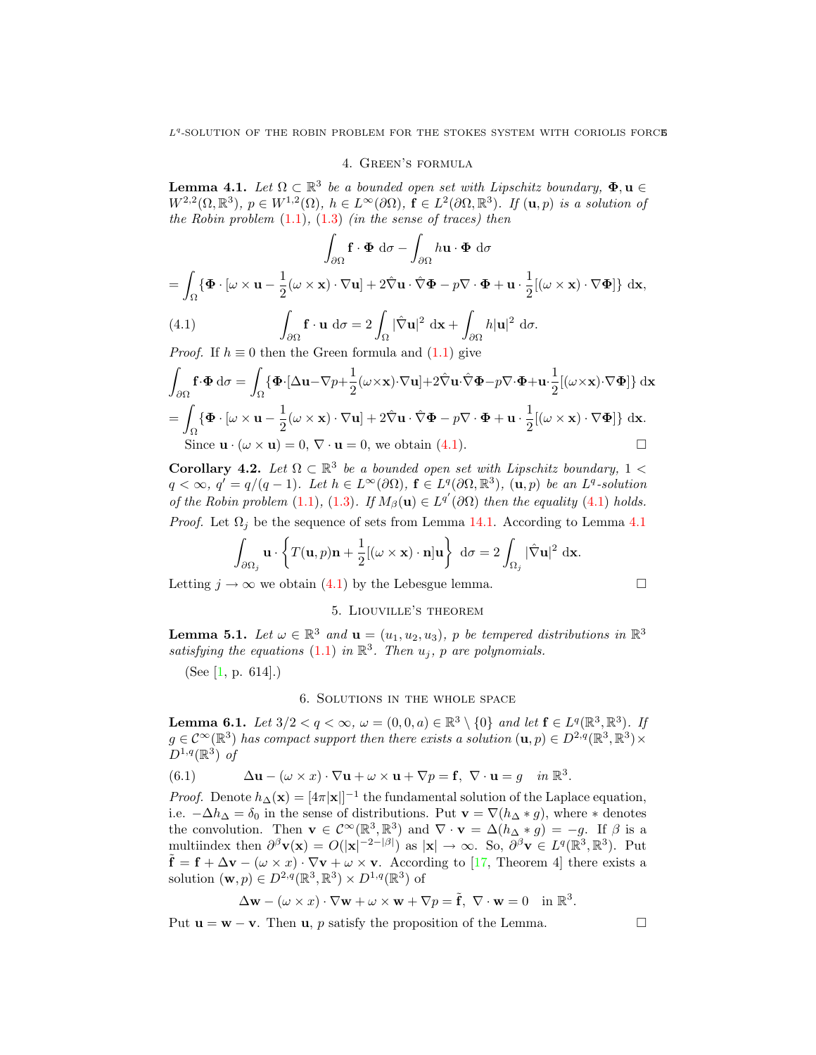## 4. Green's formula

**Lemma 4.1.** *Let $\Omega \subset \mathbb{R}^3$ be a bounded open set with Lipschitz boundary, $\mathbf{\Phi}, \mathbf{u} \in W^{2,2}(\Omega, \mathbb{R}^3)$, $p \in W^{1,2}(\Omega)$, $h \in L^\infty(\partial\Omega)$, $\mathbf{f} \in L^2(\partial\Omega, \mathbb{R}^3)$. If $(\mathbf{u}, p)$ is a solution of the Robin problem (1.1), (1.3) (in the sense of traces) then*

$$\int_{\partial\Omega} \mathbf{f} \cdot \mathbf{\Phi} \; \mathrm{d}\sigma - \int_{\partial\Omega} h\mathbf{u} \cdot \mathbf{\Phi} \; \mathrm{d}\sigma$$

$$= \int_\Omega \{\mathbf{\Phi} \cdot [\omega \times \mathbf{u} - \frac{1}{2}(\omega \times \mathbf{x}) \cdot \nabla \mathbf{u}] + 2\hat{\nabla}\mathbf{u} \cdot \hat{\nabla}\mathbf{\Phi} - p\nabla \cdot \mathbf{\Phi} + \mathbf{u} \cdot \frac{1}{2}[(\omega \times \mathbf{x}) \cdot \nabla \mathbf{\Phi}]\} \; \mathrm{d}\mathbf{x},$$

$$\int_{\partial\Omega} \mathbf{f} \cdot \mathbf{u} \; \mathrm{d}\sigma = 2 \int_\Omega |\hat{\nabla}\mathbf{u}|^2 \; \mathrm{d}\mathbf{x} + \int_{\partial\Omega} h|\mathbf{u}|^2 \; \mathrm{d}\sigma. \tag{4.1}$$

*Proof.* If $h \equiv 0$ then the Green formula and (1.1) give

$$\int_{\partial\Omega} \mathbf{f} \cdot \mathbf{\Phi} \; \mathrm{d}\sigma = \int_\Omega \{\mathbf{\Phi} \cdot [\Delta \mathbf{u} - \nabla p + \frac{1}{2}(\omega \times \mathbf{x}) \cdot \nabla \mathbf{u}] + 2\hat{\nabla}\mathbf{u} \cdot \hat{\nabla}\mathbf{\Phi} - p\nabla \cdot \mathbf{\Phi} + \mathbf{u} \cdot \frac{1}{2}[(\omega \times \mathbf{x}) \cdot \nabla \mathbf{\Phi}]\} \; \mathrm{d}\mathbf{x}$$

$$= \int_\Omega \{\mathbf{\Phi} \cdot [\omega \times \mathbf{u} - \frac{1}{2}(\omega \times \mathbf{x}) \cdot \nabla \mathbf{u}] + 2\hat{\nabla}\mathbf{u} \cdot \hat{\nabla}\mathbf{\Phi} - p\nabla \cdot \mathbf{\Phi} + \mathbf{u} \cdot \frac{1}{2}[(\omega \times \mathbf{x}) \cdot \nabla \mathbf{\Phi}]\} \; \mathrm{d}\mathbf{x}.$$

Since $\mathbf{u} \cdot (\omega \times \mathbf{u}) = 0$, $\nabla \cdot \mathbf{u} = 0$, we obtain (4.1). □

**Corollary 4.2.** *Let $\Omega \subset \mathbb{R}^3$ be a bounded open set with Lipschitz boundary, $1 < q < \infty$, $q' = q/(q-1)$. Let $h \in L^\infty(\partial\Omega)$, $\mathbf{f} \in L^q(\partial\Omega, \mathbb{R}^3)$, $(\mathbf{u}, p)$ be an $L^q$-solution of the Robin problem (1.1), (1.3). If $M_\beta(\mathbf{u}) \in L^{q'}(\partial\Omega)$ then the equality (4.1) holds.*

*Proof.* Let $\Omega_j$ be the sequence of sets from Lemma 14.1. According to Lemma 4.1

$$\int_{\partial\Omega_j} \mathbf{u} \cdot \left\{ T(\mathbf{u}, p)\mathbf{n} + \frac{1}{2}[(\omega \times \mathbf{x}) \cdot \mathbf{n}]\mathbf{u} \right\} \; \mathrm{d}\sigma = 2 \int_{\Omega_j} |\hat{\nabla}\mathbf{u}|^2 \; \mathrm{d}\mathbf{x}.$$

Letting $j \to \infty$ we obtain (4.1) by the Lebesgue lemma. □

## 5. Liouville's theorem

**Lemma 5.1.** *Let $\omega \in \mathbb{R}^3$ and $\mathbf{u} = (u_1, u_2, u_3)$, $p$ be tempered distributions in $\mathbb{R}^3$ satisfying the equations (1.1) in $\mathbb{R}^3$. Then $u_j$, $p$ are polynomials.*

(See [1, p. 614].)

## 6. Solutions in the whole space

**Lemma 6.1.** *Let $3/2 < q < \infty$, $\omega = (0, 0, a) \in \mathbb{R}^3 \setminus \{0\}$ and let $\mathbf{f} \in L^q(\mathbb{R}^3, \mathbb{R}^3)$. If $g \in \mathcal{C}^\infty(\mathbb{R}^3)$ has compact support then there exists a solution $(\mathbf{u}, p) \in D^{2,q}(\mathbb{R}^3, \mathbb{R}^3) \times D^{1,q}(\mathbb{R}^3)$ of*

$$\Delta \mathbf{u} - (\omega \times x) \cdot \nabla \mathbf{u} + \omega \times \mathbf{u} + \nabla p = \mathbf{f}, \; \nabla \cdot \mathbf{u} = g \quad \text{in } \mathbb{R}^3. \tag{6.1}$$

*Proof.* Denote $h_\Delta(\mathbf{x}) = [4\pi|\mathbf{x}|]^{-1}$ the fundamental solution of the Laplace equation, i.e. $-\Delta h_\Delta = \delta_0$ in the sense of distributions. Put $\mathbf{v} = \nabla(h_\Delta * g)$, where $*$ denotes the convolution. Then $\mathbf{v} \in \mathcal{C}^\infty(\mathbb{R}^3, \mathbb{R}^3)$ and $\nabla \cdot \mathbf{v} = \Delta(h_\Delta * g) = -g$. If $\beta$ is a multiindex then $\partial^\beta \mathbf{v}(\mathbf{x}) = O(|\mathbf{x}|^{-2-|\beta|})$ as $|\mathbf{x}| \to \infty$. So, $\partial^\beta \mathbf{v} \in L^q(\mathbb{R}^3, \mathbb{R}^3)$. Put $\tilde{\mathbf{f}} = \mathbf{f} + \Delta \mathbf{v} - (\omega \times x) \cdot \nabla \mathbf{v} + \omega \times \mathbf{v}$. According to [17, Theorem 4] there exists a solution $(\mathbf{w}, p) \in D^{2,q}(\mathbb{R}^3, \mathbb{R}^3) \times D^{1,q}(\mathbb{R}^3)$ of

$$\Delta \mathbf{w} - (\omega \times x) \cdot \nabla \mathbf{w} + \omega \times \mathbf{w} + \nabla p = \tilde{\mathbf{f}}, \; \nabla \cdot \mathbf{w} = 0 \quad \text{in } \mathbb{R}^3.$$

Put $\mathbf{u} = \mathbf{w} - \mathbf{v}$. Then $\mathbf{u}$, $p$ satisfy the proposition of the Lemma. □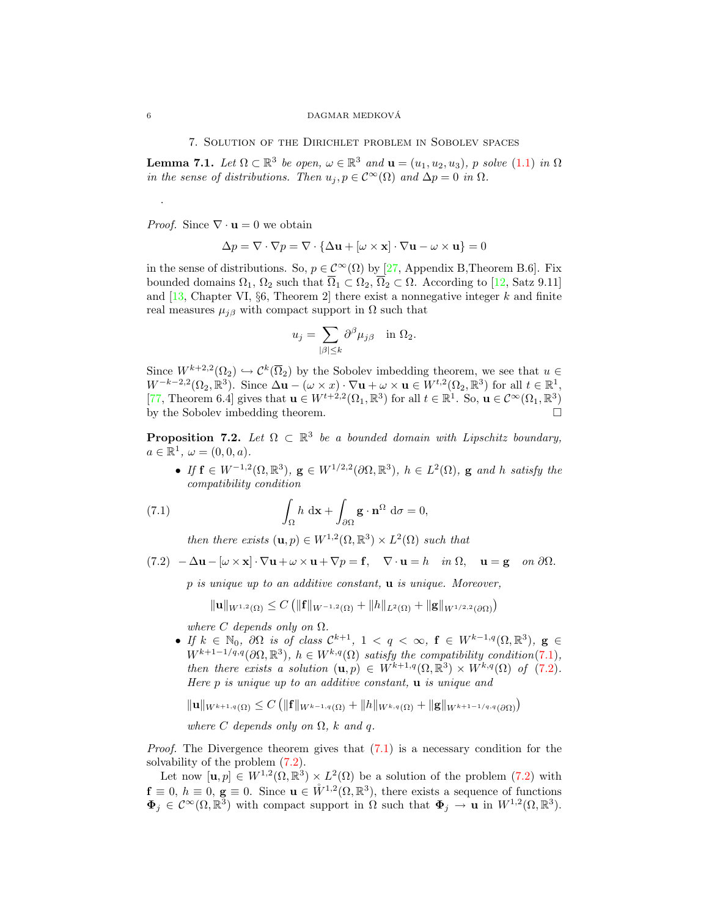## 7. Solution of the Dirichlet problem in Sobolev spaces

**Lemma 7.1.** *Let $\Omega \subset \mathbb{R}^3$ be open, $\omega \in \mathbb{R}^3$ and $\mathbf{u} = (u_1, u_2, u_3)$, $p$ solve (1.1) in $\Omega$ in the sense of distributions. Then $u_j, p \in \mathcal{C}^\infty(\Omega)$ and $\Delta p = 0$ in $\Omega$.*

.

*Proof.* Since $\nabla \cdot \mathbf{u} = 0$ we obtain

$$\Delta p = \nabla \cdot \nabla p = \nabla \cdot \{\Delta \mathbf{u} + [\omega \times \mathbf{x}] \cdot \nabla \mathbf{u} - \omega \times \mathbf{u}\} = 0$$

in the sense of distributions. So, $p \in \mathcal{C}^\infty(\Omega)$ by [27, Appendix B,Theorem B.6]. Fix bounded domains $\Omega_1$, $\Omega_2$ such that $\overline{\Omega}_1 \subset \Omega_2$, $\overline{\Omega}_2 \subset \Omega$. According to [12, Satz 9.11] and [13, Chapter VI, §6, Theorem 2] there exist a nonnegative integer $k$ and finite real measures $\mu_{j\beta}$ with compact support in $\Omega$ such that

$$u_j = \sum_{|\beta| \leq k} \partial^\beta \mu_{j\beta} \quad \text{in } \Omega_2.$$

Since $W^{k+2,2}(\Omega_2) \hookrightarrow \mathcal{C}^k(\overline{\Omega}_2)$ by the Sobolev imbedding theorem, we see that $u \in W^{-k-2,2}(\Omega_2, \mathbb{R}^3)$. Since $\Delta \mathbf{u} - (\omega \times x) \cdot \nabla \mathbf{u} + \omega \times \mathbf{u} \in W^{t,2}(\Omega_2, \mathbb{R}^3)$ for all $t \in \mathbb{R}^1$, [77, Theorem 6.4] gives that $\mathbf{u} \in W^{t+2,2}(\Omega_1, \mathbb{R}^3)$ for all $t \in \mathbb{R}^1$. So, $\mathbf{u} \in \mathcal{C}^\infty(\Omega_1, \mathbb{R}^3)$ by the Sobolev imbedding theorem. $\square$

**Proposition 7.2.** *Let $\Omega \subset \mathbb{R}^3$ be a bounded domain with Lipschitz boundary, $a \in \mathbb{R}^1$, $\omega = (0, 0, a)$.*

- *If $\mathbf{f} \in W^{-1,2}(\Omega, \mathbb{R}^3)$, $\mathbf{g} \in W^{1/2,2}(\partial\Omega, \mathbb{R}^3)$, $h \in L^2(\Omega)$, $\mathbf{g}$ and $h$ satisfy the compatibility condition*

$$\int_\Omega h \, \mathrm{d}\mathbf{x} + \int_{\partial\Omega} \mathbf{g} \cdot \mathbf{n}^\Omega \, \mathrm{d}\sigma = 0, \tag{7.1}$$

  *then there exists $(\mathbf{u}, p) \in W^{1,2}(\Omega, \mathbb{R}^3) \times L^2(\Omega)$ such that*

$$-\Delta \mathbf{u} - [\omega \times \mathbf{x}] \cdot \nabla \mathbf{u} + \omega \times \mathbf{u} + \nabla p = \mathbf{f}, \quad \nabla \cdot \mathbf{u} = h \quad \text{in } \Omega, \quad \mathbf{u} = \mathbf{g} \quad \text{on } \partial\Omega. \tag{7.2}$$

  *$p$ is unique up to an additive constant, $\mathbf{u}$ is unique. Moreover,*

$$\|\mathbf{u}\|_{W^{1,2}(\Omega)} \leq C \left( \|\mathbf{f}\|_{W^{-1,2}(\Omega)} + \|h\|_{L^2(\Omega)} + \|\mathbf{g}\|_{W^{1/2,2}(\partial\Omega)} \right)$$

  *where $C$ depends only on $\Omega$.*
- *If $k \in \mathbb{N}_0$, $\partial\Omega$ is of class $\mathcal{C}^{k+1}$, $1 < q < \infty$, $\mathbf{f} \in W^{k-1,q}(\Omega, \mathbb{R}^3)$, $\mathbf{g} \in W^{k+1-1/q,q}(\partial\Omega, \mathbb{R}^3)$, $h \in W^{k,q}(\Omega)$ satisfy the compatibility condition(7.1), then there exists a solution $(\mathbf{u}, p) \in W^{k+1,q}(\Omega, \mathbb{R}^3) \times W^{k,q}(\Omega)$ of (7.2). Here $p$ is unique up to an additive constant, $\mathbf{u}$ is unique and*

$$\|\mathbf{u}\|_{W^{k+1,q}(\Omega)} \leq C \left( \|\mathbf{f}\|_{W^{k-1,q}(\Omega)} + \|h\|_{W^{k,q}(\Omega)} + \|\mathbf{g}\|_{W^{k+1-1/q,q}(\partial\Omega)} \right)$$

  *where $C$ depends only on $\Omega$, $k$ and $q$.*

*Proof.* The Divergence theorem gives that (7.1) is a necessary condition for the solvability of the problem (7.2).

Let now $[\mathbf{u}, p] \in W^{1,2}(\Omega, \mathbb{R}^3) \times L^2(\Omega)$ be a solution of the problem (7.2) with $\mathbf{f} \equiv 0$, $h \equiv 0$, $\mathbf{g} \equiv 0$. Since $\mathbf{u} \in \mathring{W}^{1,2}(\Omega, \mathbb{R}^3)$, there exists a sequence of functions $\mathbf{\Phi}_j \in \mathcal{C}^\infty(\Omega, \mathbb{R}^3)$ with compact support in $\Omega$ such that $\mathbf{\Phi}_j \to \mathbf{u}$ in $W^{1,2}(\Omega, \mathbb{R}^3)$.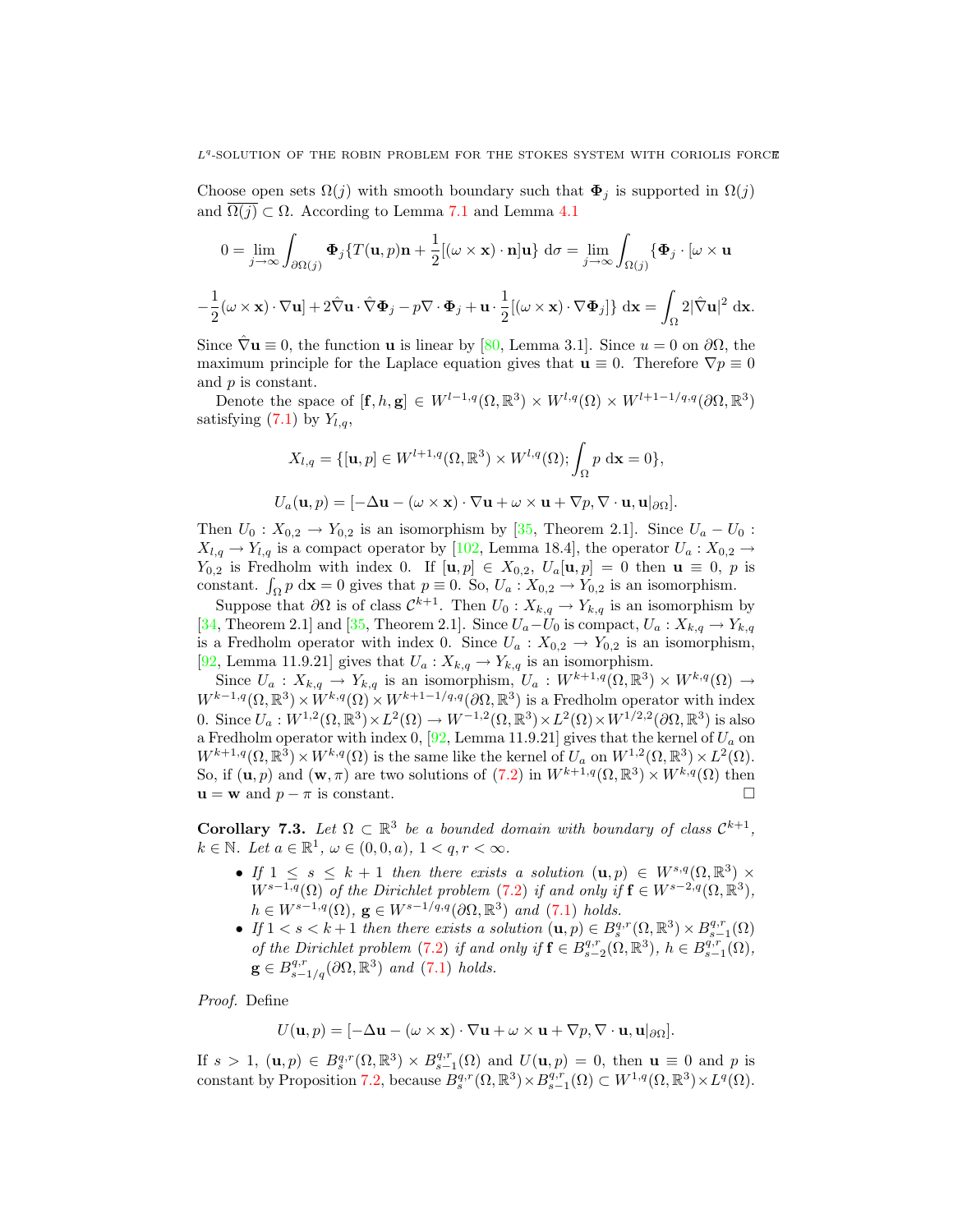Choose open sets $\Omega(j)$ with smooth boundary such that $\mathbf{\Phi}_j$ is supported in $\Omega(j)$ and $\overline{\Omega(j)} \subset \Omega$. According to Lemma 7.1 and Lemma 4.1

$$0 = \lim_{j\to\infty} \int_{\partial\Omega(j)} \mathbf{\Phi}_j \{T(\mathbf{u},p)\mathbf{n} + \frac{1}{2}[(\omega\times\mathbf{x})\cdot\mathbf{n}]\mathbf{u}\}\ \mathrm{d}\sigma = \lim_{j\to\infty}\int_{\Omega(j)} \{\mathbf{\Phi}_j\cdot[\omega\times\mathbf{u}$$

$$-\frac{1}{2}(\omega\times\mathbf{x})\cdot\nabla\mathbf{u}] + 2\hat{\nabla}\mathbf{u}\cdot\hat{\nabla}\mathbf{\Phi}_j - p\nabla\cdot\mathbf{\Phi}_j + \mathbf{u}\cdot\frac{1}{2}[(\omega\times\mathbf{x})\cdot\nabla\mathbf{\Phi}_j]\}\ \mathrm{d}\mathbf{x} = \int_\Omega 2|\hat{\nabla}\mathbf{u}|^2\ \mathrm{d}\mathbf{x}.$$

Since $\hat{\nabla}\mathbf{u}\equiv 0$, the function $\mathbf{u}$ is linear by [80, Lemma 3.1]. Since $u=0$ on $\partial\Omega$, the maximum principle for the Laplace equation gives that $\mathbf{u}\equiv 0$. Therefore $\nabla p\equiv 0$ and $p$ is constant.

Denote the space of $[\mathbf{f},h,\mathbf{g}] \in W^{l-1,q}(\Omega,\mathbb{R}^3)\times W^{l,q}(\Omega)\times W^{l+1-1/q,q}(\partial\Omega,\mathbb{R}^3)$ satisfying (7.1) by $Y_{l,q}$,

$$X_{l,q} = \{[\mathbf{u},p]\in W^{l+1,q}(\Omega,\mathbb{R}^3)\times W^{l,q}(\Omega); \int_\Omega p\ \mathrm{d}\mathbf{x} = 0\},$$

$$U_a(\mathbf{u},p) = [-\Delta\mathbf{u} - (\omega\times\mathbf{x})\cdot\nabla\mathbf{u} + \omega\times\mathbf{u} + \nabla p, \nabla\cdot\mathbf{u}, \mathbf{u}|_{\partial\Omega}].$$

Then $U_0 : X_{0,2}\to Y_{0,2}$ is an isomorphism by [35, Theorem 2.1]. Since $U_a - U_0 : X_{l,q}\to Y_{l,q}$ is a compact operator by [102, Lemma 18.4], the operator $U_a : X_{0,2}\to Y_{0,2}$ is Fredholm with index 0. If $[\mathbf{u},p]\in X_{0,2}$, $U_a[\mathbf{u},p]=0$ then $\mathbf{u}\equiv 0$, $p$ is constant. $\int_\Omega p\ \mathrm{d}\mathbf{x}=0$ gives that $p\equiv 0$. So, $U_a : X_{0,2}\to Y_{0,2}$ is an isomorphism.

Suppose that $\partial\Omega$ is of class $\mathcal{C}^{k+1}$. Then $U_0 : X_{k,q}\to Y_{k,q}$ is an isomorphism by [34, Theorem 2.1] and [35, Theorem 2.1]. Since $U_a - U_0$ is compact, $U_a : X_{k,q}\to Y_{k,q}$ is a Fredholm operator with index 0. Since $U_a : X_{0,2}\to Y_{0,2}$ is an isomorphism, [92, Lemma 11.9.21] gives that $U_a : X_{k,q}\to Y_{k,q}$ is an isomorphism.

Since $U_a : X_{k,q}\to Y_{k,q}$ is an isomorphism, $U_a : W^{k+1,q}(\Omega,\mathbb{R}^3)\times W^{k,q}(\Omega)\to W^{k-1,q}(\Omega,\mathbb{R}^3)\times W^{k,q}(\Omega)\times W^{k+1-1/q,q}(\partial\Omega,\mathbb{R}^3)$ is a Fredholm operator with index 0. Since $U_a : W^{1,2}(\Omega,\mathbb{R}^3)\times L^2(\Omega)\to W^{-1,2}(\Omega,\mathbb{R}^3)\times L^2(\Omega)\times W^{1/2,2}(\partial\Omega,\mathbb{R}^3)$ is also a Fredholm operator with index 0, [92, Lemma 11.9.21] gives that the kernel of $U_a$ on $W^{k+1,q}(\Omega,\mathbb{R}^3)\times W^{k,q}(\Omega)$ is the same like the kernel of $U_a$ on $W^{1,2}(\Omega,\mathbb{R}^3)\times L^2(\Omega)$. So, if $(\mathbf{u},p)$ and $(\mathbf{w},\pi)$ are two solutions of (7.2) in $W^{k+1,q}(\Omega,\mathbb{R}^3)\times W^{k,q}(\Omega)$ then $\mathbf{u}=\mathbf{w}$ and $p-\pi$ is constant. □

**Corollary 7.3.** *Let $\Omega\subset\mathbb{R}^3$ be a bounded domain with boundary of class $\mathcal{C}^{k+1}$, $k\in\mathbb{N}$. Let $a\in\mathbb{R}^1$, $\omega\in(0,0,a)$, $1<q,r<\infty$.*

- *If $1\le s\le k+1$ then there exists a solution $(\mathbf{u},p)\in W^{s,q}(\Omega,\mathbb{R}^3)\times W^{s-1,q}(\Omega)$ of the Dirichlet problem (7.2) if and only if $\mathbf{f}\in W^{s-2,q}(\Omega,\mathbb{R}^3)$, $h\in W^{s-1,q}(\Omega)$, $\mathbf{g}\in W^{s-1/q,q}(\partial\Omega,\mathbb{R}^3)$ and (7.1) holds.*
- *If $1<s<k+1$ then there exists a solution $(\mathbf{u},p)\in B^{q,r}_s(\Omega,\mathbb{R}^3)\times B^{q,r}_{s-1}(\Omega)$ of the Dirichlet problem (7.2) if and only if $\mathbf{f}\in B^{q,r}_{s-2}(\Omega,\mathbb{R}^3)$, $h\in B^{q,r}_{s-1}(\Omega)$, $\mathbf{g}\in B^{q,r}_{s-1/q}(\partial\Omega,\mathbb{R}^3)$ and (7.1) holds.*

*Proof.* Define

$$U(\mathbf{u},p) = [-\Delta\mathbf{u} - (\omega\times\mathbf{x})\cdot\nabla\mathbf{u} + \omega\times\mathbf{u} + \nabla p, \nabla\cdot\mathbf{u}, \mathbf{u}|_{\partial\Omega}].$$

If $s>1$, $(\mathbf{u},p)\in B^{q,r}_s(\Omega,\mathbb{R}^3)\times B^{q,r}_{s-1}(\Omega)$ and $U(\mathbf{u},p)=0$, then $\mathbf{u}\equiv 0$ and $p$ is constant by Proposition 7.2, because $B^{q,r}_s(\Omega,\mathbb{R}^3)\times B^{q,r}_{s-1}(\Omega)\subset W^{1,q}(\Omega,\mathbb{R}^3)\times L^q(\Omega)$.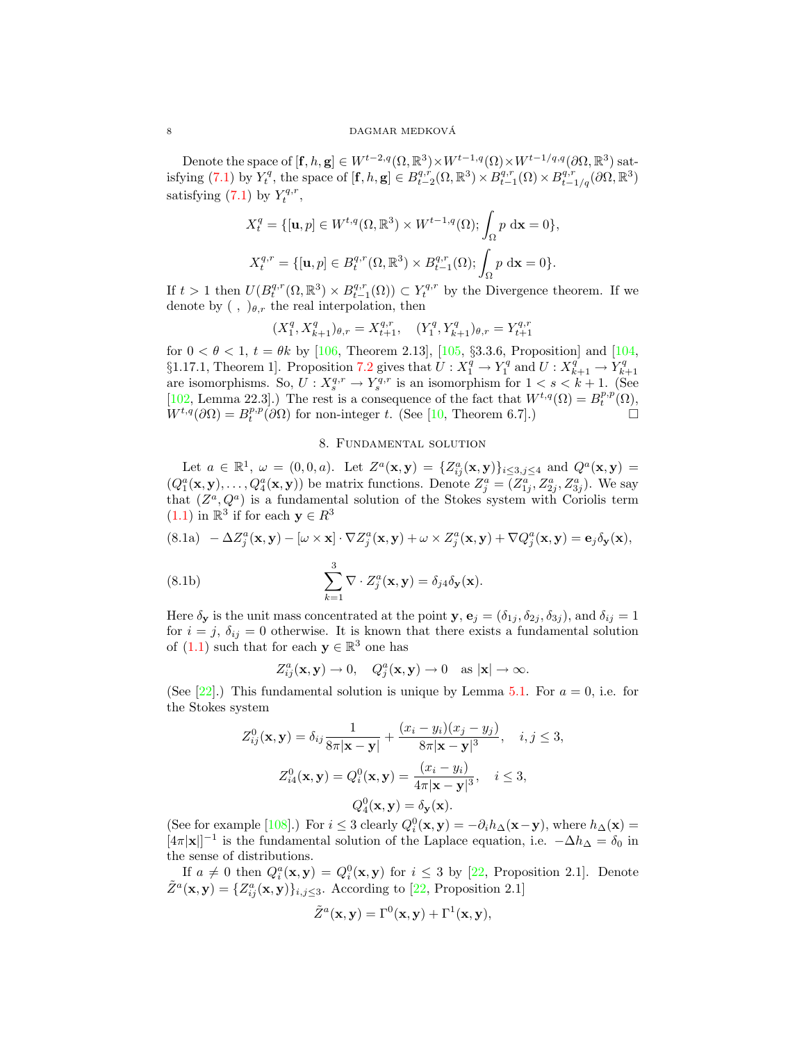Denote the space of $[\mathbf{f}, h, \mathbf{g}] \in W^{t-2,q}(\Omega, \mathbb{R}^3) \times W^{t-1,q}(\Omega) \times W^{t-1/q,q}(\partial\Omega, \mathbb{R}^3)$ satisfying (7.1) by $Y^q_t$, the space of $[\mathbf{f}, h, \mathbf{g}] \in B^{q,r}_{t-2}(\Omega, \mathbb{R}^3) \times B^{q,r}_{t-1}(\Omega) \times B^{q,r}_{t-1/q}(\partial\Omega, \mathbb{R}^3)$ satisfying (7.1) by $Y^{q,r}_t$,

$$X^q_t = \{[\mathbf{u}, p] \in W^{t,q}(\Omega, \mathbb{R}^3) \times W^{t-1,q}(\Omega); \int_\Omega p \, \mathrm{d}\mathbf{x} = 0\},$$

$$X^{q,r}_t = \{[\mathbf{u}, p] \in B^{q,r}_t(\Omega, \mathbb{R}^3) \times B^{q,r}_{t-1}(\Omega); \int_\Omega p \, \mathrm{d}\mathbf{x} = 0\}.$$

If $t > 1$ then $U(B^{q,r}_t(\Omega, \mathbb{R}^3) \times B^{q,r}_{t-1}(\Omega)) \subset Y^{q,r}_t$ by the Divergence theorem. If we denote by $(\ ,\ )_{\theta,r}$ the real interpolation, then

$$(X^q_1, X^q_{k+1})_{\theta,r} = X^{q,r}_{t+1}, \quad (Y^q_1, Y^q_{k+1})_{\theta,r} = Y^{q,r}_{t+1}$$

for $0 < \theta < 1$, $t = \theta k$ by [106, Theorem 2.13], [105, §3.3.6, Proposition] and [104, §1.17.1, Theorem 1]. Proposition 7.2 gives that $U : X^q_1 \to Y^q_1$ and $U : X^q_{k+1} \to Y^q_{k+1}$ are isomorphisms. So, $U : X^{q,r}_s \to Y^{q,r}_s$ is an isomorphism for $1 < s < k+1$. (See [102, Lemma 22.3].) The rest is a consequence of the fact that $W^{t,q}(\Omega) = B^{p,p}_t(\Omega)$, $W^{t,q}(\partial\Omega) = B^{p,p}_t(\partial\Omega)$ for non-integer $t$. (See [10, Theorem 6.7].) □

## 8. Fundamental solution

Let $a \in \mathbb{R}^1$, $\omega = (0, 0, a)$. Let $Z^a(\mathbf{x}, \mathbf{y}) = \{Z^a_{ij}(\mathbf{x}, \mathbf{y})\}_{i \le 3, j \le 4}$ and $Q^a(\mathbf{x}, \mathbf{y}) = (Q^a_1(\mathbf{x}, \mathbf{y}), \ldots, Q^a_4(\mathbf{x}, \mathbf{y}))$ be matrix functions. Denote $Z^a_j = (Z^a_{1j}, Z^a_{2j}, Z^a_{3j})$. We say that $(Z^a, Q^a)$ is a fundamental solution of the Stokes system with Coriolis term (1.1) in $\mathbb{R}^3$ if for each $\mathbf{y} \in R^3$

$$-\Delta Z^a_j(\mathbf{x}, \mathbf{y}) - [\omega \times \mathbf{x}] \cdot \nabla Z^a_j(\mathbf{x}, \mathbf{y}) + \omega \times Z^a_j(\mathbf{x}, \mathbf{y}) + \nabla Q^a_j(\mathbf{x}, \mathbf{y}) = \mathbf{e}_j \delta_{\mathbf{y}}(\mathbf{x}), \tag{8.1a}$$

$$\sum_{k=1}^{3} \nabla \cdot Z^a_j(\mathbf{x}, \mathbf{y}) = \delta_{j4} \delta_{\mathbf{y}}(\mathbf{x}). \tag{8.1b}$$

Here $\delta_{\mathbf{y}}$ is the unit mass concentrated at the point $\mathbf{y}$, $\mathbf{e}_j = (\delta_{1j}, \delta_{2j}, \delta_{3j})$, and $\delta_{ij} = 1$ for $i = j$, $\delta_{ij} = 0$ otherwise. It is known that there exists a fundamental solution of (1.1) such that for each $\mathbf{y} \in \mathbb{R}^3$ one has

$$Z^a_{ij}(\mathbf{x}, \mathbf{y}) \to 0, \quad Q^a_j(\mathbf{x}, \mathbf{y}) \to 0 \quad \text{as } |\mathbf{x}| \to \infty.$$

(See [22].) This fundamental solution is unique by Lemma 5.1. For $a = 0$, i.e. for the Stokes system

$$Z^0_{ij}(\mathbf{x}, \mathbf{y}) = \delta_{ij} \frac{1}{8\pi|\mathbf{x} - \mathbf{y}|} + \frac{(x_i - y_i)(x_j - y_j)}{8\pi|\mathbf{x} - \mathbf{y}|^3}, \quad i, j \le 3,$$

$$Z^0_{i4}(\mathbf{x}, \mathbf{y}) = Q^0_i(\mathbf{x}, \mathbf{y}) = \frac{(x_i - y_i)}{4\pi|\mathbf{x} - \mathbf{y}|^3}, \quad i \le 3,$$

$$Q^0_4(\mathbf{x}, \mathbf{y}) = \delta_{\mathbf{y}}(\mathbf{x}).$$

(See for example [108].) For $i \le 3$ clearly $Q^0_i(\mathbf{x}, \mathbf{y}) = -\partial_i h_\Delta(\mathbf{x} - \mathbf{y})$, where $h_\Delta(\mathbf{x}) = [4\pi|\mathbf{x}|]^{-1}$ is the fundamental solution of the Laplace equation, i.e. $-\Delta h_\Delta = \delta_0$ in the sense of distributions.

If $a \ne 0$ then $Q^a_i(\mathbf{x}, \mathbf{y}) = Q^0_i(\mathbf{x}, \mathbf{y})$ for $i \le 3$ by [22, Proposition 2.1]. Denote $\tilde{Z}^a(\mathbf{x}, \mathbf{y}) = \{Z^a_{ij}(\mathbf{x}, \mathbf{y})\}_{i,j \le 3}$. According to [22, Proposition 2.1]

$$\tilde{Z}^a(\mathbf{x}, \mathbf{y}) = \Gamma^0(\mathbf{x}, \mathbf{y}) + \Gamma^1(\mathbf{x}, \mathbf{y}),$$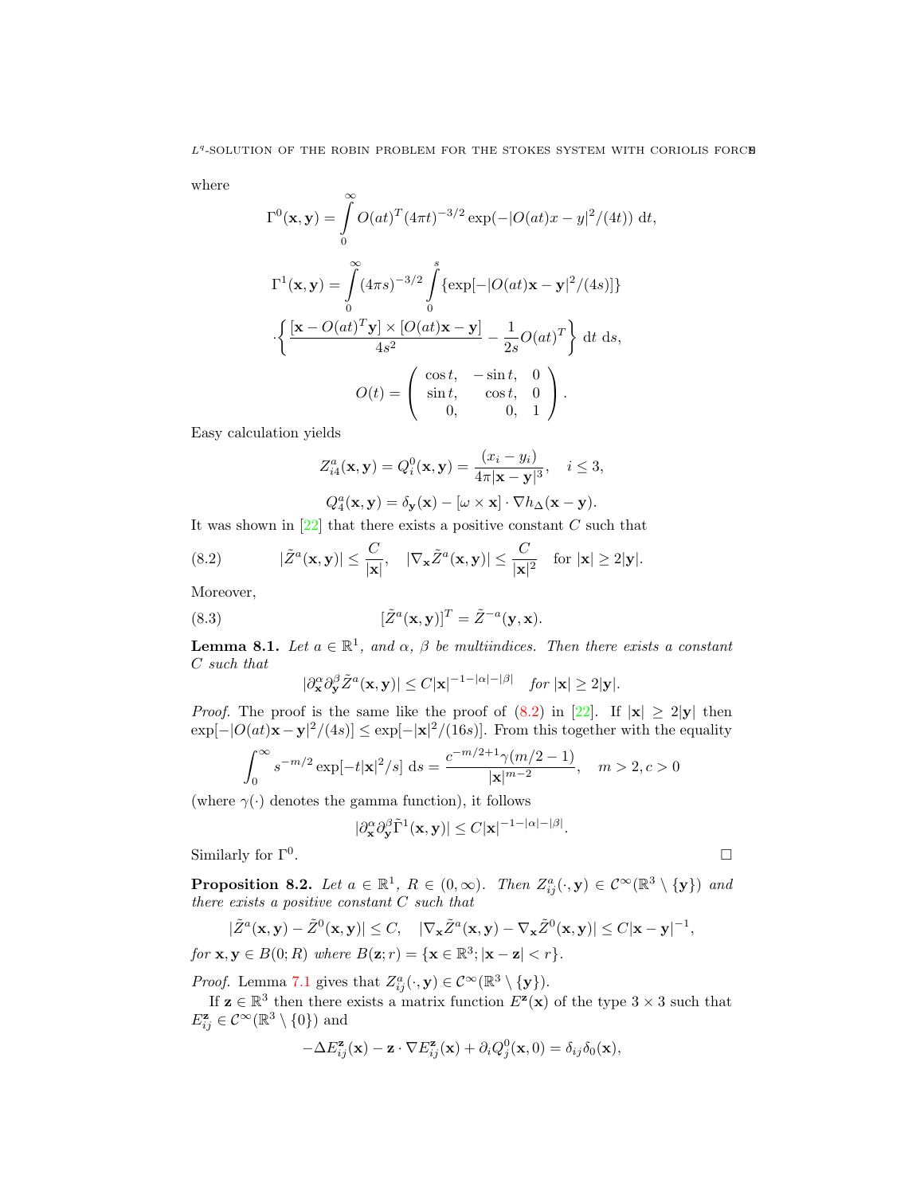where

$$\Gamma^0(\mathbf{x},\mathbf{y}) = \int_0^\infty O(at)^T (4\pi t)^{-3/2} \exp(-|O(at)x - y|^2/(4t))\ \mathrm{d}t,$$

$$\Gamma^1(\mathbf{x},\mathbf{y}) = \int_0^\infty (4\pi s)^{-3/2} \int_0^s \{\exp[-|O(at)\mathbf{x} - \mathbf{y}|^2/(4s)]\}$$

$$\cdot \left\{ \frac{[\mathbf{x} - O(at)^T \mathbf{y}] \times [O(at)\mathbf{x} - \mathbf{y}]}{4s^2} - \frac{1}{2s} O(at)^T \right\}\ \mathrm{d}t\ \mathrm{d}s,$$

$$O(t) = \begin{pmatrix} \cos t, & -\sin t, & 0 \\ \sin t, & \cos t, & 0 \\ 0, & 0, & 1 \end{pmatrix}.$$

Easy calculation yields

$$Z^a_{i4}(\mathbf{x},\mathbf{y}) = Q^0_i(\mathbf{x},\mathbf{y}) = \frac{(x_i - y_i)}{4\pi|\mathbf{x}-\mathbf{y}|^3}, \quad i \le 3,$$

$$Q^a_4(\mathbf{x},\mathbf{y}) = \delta_{\mathbf{y}}(\mathbf{x}) - [\omega \times \mathbf{x}] \cdot \nabla h_\Delta(\mathbf{x}-\mathbf{y}).$$

It was shown in [22] that there exists a positive constant $C$ such that

$$|\tilde{Z}^a(\mathbf{x},\mathbf{y})| \le \frac{C}{|\mathbf{x}|}, \quad |\nabla_{\mathbf{x}} \tilde{Z}^a(\mathbf{x},\mathbf{y})| \le \frac{C}{|\mathbf{x}|^2} \quad \text{for } |\mathbf{x}| \ge 2|\mathbf{y}|. \tag{8.2}$$

Moreover,

$$[\tilde{Z}^a(\mathbf{x},\mathbf{y})]^T = \tilde{Z}^{-a}(\mathbf{y},\mathbf{x}). \tag{8.3}$$

**Lemma 8.1.** *Let $a \in \mathbb{R}^1$, and $\alpha$, $\beta$ be multiindices. Then there exists a constant $C$ such that*

$$|\partial^\alpha_{\mathbf{x}} \partial^\beta_{\mathbf{y}} \tilde{Z}^a(\mathbf{x},\mathbf{y})| \le C|\mathbf{x}|^{-1-|\alpha|-|\beta|} \quad \textit{for } |\mathbf{x}| \ge 2|\mathbf{y}|.$$

*Proof.* The proof is the same like the proof of (8.2) in [22]. If $|\mathbf{x}| \ge 2|\mathbf{y}|$ then $\exp[-|O(at)\mathbf{x} - \mathbf{y}|^2/(4s)] \le \exp[-|\mathbf{x}|^2/(16s)]$. From this together with the equality

$$\int_0^\infty s^{-m/2} \exp[-t|\mathbf{x}|^2/s]\ \mathrm{d}s = \frac{c^{-m/2+1}\gamma(m/2-1)}{|\mathbf{x}|^{m-2}}, \quad m > 2, c > 0$$

(where $\gamma(\cdot)$ denotes the gamma function), it follows

$$|\partial^\alpha_{\mathbf{x}} \partial^\beta_{\mathbf{y}} \tilde{\Gamma}^1(\mathbf{x},\mathbf{y})| \le C|\mathbf{x}|^{-1-|\alpha|-|\beta|}.$$

Similarly for $\Gamma^0$. □

**Proposition 8.2.** *Let $a \in \mathbb{R}^1$, $R \in (0,\infty)$. Then $Z^a_{ij}(\cdot,\mathbf{y}) \in \mathcal{C}^\infty(\mathbb{R}^3 \setminus \{\mathbf{y}\})$ and there exists a positive constant $C$ such that*

$$|\tilde{Z}^a(\mathbf{x},\mathbf{y}) - \tilde{Z}^0(\mathbf{x},\mathbf{y})| \le C, \quad |\nabla_{\mathbf{x}} \tilde{Z}^a(\mathbf{x},\mathbf{y}) - \nabla_{\mathbf{x}} \tilde{Z}^0(\mathbf{x},\mathbf{y})| \le C|\mathbf{x}-\mathbf{y}|^{-1},$$

*for $\mathbf{x},\mathbf{y} \in B(0;R)$ where $B(\mathbf{z};r) = \{\mathbf{x} \in \mathbb{R}^3; |\mathbf{x}-\mathbf{z}| < r\}$.*

*Proof.* Lemma 7.1 gives that $Z^a_{ij}(\cdot,\mathbf{y}) \in \mathcal{C}^\infty(\mathbb{R}^3 \setminus \{\mathbf{y}\})$.

If $\mathbf{z} \in \mathbb{R}^3$ then there exists a matrix function $E^{\mathbf{z}}(\mathbf{x})$ of the type $3 \times 3$ such that $E^{\mathbf{z}}_{ij} \in \mathcal{C}^\infty(\mathbb{R}^3 \setminus \{0\})$ and

$$-\Delta E^{\mathbf{z}}_{ij}(\mathbf{x}) - \mathbf{z} \cdot \nabla E^{\mathbf{z}}_{ij}(\mathbf{x}) + \partial_i Q^0_j(\mathbf{x},0) = \delta_{ij}\delta_0(\mathbf{x}),$$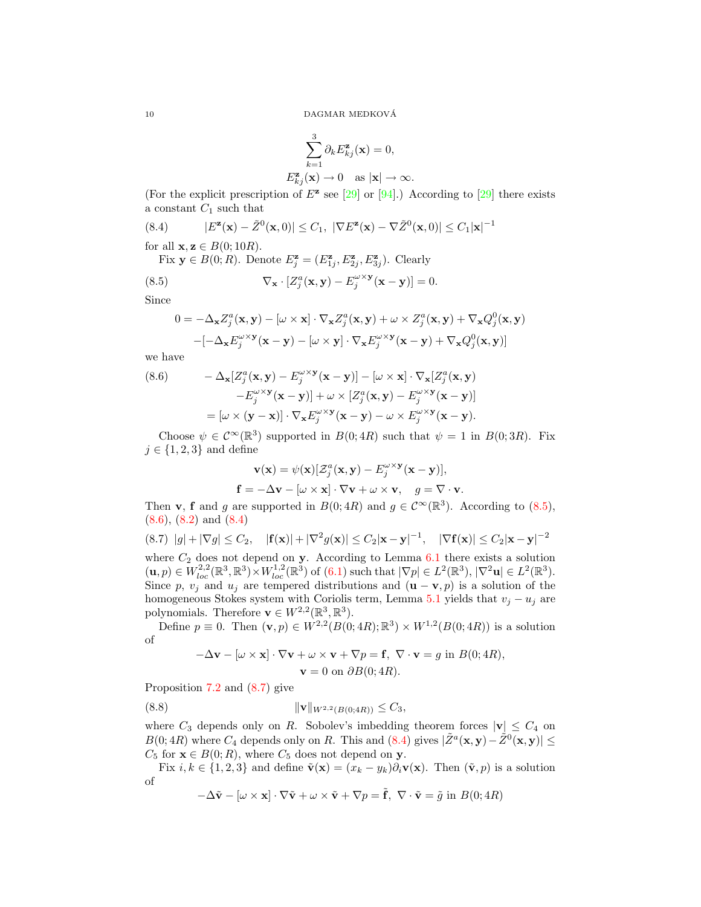$$\sum_{k=1}^{3} \partial_k E^{\mathbf{z}}_{kj}(\mathbf{x}) = 0,$$

$$E^{\mathbf{z}}_{kj}(\mathbf{x}) \to 0 \quad \text{as } |\mathbf{x}| \to \infty.$$

(For the explicit prescription of $E^{\mathbf{z}}$ see [29] or [94].) According to [29] there exists a constant $C_1$ such that

$$|E^{\mathbf{z}}(\mathbf{x}) - \tilde{Z}^0(\mathbf{x}, 0)| \leq C_1, \ |\nabla E^{\mathbf{z}}(\mathbf{x}) - \nabla \tilde{Z}^0(\mathbf{x}, 0)| \leq C_1 |\mathbf{x}|^{-1} \tag{8.4}$$

for all $\mathbf{x}, \mathbf{z} \in B(0; 10R)$.

Fix $\mathbf{y} \in B(0; R)$. Denote $E^{\mathbf{z}}_j = (E^{\mathbf{z}}_{1j}, E^{\mathbf{z}}_{2j}, E^{\mathbf{z}}_{3j})$. Clearly

$$\nabla_{\mathbf{x}} \cdot [Z^a_j(\mathbf{x}, \mathbf{y}) - E^{\omega \times \mathbf{y}}_j (\mathbf{x} - \mathbf{y})] = 0. \tag{8.5}$$

Since

$$0 = -\Delta_{\mathbf{x}} Z^a_j(\mathbf{x}, \mathbf{y}) - [\omega \times \mathbf{x}] \cdot \nabla_{\mathbf{x}} Z^a_j(\mathbf{x}, \mathbf{y}) + \omega \times Z^a_j(\mathbf{x}, \mathbf{y}) + \nabla_{\mathbf{x}} Q^0_j(\mathbf{x}, \mathbf{y})$$
$$-[-\Delta_{\mathbf{x}} E^{\omega \times \mathbf{y}}_j(\mathbf{x} - \mathbf{y}) - [\omega \times \mathbf{y}] \cdot \nabla_{\mathbf{x}} E^{\omega \times \mathbf{y}}_j(\mathbf{x} - \mathbf{y}) + \nabla_{\mathbf{x}} Q^0_j(\mathbf{x}, \mathbf{y})]$$

we have

$$\begin{aligned} -\Delta_{\mathbf{x}}[Z^a_j(\mathbf{x}, \mathbf{y}) - E^{\omega \times \mathbf{y}}_j(\mathbf{x} - \mathbf{y})] - [\omega \times \mathbf{x}] \cdot \nabla_{\mathbf{x}}[Z^a_j(\mathbf{x}, \mathbf{y}) \\ -E^{\omega \times \mathbf{y}}_j(\mathbf{x} - \mathbf{y})] + \omega \times [Z^a_j(\mathbf{x}, \mathbf{y}) - E^{\omega \times \mathbf{y}}_j(\mathbf{x} - \mathbf{y})] \\ = [\omega \times (\mathbf{y} - \mathbf{x})] \cdot \nabla_{\mathbf{x}} E^{\omega \times \mathbf{y}}_j(\mathbf{x} - \mathbf{y}) - \omega \times E^{\omega \times \mathbf{y}}_j(\mathbf{x} - \mathbf{y}). \end{aligned} \tag{8.6}$$

Choose $\psi \in \mathcal{C}^\infty(\mathbb{R}^3)$ supported in $B(0; 4R)$ such that $\psi = 1$ in $B(0; 3R)$. Fix $j \in \{1, 2, 3\}$ and define

$$\mathbf{v}(\mathbf{x}) = \psi(\mathbf{x})[\mathcal{Z}^a_j(\mathbf{x}, \mathbf{y}) - E^{\omega \times \mathbf{y}}_j(\mathbf{x} - \mathbf{y})],$$
$$\mathbf{f} = -\Delta \mathbf{v} - [\omega \times \mathbf{x}] \cdot \nabla \mathbf{v} + \omega \times \mathbf{v}, \quad g = \nabla \cdot \mathbf{v}.$$

Then $\mathbf{v}$, $\mathbf{f}$ and $g$ are supported in $B(0; 4R)$ and $g \in \mathcal{C}^\infty(\mathbb{R}^3)$. According to (8.5), (8.6), (8.2) and (8.4)

$$|g| + |\nabla g| \leq C_2, \quad |\mathbf{f}(\mathbf{x})| + |\nabla^2 g(\mathbf{x})| \leq C_2 |\mathbf{x} - \mathbf{y}|^{-1}, \quad |\nabla \mathbf{f}(\mathbf{x})| \leq C_2 |\mathbf{x} - \mathbf{y}|^{-2} \tag{8.7}$$

where $C_2$ does not depend on $\mathbf{y}$. According to Lemma 6.1 there exists a solution $(\mathbf{u}, p) \in W^{2,2}_{loc}(\mathbb{R}^3, \mathbb{R}^3) \times W^{1,2}_{loc}(\mathbb{R}^3)$ of (6.1) such that $|\nabla p| \in L^2(\mathbb{R}^3)$, $|\nabla^2 \mathbf{u}| \in L^2(\mathbb{R}^3)$. Since $p$, $v_j$ and $u_j$ are tempered distributions and $(\mathbf{u} - \mathbf{v}, p)$ is a solution of the homogeneous Stokes system with Coriolis term, Lemma 5.1 yields that $v_j - u_j$ are polynomials. Therefore $\mathbf{v} \in W^{2,2}(\mathbb{R}^3, \mathbb{R}^3)$.

Define $p \equiv 0$. Then $(\mathbf{v}, p) \in W^{2,2}(B(0; 4R); \mathbb{R}^3) \times W^{1,2}(B(0; 4R))$ is a solution of

$$-\Delta \mathbf{v} - [\omega \times \mathbf{x}] \cdot \nabla \mathbf{v} + \omega \times \mathbf{v} + \nabla p = \mathbf{f}, \ \nabla \cdot \mathbf{v} = g \text{ in } B(0; 4R),$$
$$\mathbf{v} = 0 \text{ on } \partial B(0; 4R).$$

Proposition 7.2 and (8.7) give

$$\|\mathbf{v}\|_{W^{2,2}(B(0;4R))} \leq C_3, \tag{8.8}$$

where $C_3$ depends only on $R$. Sobolev's imbedding theorem forces $|\mathbf{v}| \leq C_4$ on $B(0; 4R)$ where $C_4$ depends only on $R$. This and (8.4) gives $|\tilde{Z}^a(\mathbf{x}, \mathbf{y}) - \tilde{Z}^0(\mathbf{x}, \mathbf{y})| \leq C_5$ for $\mathbf{x} \in B(0; R)$, where $C_5$ does not depend on $\mathbf{y}$.

Fix $i, k \in \{1, 2, 3\}$ and define $\tilde{\mathbf{v}}(\mathbf{x}) = (x_k - y_k) \partial_i \mathbf{v}(\mathbf{x})$. Then $(\tilde{\mathbf{v}}, p)$ is a solution of

$$-\Delta \tilde{\mathbf{v}} - [\omega \times \mathbf{x}] \cdot \nabla \tilde{\mathbf{v}} + \omega \times \tilde{\mathbf{v}} + \nabla p = \tilde{\mathbf{f}}, \ \nabla \cdot \tilde{\mathbf{v}} = \tilde{g} \text{ in } B(0; 4R)$$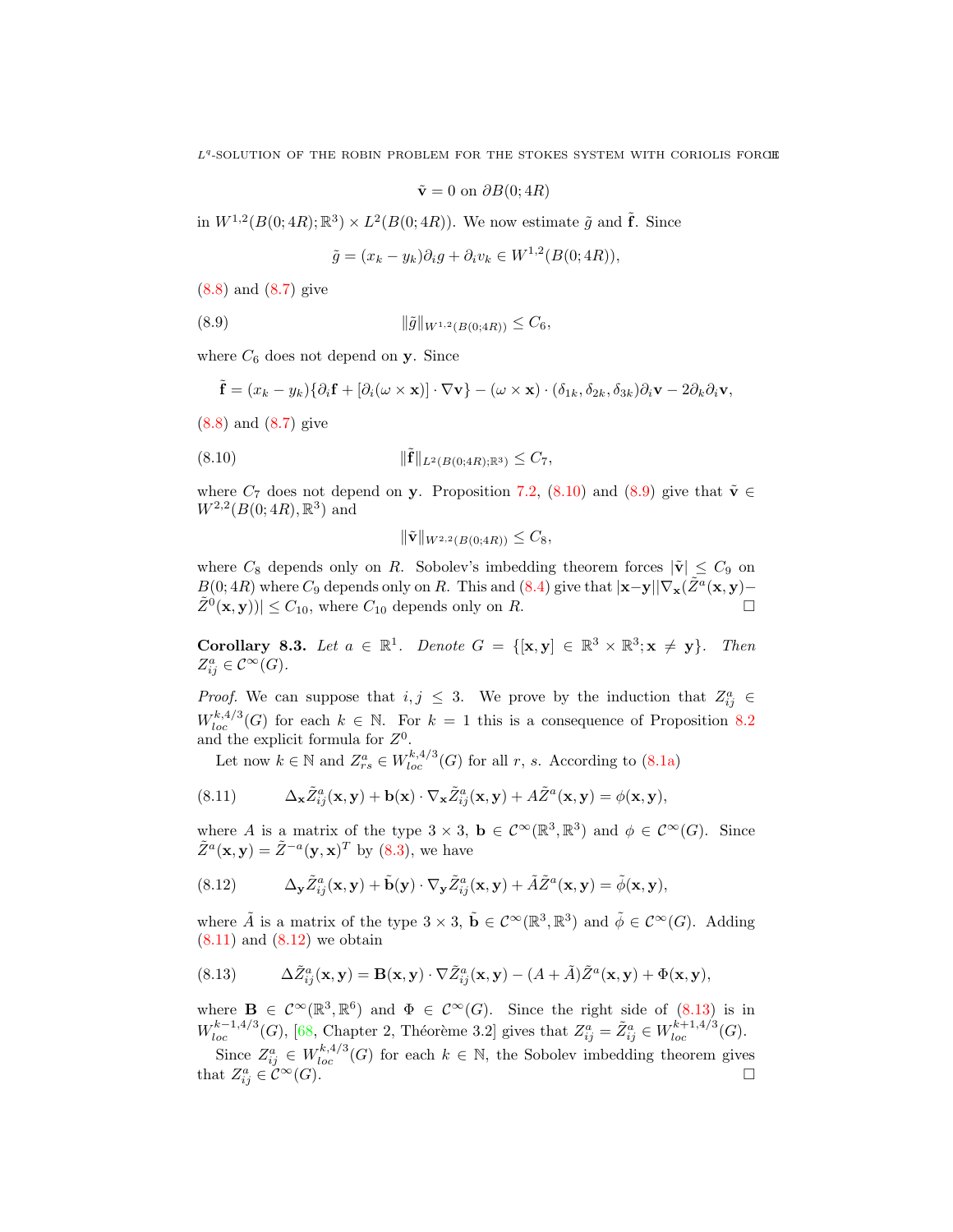$$\tilde{\mathbf{v}} = 0 \text{ on } \partial B(0;4R)$$

in $W^{1,2}(B(0;4R);\mathbb{R}^3) \times L^2(B(0;4R))$. We now estimate $\tilde{g}$ and $\tilde{\mathbf{f}}$. Since

$$\tilde{g} = (x_k - y_k)\partial_i g + \partial_i v_k \in W^{1,2}(B(0;4R)),$$

(8.8) and (8.7) give

$$\|\tilde{g}\|_{W^{1,2}(B(0;4R))} \leq C_6, \tag{8.9}$$

where $C_6$ does not depend on $\mathbf{y}$. Since

$$\tilde{\mathbf{f}} = (x_k - y_k)\{\partial_i \mathbf{f} + [\partial_i(\omega \times \mathbf{x})] \cdot \nabla \mathbf{v}\} - (\omega \times \mathbf{x}) \cdot (\delta_{1k}, \delta_{2k}, \delta_{3k})\partial_i \mathbf{v} - 2\partial_k \partial_i \mathbf{v},$$

(8.8) and (8.7) give

$$\|\tilde{\mathbf{f}}\|_{L^2(B(0;4R);\mathbb{R}^3)} \leq C_7, \tag{8.10}$$

where $C_7$ does not depend on $\mathbf{y}$. Proposition 7.2, (8.10) and (8.9) give that $\tilde{\mathbf{v}} \in W^{2,2}(B(0;4R),\mathbb{R}^3)$ and

$$\|\tilde{\mathbf{v}}\|_{W^{2,2}(B(0;4R))} \leq C_8,$$

where $C_8$ depends only on $R$. Sobolev's imbedding theorem forces $|\tilde{\mathbf{v}}| \leq C_9$ on $B(0;4R)$ where $C_9$ depends only on $R$. This and (8.4) give that $|\mathbf{x}-\mathbf{y}||\nabla_{\mathbf{x}}(\tilde{Z}^a(\mathbf{x},\mathbf{y}) - \tilde{Z}^0(\mathbf{x},\mathbf{y}))| \leq C_{10}$, where $C_{10}$ depends only on $R$. $\square$

**Corollary 8.3.** *Let $a \in \mathbb{R}^1$. Denote $G = \{[\mathbf{x},\mathbf{y}] \in \mathbb{R}^3 \times \mathbb{R}^3; \mathbf{x} \neq \mathbf{y}\}$. Then $Z^a_{ij} \in \mathcal{C}^\infty(G)$.*

*Proof.* We can suppose that $i,j \leq 3$. We prove by the induction that $Z^a_{ij} \in W^{k,4/3}_{loc}(G)$ for each $k \in \mathbb{N}$. For $k=1$ this is a consequence of Proposition 8.2 and the explicit formula for $Z^0$.

Let now $k \in \mathbb{N}$ and $Z^a_{rs} \in W^{k,4/3}_{loc}(G)$ for all $r$, $s$. According to (8.1a)

$$\Delta_{\mathbf{x}} \tilde{Z}^a_{ij}(\mathbf{x},\mathbf{y}) + \mathbf{b}(\mathbf{x}) \cdot \nabla_{\mathbf{x}} \tilde{Z}^a_{ij}(\mathbf{x},\mathbf{y}) + A\tilde{Z}^a(\mathbf{x},\mathbf{y}) = \phi(\mathbf{x},\mathbf{y}), \tag{8.11}$$

where $A$ is a matrix of the type $3 \times 3$, $\mathbf{b} \in \mathcal{C}^\infty(\mathbb{R}^3,\mathbb{R}^3)$ and $\phi \in \mathcal{C}^\infty(G)$. Since $\tilde{Z}^a(\mathbf{x},\mathbf{y}) = \tilde{Z}^{-a}(\mathbf{y},\mathbf{x})^T$ by (8.3), we have

$$\Delta_{\mathbf{y}} \tilde{Z}^a_{ij}(\mathbf{x},\mathbf{y}) + \tilde{\mathbf{b}}(\mathbf{y}) \cdot \nabla_{\mathbf{y}} \tilde{Z}^a_{ij}(\mathbf{x},\mathbf{y}) + \tilde{A}\tilde{Z}^a(\mathbf{x},\mathbf{y}) = \tilde{\phi}(\mathbf{x},\mathbf{y}), \tag{8.12}$$

where $\tilde{A}$ is a matrix of the type $3 \times 3$, $\tilde{\mathbf{b}} \in \mathcal{C}^\infty(\mathbb{R}^3,\mathbb{R}^3)$ and $\tilde{\phi} \in \mathcal{C}^\infty(G)$. Adding (8.11) and (8.12) we obtain

$$\Delta \tilde{Z}^a_{ij}(\mathbf{x},\mathbf{y}) = \mathbf{B}(\mathbf{x},\mathbf{y}) \cdot \nabla \tilde{Z}^a_{ij}(\mathbf{x},\mathbf{y}) - (A + \tilde{A})\tilde{Z}^a(\mathbf{x},\mathbf{y}) + \Phi(\mathbf{x},\mathbf{y}), \tag{8.13}$$

where $\mathbf{B} \in \mathcal{C}^\infty(\mathbb{R}^3,\mathbb{R}^6)$ and $\Phi \in \mathcal{C}^\infty(G)$. Since the right side of (8.13) is in $W^{k-1,4/3}_{loc}(G)$, [68, Chapter 2, Théorème 3.2] gives that $Z^a_{ij} = \tilde{Z}^a_{ij} \in W^{k+1,4/3}_{loc}(G)$.

Since $Z^a_{ij} \in W^{k,4/3}_{loc}(G)$ for each $k \in \mathbb{N}$, the Sobolev imbedding theorem gives that $Z^a_{ij} \in \mathcal{C}^\infty(G)$. $\square$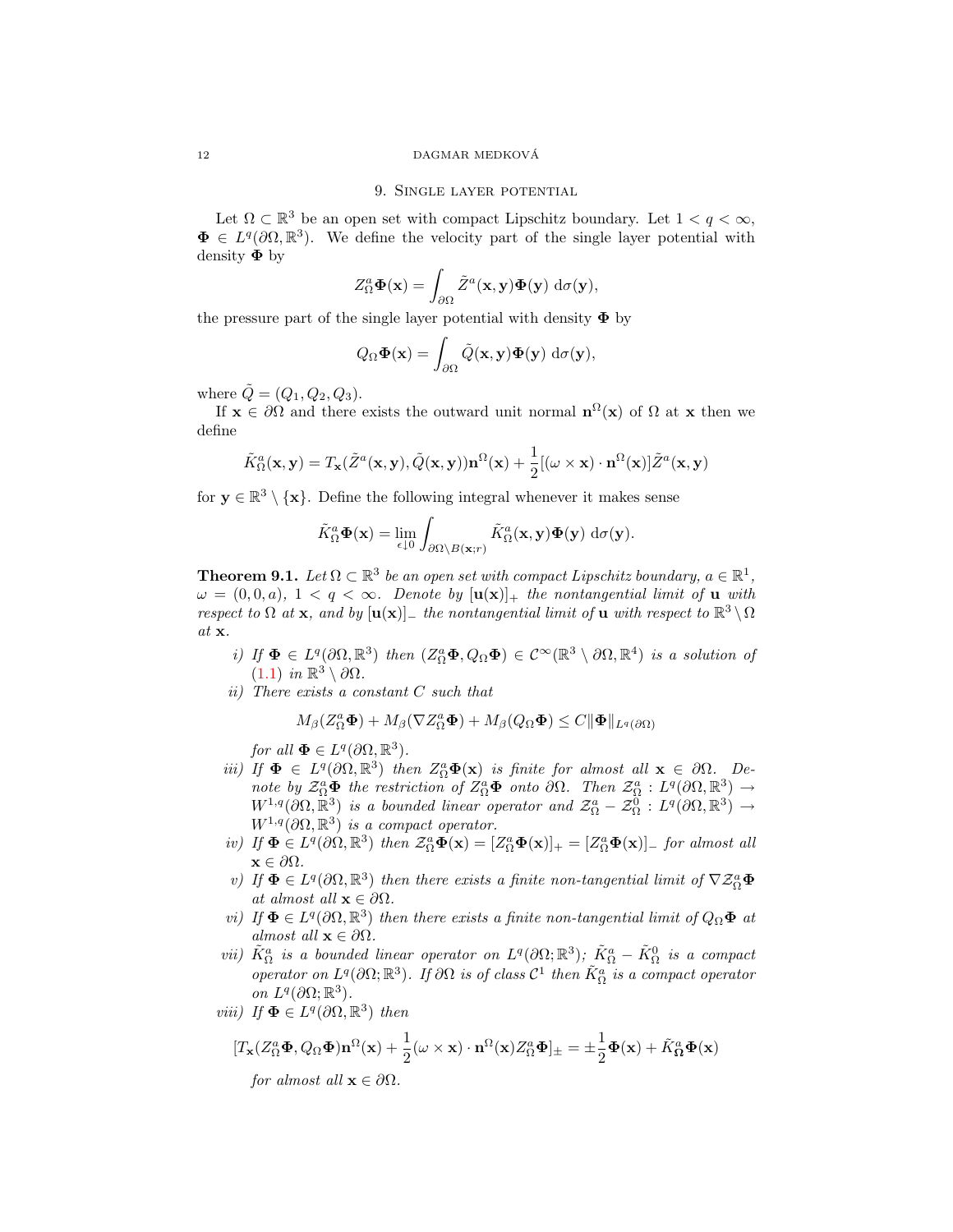## 9. Single layer potential

Let $\Omega \subset \mathbb{R}^3$ be an open set with compact Lipschitz boundary. Let $1 < q < \infty$, $\mathbf{\Phi} \in L^q(\partial\Omega, \mathbb{R}^3)$. We define the velocity part of the single layer potential with density $\mathbf{\Phi}$ by

$$Z^a_\Omega \mathbf{\Phi}(\mathbf{x}) = \int_{\partial\Omega} \tilde{Z}^a(\mathbf{x}, \mathbf{y}) \mathbf{\Phi}(\mathbf{y}) \, d\sigma(\mathbf{y}),$$

the pressure part of the single layer potential with density $\mathbf{\Phi}$ by

$$Q_\Omega \mathbf{\Phi}(\mathbf{x}) = \int_{\partial\Omega} \tilde{Q}(\mathbf{x}, \mathbf{y}) \mathbf{\Phi}(\mathbf{y}) \, d\sigma(\mathbf{y}),$$

where $\tilde{Q} = (Q_1, Q_2, Q_3)$.

If $\mathbf{x} \in \partial\Omega$ and there exists the outward unit normal $\mathbf{n}^\Omega(\mathbf{x})$ of $\Omega$ at $\mathbf{x}$ then we define

$$\tilde{K}^a_\Omega(\mathbf{x}, \mathbf{y}) = T_\mathbf{x}(\tilde{Z}^a(\mathbf{x}, \mathbf{y}), \tilde{Q}(\mathbf{x}, \mathbf{y}))\mathbf{n}^\Omega(\mathbf{x}) + \frac{1}{2}[(\omega \times \mathbf{x}) \cdot \mathbf{n}^\Omega(\mathbf{x})]\tilde{Z}^a(\mathbf{x}, \mathbf{y})$$

for $\mathbf{y} \in \mathbb{R}^3 \setminus \{\mathbf{x}\}$. Define the following integral whenever it makes sense

$$\tilde{K}^a_\Omega \mathbf{\Phi}(\mathbf{x}) = \lim_{\epsilon \downarrow 0} \int_{\partial\Omega \setminus B(\mathbf{x}; r)} \tilde{K}^a_\Omega(\mathbf{x}, \mathbf{y}) \mathbf{\Phi}(\mathbf{y}) \, d\sigma(\mathbf{y}).$$

**Theorem 9.1.** *Let $\Omega \subset \mathbb{R}^3$ be an open set with compact Lipschitz boundary, $a \in \mathbb{R}^1$, $\omega = (0, 0, a)$, $1 < q < \infty$. Denote by $[\mathbf{u}(\mathbf{x})]_+$ the nontangential limit of $\mathbf{u}$ with respect to $\Omega$ at $\mathbf{x}$, and by $[\mathbf{u}(\mathbf{x})]_-$ the nontangential limit of $\mathbf{u}$ with respect to $\mathbb{R}^3 \setminus \Omega$ at $\mathbf{x}$.*

- *i) If $\mathbf{\Phi} \in L^q(\partial\Omega, \mathbb{R}^3)$ then $(Z^a_\Omega \mathbf{\Phi}, Q_\Omega \mathbf{\Phi}) \in \mathcal{C}^\infty(\mathbb{R}^3 \setminus \partial\Omega, \mathbb{R}^4)$ is a solution of (1.1) in $\mathbb{R}^3 \setminus \partial\Omega$.*
- *ii) There exists a constant $C$ such that*

  $$M_\beta(Z^a_\Omega \mathbf{\Phi}) + M_\beta(\nabla Z^a_\Omega \mathbf{\Phi}) + M_\beta(Q_\Omega \mathbf{\Phi}) \le C \|\mathbf{\Phi}\|_{L^q(\partial\Omega)}$$

  *for all $\mathbf{\Phi} \in L^q(\partial\Omega, \mathbb{R}^3)$.*
- *iii) If $\mathbf{\Phi} \in L^q(\partial\Omega, \mathbb{R}^3)$ then $Z^a_\Omega \mathbf{\Phi}(\mathbf{x})$ is finite for almost all $\mathbf{x} \in \partial\Omega$. Denote by $\mathcal{Z}^a_\Omega \mathbf{\Phi}$ the restriction of $Z^a_\Omega \mathbf{\Phi}$ onto $\partial\Omega$. Then $\mathcal{Z}^a_\Omega : L^q(\partial\Omega, \mathbb{R}^3) \to W^{1,q}(\partial\Omega, \mathbb{R}^3)$ is a bounded linear operator and $\mathcal{Z}^a_\Omega - \mathcal{Z}^0_\Omega : L^q(\partial\Omega, \mathbb{R}^3) \to W^{1,q}(\partial\Omega, \mathbb{R}^3)$ is a compact operator.*
- *iv) If $\mathbf{\Phi} \in L^q(\partial\Omega, \mathbb{R}^3)$ then $\mathcal{Z}^a_\Omega \mathbf{\Phi}(\mathbf{x}) = [Z^a_\Omega \mathbf{\Phi}(\mathbf{x})]_+ = [Z^a_\Omega \mathbf{\Phi}(\mathbf{x})]_-$ for almost all $\mathbf{x} \in \partial\Omega$.*
- *v) If $\mathbf{\Phi} \in L^q(\partial\Omega, \mathbb{R}^3)$ then there exists a finite non-tangential limit of $\nabla Z^a_\Omega \mathbf{\Phi}$ at almost all $\mathbf{x} \in \partial\Omega$.*
- *vi) If $\mathbf{\Phi} \in L^q(\partial\Omega, \mathbb{R}^3)$ then there exists a finite non-tangential limit of $Q_\Omega \mathbf{\Phi}$ at almost all $\mathbf{x} \in \partial\Omega$.*
- *vii) $\tilde{K}^a_\Omega$ is a bounded linear operator on $L^q(\partial\Omega; \mathbb{R}^3)$; $\tilde{K}^a_\Omega - \tilde{K}^0_\Omega$ is a compact operator on $L^q(\partial\Omega; \mathbb{R}^3)$. If $\partial\Omega$ is of class $\mathcal{C}^1$ then $\tilde{K}^a_\Omega$ is a compact operator on $L^q(\partial\Omega; \mathbb{R}^3)$.*
- *viii) If $\mathbf{\Phi} \in L^q(\partial\Omega, \mathbb{R}^3)$ then*

  $$[T_\mathbf{x}(Z^a_\Omega \mathbf{\Phi}, Q_\Omega \mathbf{\Phi})\mathbf{n}^\Omega(\mathbf{x}) + \frac{1}{2}(\omega \times \mathbf{x}) \cdot \mathbf{n}^\Omega(\mathbf{x}) Z^a_\Omega \mathbf{\Phi}]_\pm = \pm \frac{1}{2}\mathbf{\Phi}(\mathbf{x}) + \tilde{K}^a_\mathbf{\Omega} \mathbf{\Phi}(\mathbf{x})$$

  *for almost all $\mathbf{x} \in \partial\Omega$.*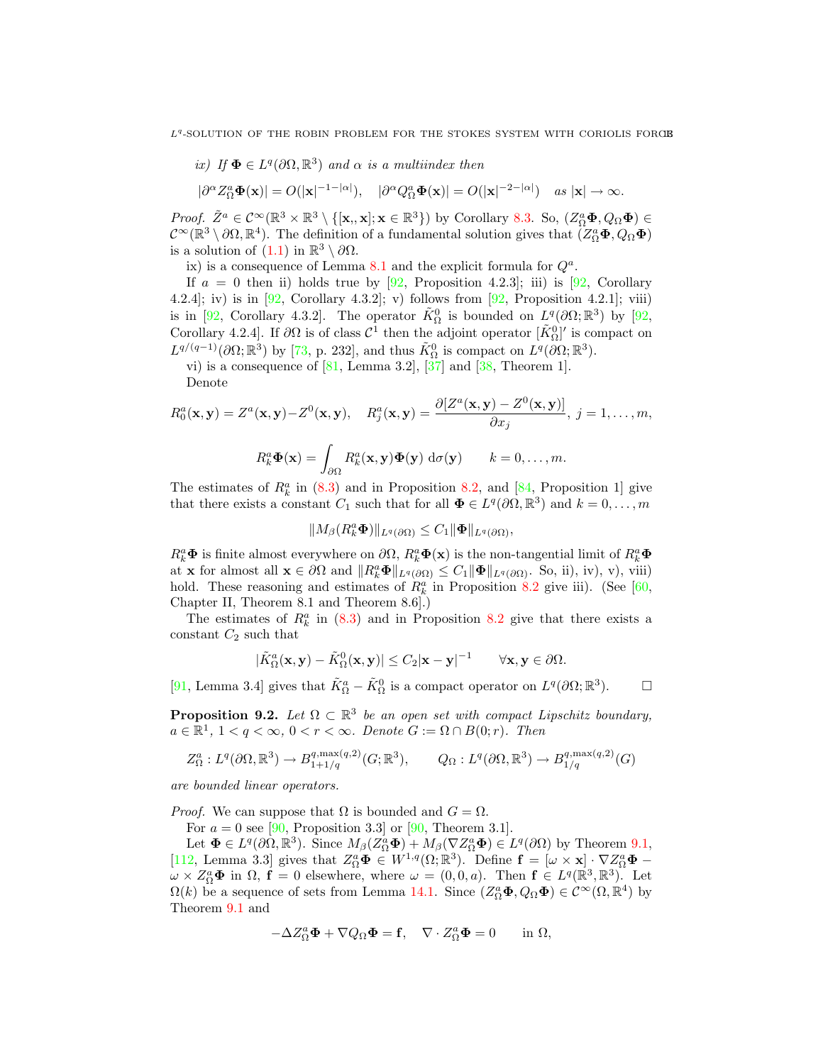*ix) If $\mathbf{\Phi} \in L^q(\partial\Omega, \mathbb{R}^3)$ and $\alpha$ is a multiindex then*

$$|\partial^\alpha Z^a_\Omega \mathbf{\Phi}(\mathbf{x})| = O(|\mathbf{x}|^{-1-|\alpha|}), \quad |\partial^\alpha Q^a_\Omega \mathbf{\Phi}(\mathbf{x})| = O(|\mathbf{x}|^{-2-|\alpha|}) \quad \text{as } |\mathbf{x}| \to \infty.$$

*Proof.* $\tilde{Z}^a \in \mathcal{C}^\infty(\mathbb{R}^3 \times \mathbb{R}^3 \setminus \{[\mathbf{x},, \mathbf{x}]; \mathbf{x} \in \mathbb{R}^3\})$ by Corollary 8.3. So, $(Z^a_\Omega \mathbf{\Phi}, Q_\Omega \mathbf{\Phi}) \in \mathcal{C}^\infty(\mathbb{R}^3 \setminus \partial\Omega, \mathbb{R}^4)$. The definition of a fundamental solution gives that $(Z^a_\Omega \mathbf{\Phi}, Q_\Omega \mathbf{\Phi})$ is a solution of (1.1) in $\mathbb{R}^3 \setminus \partial\Omega$.

ix) is a consequence of Lemma 8.1 and the explicit formula for $Q^a$.

If $a = 0$ then ii) holds true by [92, Proposition 4.2.3]; iii) is [92, Corollary 4.2.4]; iv) is in [92, Corollary 4.3.2]; v) follows from [92, Proposition 4.2.1]; viii) is in [92, Corollary 4.3.2]. The operator $\tilde{K}^0_\Omega$ is bounded on $L^q(\partial\Omega; \mathbb{R}^3)$ by [92, Corollary 4.2.4]. If $\partial\Omega$ is of class $\mathcal{C}^1$ then the adjoint operator $[\tilde{K}^0_\Omega]'$ is compact on $L^{q/(q-1)}(\partial\Omega; \mathbb{R}^3)$ by [73, p. 232], and thus $\tilde{K}^0_\Omega$ is compact on $L^q(\partial\Omega; \mathbb{R}^3)$.

vi) is a consequence of [81, Lemma 3.2], [37] and [38, Theorem 1].

Denote

$$R^a_0(\mathbf{x}, \mathbf{y}) = Z^a(\mathbf{x}, \mathbf{y}) - Z^0(\mathbf{x}, \mathbf{y}), \quad R^a_j(\mathbf{x}, \mathbf{y}) = \frac{\partial [Z^a(\mathbf{x}, \mathbf{y}) - Z^0(\mathbf{x}, \mathbf{y})]}{\partial x_j}, \; j = 1, \dots, m,$$

$$R^a_k \mathbf{\Phi}(\mathbf{x}) = \int_{\partial\Omega} R^a_k(\mathbf{x}, \mathbf{y}) \mathbf{\Phi}(\mathbf{y}) \, \mathrm{d}\sigma(\mathbf{y}) \qquad k = 0, \dots, m.$$

The estimates of $R^a_k$ in (8.3) and in Proposition 8.2, and [84, Proposition 1] give that there exists a constant $C_1$ such that for all $\mathbf{\Phi} \in L^q(\partial\Omega, \mathbb{R}^3)$ and $k = 0, \dots, m$

$$\|M_\beta(R^a_k \mathbf{\Phi})\|_{L^q(\partial\Omega)} \le C_1 \|\mathbf{\Phi}\|_{L^q(\partial\Omega)},$$

$R^a_k \mathbf{\Phi}$ is finite almost everywhere on $\partial\Omega$, $R^a_k \mathbf{\Phi}(\mathbf{x})$ is the non-tangential limit of $R^a_k \mathbf{\Phi}$ at $\mathbf{x}$ for almost all $\mathbf{x} \in \partial\Omega$ and $\|R^a_k \mathbf{\Phi}\|_{L^q(\partial\Omega)} \le C_1 \|\mathbf{\Phi}\|_{L^q(\partial\Omega)}$. So, ii), iv), v), viii) hold. These reasoning and estimates of $R^a_k$ in Proposition 8.2 give iii). (See [60, Chapter II, Theorem 8.1 and Theorem 8.6].)

The estimates of $R^a_k$ in (8.3) and in Proposition 8.2 give that there exists a constant $C_2$ such that

$$|\tilde{K}^a_\Omega(\mathbf{x}, \mathbf{y}) - \tilde{K}^0_\Omega(\mathbf{x}, \mathbf{y})| \le C_2 |\mathbf{x} - \mathbf{y}|^{-1} \qquad \forall \mathbf{x}, \mathbf{y} \in \partial\Omega.$$

[91, Lemma 3.4] gives that $\tilde{K}^a_\Omega - \tilde{K}^0_\Omega$ is a compact operator on $L^q(\partial\Omega; \mathbb{R}^3)$. □

**Proposition 9.2.** *Let $\Omega \subset \mathbb{R}^3$ be an open set with compact Lipschitz boundary, $a \in \mathbb{R}^1$, $1 < q < \infty$, $0 < r < \infty$. Denote $G := \Omega \cap B(0; r)$. Then*

$$Z^a_\Omega : L^q(\partial\Omega, \mathbb{R}^3) \to B^{q, \max(q,2)}_{1+1/q}(G; \mathbb{R}^3), \qquad Q_\Omega : L^q(\partial\Omega, \mathbb{R}^3) \to B^{q, \max(q,2)}_{1/q}(G)$$

*are bounded linear operators.*

*Proof.* We can suppose that $\Omega$ is bounded and $G = \Omega$.

For $a = 0$ see [90, Proposition 3.3] or [90, Theorem 3.1].

Let $\mathbf{\Phi} \in L^q(\partial\Omega, \mathbb{R}^3)$. Since $M_\beta(Z^a_\Omega \mathbf{\Phi}) + M_\beta(\nabla Z^a_\Omega \mathbf{\Phi}) \in L^q(\partial\Omega)$ by Theorem 9.1, [112, Lemma 3.3] gives that $Z^a_\Omega \mathbf{\Phi} \in W^{1,q}(\Omega; \mathbb{R}^3)$. Define $\mathbf{f} = [\omega \times \mathbf{x}] \cdot \nabla Z^a_\Omega \mathbf{\Phi} - \omega \times Z^a_\Omega \mathbf{\Phi}$ in $\Omega$, $\mathbf{f} = 0$ elsewhere, where $\omega = (0, 0, a)$. Then $\mathbf{f} \in L^q(\mathbb{R}^3, \mathbb{R}^3)$. Let $\Omega(k)$ be a sequence of sets from Lemma 14.1. Since $(Z^a_\Omega \mathbf{\Phi}, Q_\Omega \mathbf{\Phi}) \in \mathcal{C}^\infty(\Omega, \mathbb{R}^4)$ by Theorem 9.1 and

$$-\Delta Z^a_\Omega \mathbf{\Phi} + \nabla Q_\Omega \mathbf{\Phi} = \mathbf{f}, \quad \nabla \cdot Z^a_\Omega \mathbf{\Phi} = 0 \qquad \text{in } \Omega,$$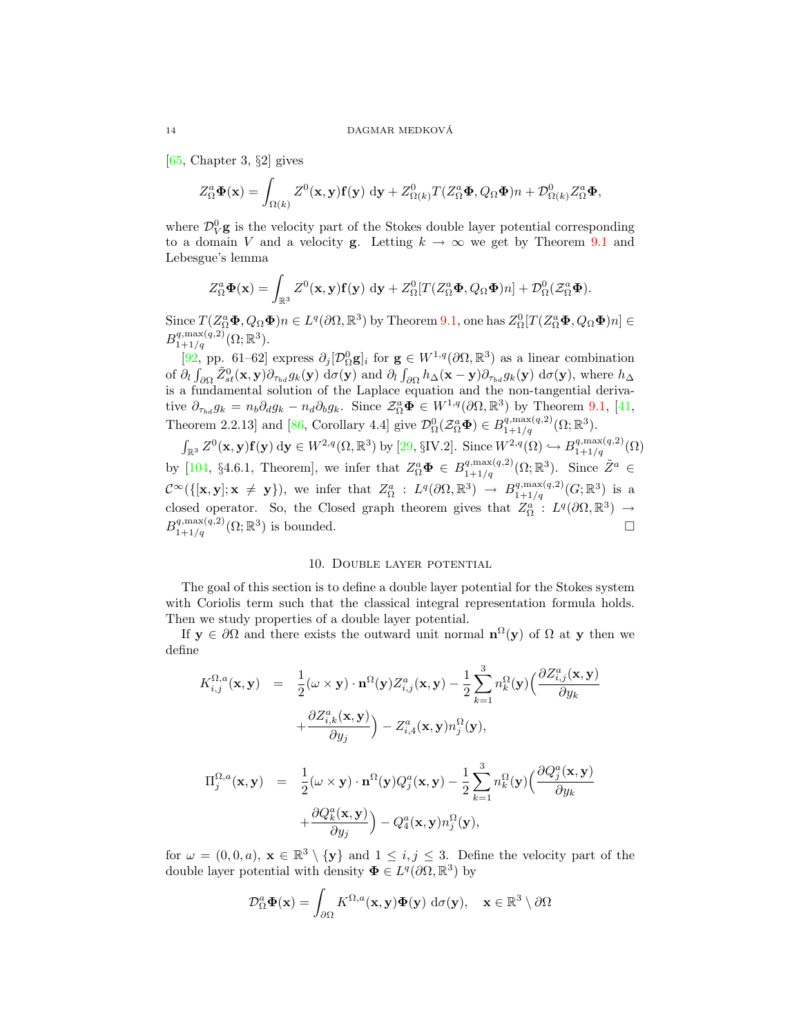[65, Chapter 3, §2] gives

$$Z^a_\Omega \mathbf{\Phi}(\mathbf{x}) = \int_{\Omega(k)} Z^0(\mathbf{x},\mathbf{y})\mathbf{f}(\mathbf{y})\ \mathrm{d}\mathbf{y} + Z^0_{\Omega(k)} T(Z^a_\Omega \mathbf{\Phi}, Q_\Omega \mathbf{\Phi})n + \mathcal{D}^0_{\Omega(k)} Z^a_\Omega \mathbf{\Phi},$$

where $\mathcal{D}^0_V \mathbf{g}$ is the velocity part of the Stokes double layer potential corresponding to a domain $V$ and a velocity $\mathbf{g}$. Letting $k \to \infty$ we get by Theorem 9.1 and Lebesgue's lemma

$$Z^a_\Omega \mathbf{\Phi}(\mathbf{x}) = \int_{\mathbb{R}^3} Z^0(\mathbf{x},\mathbf{y})\mathbf{f}(\mathbf{y})\ \mathrm{d}\mathbf{y} + Z^0_\Omega[T(Z^a_\Omega \mathbf{\Phi}, Q_\Omega \mathbf{\Phi})n] + \mathcal{D}^0_\Omega(\mathcal{Z}^a_\Omega \mathbf{\Phi}).$$

Since $T(Z^a_\Omega \mathbf{\Phi}, Q_\Omega \mathbf{\Phi})n \in L^q(\partial\Omega, \mathbb{R}^3)$ by Theorem 9.1, one has $Z^0_\Omega[T(Z^a_\Omega \mathbf{\Phi}, Q_\Omega \mathbf{\Phi})n] \in B^{q,\max(q,2)}_{1+1/q}(\Omega; \mathbb{R}^3)$.

[92, pp. 61–62] express $\partial_j[\mathcal{D}^0_\Omega \mathbf{g}]_i$ for $\mathbf{g} \in W^{1,q}(\partial\Omega, \mathbb{R}^3)$ as a linear combination of $\partial_l \int_{\partial\Omega} \tilde{Z}^0_{st}(\mathbf{x},\mathbf{y}) \partial_{\tau_{bd}} g_k(\mathbf{y})\ \mathrm{d}\sigma(\mathbf{y})$ and $\partial_l \int_{\partial\Omega} h_\Delta(\mathbf{x}-\mathbf{y}) \partial_{\tau_{bd}} g_k(\mathbf{y})\ \mathrm{d}\sigma(\mathbf{y})$, where $h_\Delta$ is a fundamental solution of the Laplace equation and the non-tangential derivative $\partial_{\tau_{bd}} g_k = n_b \partial_d g_k - n_d \partial_b g_k$. Since $\mathcal{Z}^a_\Omega \mathbf{\Phi} \in W^{1,q}(\partial\Omega, \mathbb{R}^3)$ by Theorem 9.1, [41, Theorem 2.2.13] and [86, Corollary 4.4] give $\mathcal{D}^0_\Omega(\mathcal{Z}^a_\Omega \mathbf{\Phi}) \in B^{q,\max(q,2)}_{1+1/q}(\Omega; \mathbb{R}^3)$.

$\int_{\mathbb{R}^3} Z^0(\mathbf{x},\mathbf{y})\mathbf{f}(\mathbf{y})\,\mathrm{d}\mathbf{y} \in W^{2,q}(\Omega, \mathbb{R}^3)$ by [29, §IV.2]. Since $W^{2,q}(\Omega) \hookrightarrow B^{q,\max(q,2)}_{1+1/q}(\Omega)$ by [104, §4.6.1, Theorem], we infer that $Z^a_\Omega \mathbf{\Phi} \in B^{q,\max(q,2)}_{1+1/q}(\Omega; \mathbb{R}^3)$. Since $\tilde{Z}^a \in \mathcal{C}^\infty(\{[\mathbf{x},\mathbf{y}]; \mathbf{x} \neq \mathbf{y}\})$, we infer that $Z^a_\Omega : L^q(\partial\Omega, \mathbb{R}^3) \to B^{q,\max(q,2)}_{1+1/q}(G; \mathbb{R}^3)$ is a closed operator. So, the Closed graph theorem gives that $Z^a_\Omega : L^q(\partial\Omega, \mathbb{R}^3) \to B^{q,\max(q,2)}_{1+1/q}(\Omega; \mathbb{R}^3)$ is bounded. $\square$

## 10. Double layer potential

The goal of this section is to define a double layer potential for the Stokes system with Coriolis term such that the classical integral representation formula holds. Then we study properties of a double layer potential.

If $\mathbf{y} \in \partial\Omega$ and there exists the outward unit normal $\mathbf{n}^\Omega(\mathbf{y})$ of $\Omega$ at $\mathbf{y}$ then we define

$$K^{\Omega,a}_{i,j}(\mathbf{x},\mathbf{y}) = \frac{1}{2}(\omega \times \mathbf{y}) \cdot \mathbf{n}^\Omega(\mathbf{y}) Z^a_{i,j}(\mathbf{x},\mathbf{y}) - \frac{1}{2}\sum_{k=1}^3 n^\Omega_k(\mathbf{y}) \Big( \frac{\partial Z^a_{i,j}(\mathbf{x},\mathbf{y})}{\partial y_k} + \frac{\partial Z^a_{i,k}(\mathbf{x},\mathbf{y})}{\partial y_j} \Big) - Z^a_{i,4}(\mathbf{x},\mathbf{y}) n^\Omega_j(\mathbf{y}),$$

$$\Pi^{\Omega,a}_j(\mathbf{x},\mathbf{y}) = \frac{1}{2}(\omega \times \mathbf{y}) \cdot \mathbf{n}^\Omega(\mathbf{y}) Q^a_j(\mathbf{x},\mathbf{y}) - \frac{1}{2}\sum_{k=1}^3 n^\Omega_k(\mathbf{y}) \Big( \frac{\partial Q^a_j(\mathbf{x},\mathbf{y})}{\partial y_k} + \frac{\partial Q^a_k(\mathbf{x},\mathbf{y})}{\partial y_j} \Big) - Q^a_4(\mathbf{x},\mathbf{y}) n^\Omega_j(\mathbf{y}),$$

for $\omega = (0,0,a)$, $\mathbf{x} \in \mathbb{R}^3 \setminus \{\mathbf{y}\}$ and $1 \le i,j \le 3$. Define the velocity part of the double layer potential with density $\mathbf{\Phi} \in L^q(\partial\Omega, \mathbb{R}^3)$ by

$$\mathcal{D}^a_\Omega \mathbf{\Phi}(\mathbf{x}) = \int_{\partial\Omega} K^{\Omega,a}(\mathbf{x},\mathbf{y}) \mathbf{\Phi}(\mathbf{y})\ \mathrm{d}\sigma(\mathbf{y}), \quad \mathbf{x} \in \mathbb{R}^3 \setminus \partial\Omega$$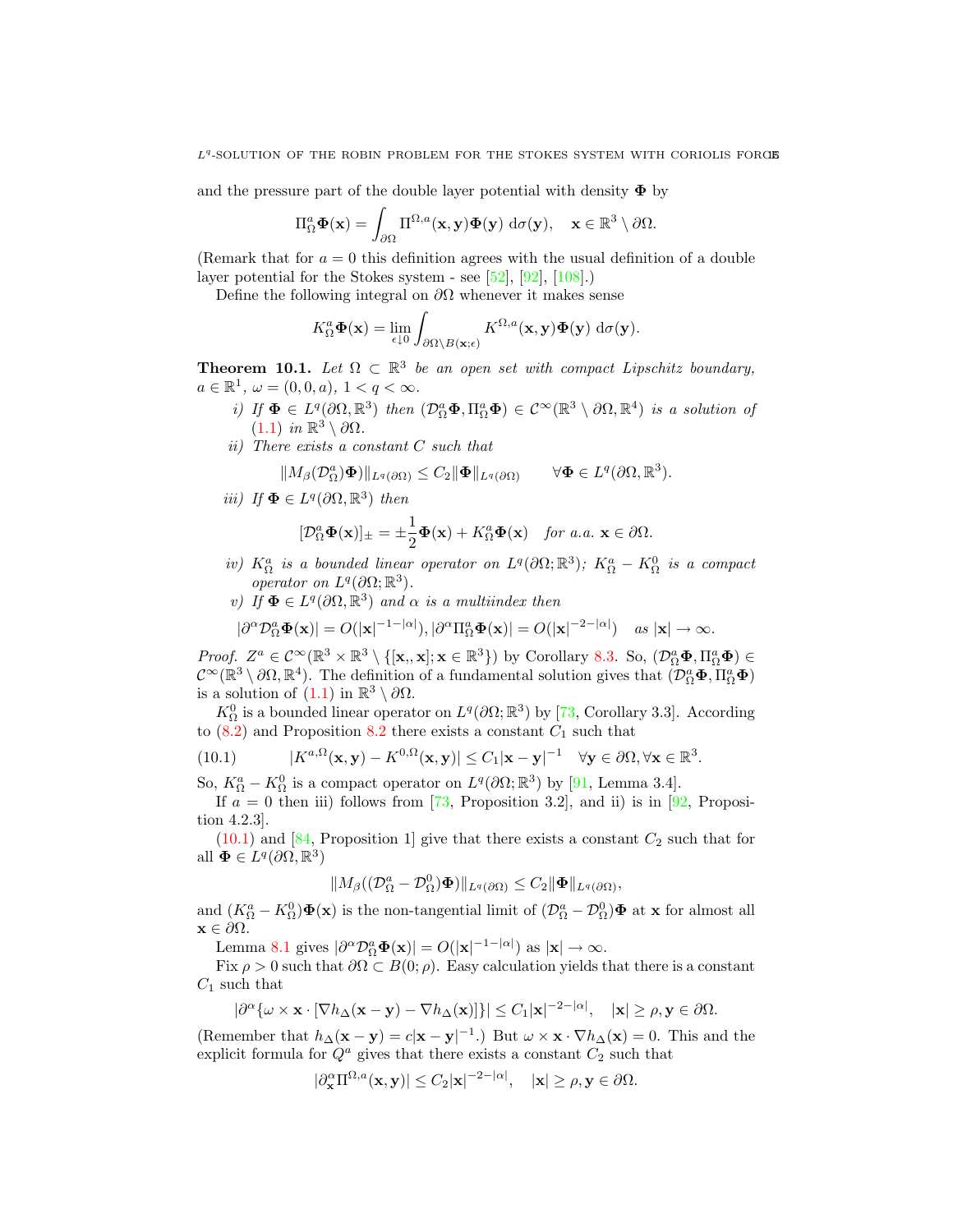and the pressure part of the double layer potential with density $\mathbf{\Phi}$ by

$$\Pi^a_\Omega \mathbf{\Phi}(\mathbf{x}) = \int_{\partial\Omega} \Pi^{\Omega,a}(\mathbf{x},\mathbf{y})\mathbf{\Phi}(\mathbf{y})\ \mathrm{d}\sigma(\mathbf{y}), \quad \mathbf{x} \in \mathbb{R}^3 \setminus \partial\Omega.$$

(Remark that for $a = 0$ this definition agrees with the usual definition of a double layer potential for the Stokes system - see [52], [92], [108].)

Define the following integral on $\partial\Omega$ whenever it makes sense

$$K^a_\Omega \mathbf{\Phi}(\mathbf{x}) = \lim_{\epsilon \downarrow 0} \int_{\partial\Omega \setminus B(\mathbf{x};\epsilon)} K^{\Omega,a}(\mathbf{x},\mathbf{y})\mathbf{\Phi}(\mathbf{y})\ \mathrm{d}\sigma(\mathbf{y}).$$

**Theorem 10.1.** *Let $\Omega \subset \mathbb{R}^3$ be an open set with compact Lipschitz boundary, $a \in \mathbb{R}^1$, $\omega = (0,0,a)$, $1 < q < \infty$.*

*i) If $\mathbf{\Phi} \in L^q(\partial\Omega, \mathbb{R}^3)$ then $(\mathcal{D}^a_\Omega \mathbf{\Phi}, \Pi^a_\Omega \mathbf{\Phi}) \in \mathcal{C}^\infty(\mathbb{R}^3 \setminus \partial\Omega, \mathbb{R}^4)$ is a solution of (1.1) in $\mathbb{R}^3 \setminus \partial\Omega$.*

*ii) There exists a constant $C$ such that*

$$\|M_\beta(\mathcal{D}^a_\Omega)\mathbf{\Phi})\|_{L^q(\partial\Omega)} \le C_2 \|\mathbf{\Phi}\|_{L^q(\partial\Omega)} \qquad \forall \mathbf{\Phi} \in L^q(\partial\Omega, \mathbb{R}^3).$$

*iii) If $\mathbf{\Phi} \in L^q(\partial\Omega, \mathbb{R}^3)$ then*

$$[\mathcal{D}^a_\Omega \mathbf{\Phi}(\mathbf{x})]_\pm = \pm\frac{1}{2}\mathbf{\Phi}(\mathbf{x}) + K^a_\Omega \mathbf{\Phi}(\mathbf{x}) \quad \textit{for a.a. } \mathbf{x} \in \partial\Omega.$$

*iv) $K^a_\Omega$ is a bounded linear operator on $L^q(\partial\Omega;\mathbb{R}^3)$; $K^a_\Omega - K^0_\Omega$ is a compact operator on $L^q(\partial\Omega;\mathbb{R}^3)$.*

*v) If $\mathbf{\Phi} \in L^q(\partial\Omega, \mathbb{R}^3)$ and $\alpha$ is a multiindex then*

$$|\partial^\alpha \mathcal{D}^a_\Omega \mathbf{\Phi}(\mathbf{x})| = O(|\mathbf{x}|^{-1-|\alpha|}), |\partial^\alpha \Pi^a_\Omega \mathbf{\Phi}(\mathbf{x})| = O(|\mathbf{x}|^{-2-|\alpha|}) \quad \textit{as } |\mathbf{x}| \to \infty.$$

*Proof.* $Z^a \in \mathcal{C}^\infty(\mathbb{R}^3 \times \mathbb{R}^3 \setminus \{[\mathbf{x},, \mathbf{x}]; \mathbf{x} \in \mathbb{R}^3\})$ by Corollary 8.3. So, $(\mathcal{D}^a_\Omega \mathbf{\Phi}, \Pi^a_\Omega \mathbf{\Phi}) \in \mathcal{C}^\infty(\mathbb{R}^3 \setminus \partial\Omega, \mathbb{R}^4)$. The definition of a fundamental solution gives that $(\mathcal{D}^a_\Omega \mathbf{\Phi}, \Pi^a_\Omega \mathbf{\Phi})$ is a solution of (1.1) in $\mathbb{R}^3 \setminus \partial\Omega$.

$K^0_\Omega$ is a bounded linear operator on $L^q(\partial\Omega;\mathbb{R}^3)$ by [73, Corollary 3.3]. According to (8.2) and Proposition 8.2 there exists a constant $C_1$ such that

$$|K^{a,\Omega}(\mathbf{x},\mathbf{y}) - K^{0,\Omega}(\mathbf{x},\mathbf{y})| \le C_1|\mathbf{x}-\mathbf{y}|^{-1} \quad \forall \mathbf{y} \in \partial\Omega, \forall \mathbf{x} \in \mathbb{R}^3. \tag{10.1}$$

So, $K^a_\Omega - K^0_\Omega$ is a compact operator on $L^q(\partial\Omega;\mathbb{R}^3)$ by [91, Lemma 3.4].

If $a = 0$ then iii) follows from [73, Proposition 3.2], and ii) is in [92, Proposition 4.2.3].

(10.1) and [84, Proposition 1] give that there exists a constant $C_2$ such that for all $\mathbf{\Phi} \in L^q(\partial\Omega, \mathbb{R}^3)$

$$\|M_\beta((\mathcal{D}^a_\Omega - \mathcal{D}^0_\Omega)\mathbf{\Phi})\|_{L^q(\partial\Omega)} \le C_2 \|\mathbf{\Phi}\|_{L^q(\partial\Omega)},$$

and $(K^a_\Omega - K^0_\Omega)\mathbf{\Phi}(\mathbf{x})$ is the non-tangential limit of $(\mathcal{D}^a_\Omega - \mathcal{D}^0_\Omega)\mathbf{\Phi}$ at $\mathbf{x}$ for almost all $\mathbf{x} \in \partial\Omega$.

Lemma 8.1 gives $|\partial^\alpha \mathcal{D}^a_\Omega \mathbf{\Phi}(\mathbf{x})| = O(|\mathbf{x}|^{-1-|\alpha|})$ as $|\mathbf{x}| \to \infty$.

Fix $\rho > 0$ such that $\partial\Omega \subset B(0;\rho)$. Easy calculation yields that there is a constant $C_1$ such that

$$|\partial^\alpha\{\omega \times \mathbf{x} \cdot [\nabla h_\Delta(\mathbf{x}-\mathbf{y}) - \nabla h_\Delta(\mathbf{x})]\}| \le C_1 |\mathbf{x}|^{-2-|\alpha|}, \quad |\mathbf{x}| \ge \rho, \mathbf{y} \in \partial\Omega.$$

(Remember that $h_\Delta(\mathbf{x}-\mathbf{y}) = c|\mathbf{x}-\mathbf{y}|^{-1}$.) But $\omega \times \mathbf{x} \cdot \nabla h_\Delta(\mathbf{x}) = 0$. This and the explicit formula for $Q^a$ gives that there exists a constant $C_2$ such that

$$|\partial^\alpha_{\mathbf{x}} \Pi^{\Omega,a}(\mathbf{x},\mathbf{y})| \le C_2 |\mathbf{x}|^{-2-|\alpha|}, \quad |\mathbf{x}| \ge \rho, \mathbf{y} \in \partial\Omega.$$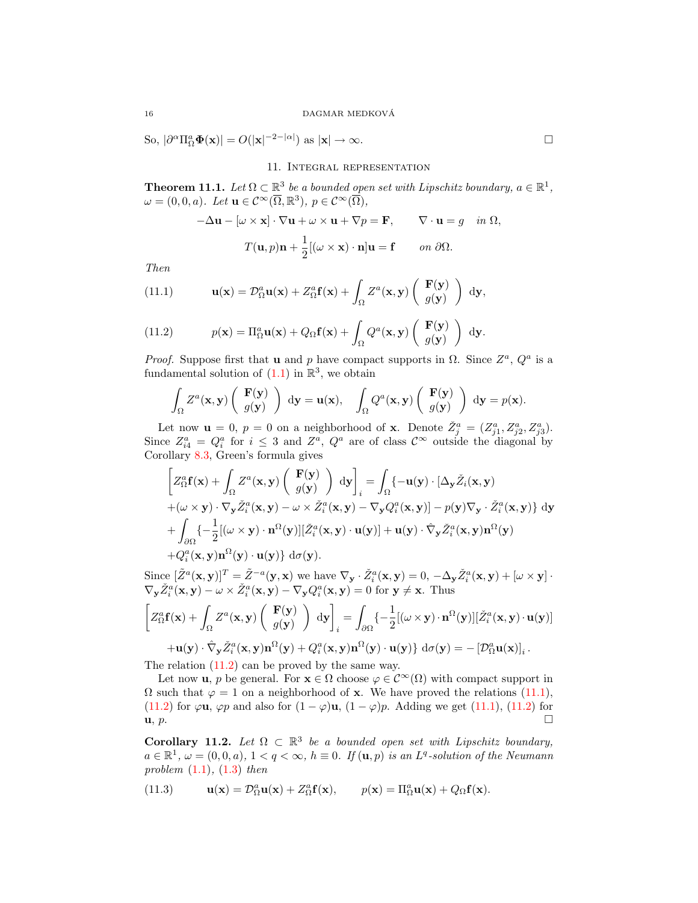So, $|\partial^\alpha \Pi^a_\Omega \mathbf{\Phi}(\mathbf{x})| = O(|\mathbf{x}|^{-2-|\alpha|})$ as $|\mathbf{x}| \to \infty$. $\square$

## 11. Integral representation

**Theorem 11.1.** *Let $\Omega \subset \mathbb{R}^3$ be a bounded open set with Lipschitz boundary, $a \in \mathbb{R}^1$, $\omega = (0,0,a)$. Let $\mathbf{u} \in \mathcal{C}^\infty(\overline{\Omega}, \mathbb{R}^3)$, $p \in \mathcal{C}^\infty(\overline{\Omega})$,*

$$-\Delta \mathbf{u} - [\omega \times \mathbf{x}] \cdot \nabla \mathbf{u} + \omega \times \mathbf{u} + \nabla p = \mathbf{F}, \qquad \nabla \cdot \mathbf{u} = g \quad \textit{in } \Omega,$$

$$T(\mathbf{u}, p)\mathbf{n} + \frac{1}{2}[(\omega \times \mathbf{x}) \cdot \mathbf{n}]\mathbf{u} = \mathbf{f} \qquad \textit{on } \partial\Omega.$$

*Then*

$$\mathbf{u}(\mathbf{x}) = \mathcal{D}^a_\Omega \mathbf{u}(\mathbf{x}) + Z^a_\Omega \mathbf{f}(\mathbf{x}) + \int_\Omega Z^a(\mathbf{x}, \mathbf{y}) \begin{pmatrix} \mathbf{F}(\mathbf{y}) \\ g(\mathbf{y}) \end{pmatrix} \, d\mathbf{y}, \tag{11.1}$$

$$p(\mathbf{x}) = \Pi^a_\Omega \mathbf{u}(\mathbf{x}) + Q_\Omega \mathbf{f}(\mathbf{x}) + \int_\Omega Q^a(\mathbf{x}, \mathbf{y}) \begin{pmatrix} \mathbf{F}(\mathbf{y}) \\ g(\mathbf{y}) \end{pmatrix} \, d\mathbf{y}. \tag{11.2}$$

*Proof.* Suppose first that $\mathbf{u}$ and $p$ have compact supports in $\Omega$. Since $Z^a$, $Q^a$ is a fundamental solution of (1.1) in $\mathbb{R}^3$, we obtain

$$\int_\Omega Z^a(\mathbf{x}, \mathbf{y}) \begin{pmatrix} \mathbf{F}(\mathbf{y}) \\ g(\mathbf{y}) \end{pmatrix} \, d\mathbf{y} = \mathbf{u}(\mathbf{x}), \quad \int_\Omega Q^a(\mathbf{x}, \mathbf{y}) \begin{pmatrix} \mathbf{F}(\mathbf{y}) \\ g(\mathbf{y}) \end{pmatrix} \, d\mathbf{y} = p(\mathbf{x}).$$

Let now $\mathbf{u} = 0$, $p = 0$ on a neighborhood of $\mathbf{x}$. Denote $\tilde{Z}^a_j = (Z^a_{j1}, Z^a_{j2}, Z^a_{j3})$. Since $Z^a_{i4} = Q^a_i$ for $i \le 3$ and $Z^a$, $Q^a$ are of class $\mathcal{C}^\infty$ outside the diagonal by Corollary 8.3, Green's formula gives

$$\begin{aligned}
\left[ Z^a_\Omega \mathbf{f}(\mathbf{x}) + \int_\Omega Z^a(\mathbf{x}, \mathbf{y}) \begin{pmatrix} \mathbf{F}(\mathbf{y}) \\ g(\mathbf{y}) \end{pmatrix} \, d\mathbf{y} \right]_i &= \int_\Omega \{ -\mathbf{u}(\mathbf{y}) \cdot [\Delta_{\mathbf{y}} \tilde{Z}_i(\mathbf{x}, \mathbf{y}) \\
&+ (\omega \times \mathbf{y}) \cdot \nabla_{\mathbf{y}} \tilde{Z}^a_i(\mathbf{x}, \mathbf{y}) - \omega \times \tilde{Z}^a_i(\mathbf{x}, \mathbf{y}) - \nabla_{\mathbf{y}} Q^a_i(\mathbf{x}, \mathbf{y})] - p(\mathbf{y}) \nabla_{\mathbf{y}} \cdot \tilde{Z}^a_i(\mathbf{x}, \mathbf{y}) \} \, d\mathbf{y} \\
&+ \int_{\partial\Omega} \{ -\frac{1}{2} [(\omega \times \mathbf{y}) \cdot \mathbf{n}^\Omega(\mathbf{y})] [\tilde{Z}^a_i(\mathbf{x}, \mathbf{y}) \cdot \mathbf{u}(\mathbf{y})] + \mathbf{u}(\mathbf{y}) \cdot \hat{\nabla}_{\mathbf{y}} \tilde{Z}^a_i(\mathbf{x}, \mathbf{y}) \mathbf{n}^\Omega(\mathbf{y}) \\
&+ Q^a_i(\mathbf{x}, \mathbf{y}) \mathbf{n}^\Omega(\mathbf{y}) \cdot \mathbf{u}(\mathbf{y}) \} \, d\sigma(\mathbf{y}).
\end{aligned}$$

Since $[\tilde{Z}^a(\mathbf{x}, \mathbf{y})]^T = \tilde{Z}^{-a}(\mathbf{y}, \mathbf{x})$ we have $\nabla_{\mathbf{y}} \cdot \tilde{Z}^a_i(\mathbf{x}, \mathbf{y}) = 0$, $-\Delta_{\mathbf{y}} \tilde{Z}^a_i(\mathbf{x}, \mathbf{y}) + [\omega \times \mathbf{y}] \cdot \nabla_{\mathbf{y}} \tilde{Z}^a_i(\mathbf{x}, \mathbf{y}) - \omega \times \tilde{Z}^a_i(\mathbf{x}, \mathbf{y}) - \nabla_{\mathbf{y}} Q^a_i(\mathbf{x}, \mathbf{y}) = 0$ for $\mathbf{y} \ne \mathbf{x}$. Thus

$$\begin{aligned}
\left[ Z^a_\Omega \mathbf{f}(\mathbf{x}) + \int_\Omega Z^a(\mathbf{x}, \mathbf{y}) \begin{pmatrix} \mathbf{F}(\mathbf{y}) \\ g(\mathbf{y}) \end{pmatrix} \, d\mathbf{y} \right]_i &= \int_{\partial\Omega} \{ -\frac{1}{2} [(\omega \times \mathbf{y}) \cdot \mathbf{n}^\Omega(\mathbf{y})] [\tilde{Z}^a_i(\mathbf{x}, \mathbf{y}) \cdot \mathbf{u}(\mathbf{y})] \\
&+ \mathbf{u}(\mathbf{y}) \cdot \hat{\nabla}_{\mathbf{y}} \tilde{Z}^a_i(\mathbf{x}, \mathbf{y}) \mathbf{n}^\Omega(\mathbf{y}) + Q^a_i(\mathbf{x}, \mathbf{y}) \mathbf{n}^\Omega(\mathbf{y}) \cdot \mathbf{u}(\mathbf{y}) \} \, d\sigma(\mathbf{y}) = -\left[ \mathcal{D}^a_\Omega \mathbf{u}(\mathbf{x}) \right]_i.
\end{aligned}$$

The relation (11.2) can be proved by the same way.

Let now $\mathbf{u}$, $p$ be general. For $\mathbf{x} \in \Omega$ choose $\varphi \in \mathcal{C}^\infty(\Omega)$ with compact support in $\Omega$ such that $\varphi = 1$ on a neighborhood of $\mathbf{x}$. We have proved the relations (11.1), (11.2) for $\varphi \mathbf{u}$, $\varphi p$ and also for $(1 - \varphi)\mathbf{u}$, $(1 - \varphi)p$. Adding we get (11.1), (11.2) for $\mathbf{u}$, $p$. $\square$

**Corollary 11.2.** *Let $\Omega \subset \mathbb{R}^3$ be a bounded open set with Lipschitz boundary, $a \in \mathbb{R}^1$, $\omega = (0,0,a)$, $1 < q < \infty$, $h \equiv 0$. If $(\mathbf{u}, p)$ is an $L^q$-solution of the Neumann problem (1.1), (1.3) then*

$$\mathbf{u}(\mathbf{x}) = \mathcal{D}^a_\Omega \mathbf{u}(\mathbf{x}) + Z^a_\Omega \mathbf{f}(\mathbf{x}), \qquad p(\mathbf{x}) = \Pi^a_\Omega \mathbf{u}(\mathbf{x}) + Q_\Omega \mathbf{f}(\mathbf{x}). \tag{11.3}$$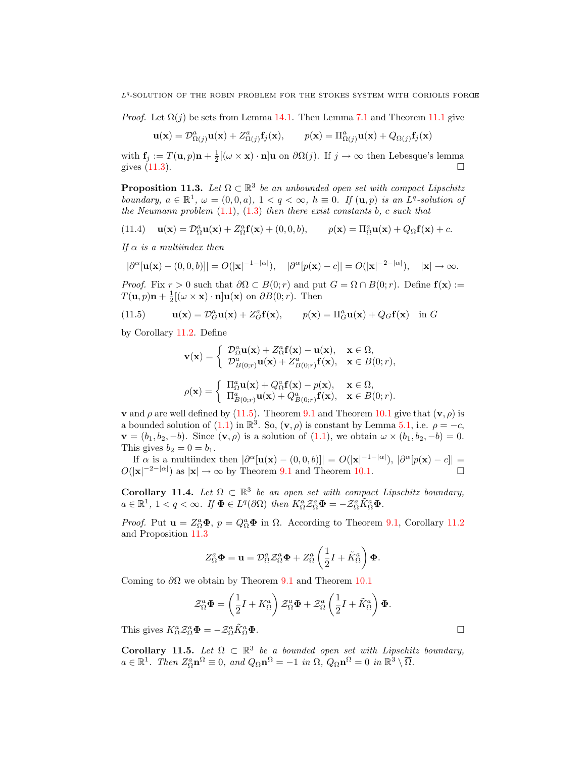*Proof.* Let $\Omega(j)$ be sets from Lemma 14.1. Then Lemma 7.1 and Theorem 11.1 give

$$\mathbf{u}(\mathbf{x}) = \mathcal{D}^a_{\Omega(j)}\mathbf{u}(\mathbf{x}) + Z^a_{\Omega(j)}\mathbf{f}_j(\mathbf{x}), \qquad p(\mathbf{x}) = \Pi^a_{\Omega(j)}\mathbf{u}(\mathbf{x}) + Q_{\Omega(j)}\mathbf{f}_j(\mathbf{x})$$

with $\mathbf{f}_j := T(\mathbf{u}, p)\mathbf{n} + \frac{1}{2}[(\omega \times \mathbf{x}) \cdot \mathbf{n}]\mathbf{u}$ on $\partial\Omega(j)$. If $j \to \infty$ then Lebesque's lemma gives (11.3). $\square$

**Proposition 11.3.** *Let $\Omega \subset \mathbb{R}^3$ be an unbounded open set with compact Lipschitz boundary, $a \in \mathbb{R}^1$, $\omega = (0, 0, a)$, $1 < q < \infty$, $h \equiv 0$. If $(\mathbf{u}, p)$ is an $L^q$-solution of the Neumann problem (1.1), (1.3) then there exist constants $b$, $c$ such that*

$$\mathbf{u}(\mathbf{x}) = \mathcal{D}^a_\Omega\mathbf{u}(\mathbf{x}) + Z^a_\Omega\mathbf{f}(\mathbf{x}) + (0, 0, b), \qquad p(\mathbf{x}) = \Pi^a_\Omega\mathbf{u}(\mathbf{x}) + Q_\Omega\mathbf{f}(\mathbf{x}) + c. \tag{11.4}$$

*If $\alpha$ is a multiindex then*

$$|\partial^\alpha[\mathbf{u}(\mathbf{x}) - (0, 0, b)]| = O(|\mathbf{x}|^{-1-|\alpha|}), \quad |\partial^\alpha[p(\mathbf{x}) - c]| = O(|\mathbf{x}|^{-2-|\alpha|}), \quad |\mathbf{x}| \to \infty.$$

*Proof.* Fix $r > 0$ such that $\partial\Omega \subset B(0; r)$ and put $G = \Omega \cap B(0; r)$. Define $\mathbf{f}(\mathbf{x}) := T(\mathbf{u}, p)\mathbf{n} + \frac{1}{2}[(\omega \times \mathbf{x}) \cdot \mathbf{n}]\mathbf{u}(\mathbf{x})$ on $\partial B(0; r)$. Then

$$\mathbf{u}(\mathbf{x}) = \mathcal{D}^a_G\mathbf{u}(\mathbf{x}) + Z^a_G\mathbf{f}(\mathbf{x}), \qquad p(\mathbf{x}) = \Pi^a_G\mathbf{u}(\mathbf{x}) + Q_G\mathbf{f}(\mathbf{x}) \quad \text{in } G \tag{11.5}$$

by Corollary 11.2. Define

$$\mathbf{v}(\mathbf{x}) = \begin{cases} \mathcal{D}^a_\Omega\mathbf{u}(\mathbf{x}) + Z^a_\Omega\mathbf{f}(\mathbf{x}) - \mathbf{u}(\mathbf{x}), & \mathbf{x} \in \Omega, \\ \mathcal{D}^a_{B(0;r)}\mathbf{u}(\mathbf{x}) + Z^a_{B(0;r)}\mathbf{f}(\mathbf{x}), & \mathbf{x} \in B(0; r), \end{cases}$$

$$\rho(\mathbf{x}) = \begin{cases} \Pi^a_\Omega\mathbf{u}(\mathbf{x}) + Q^a_\Omega\mathbf{f}(\mathbf{x}) - p(\mathbf{x}), & \mathbf{x} \in \Omega, \\ \Pi^a_{B(0;r)}\mathbf{u}(\mathbf{x}) + Q^a_{B(0;r)}\mathbf{f}(\mathbf{x}), & \mathbf{x} \in B(0; r). \end{cases}$$

$\mathbf{v}$ and $\rho$ are well defined by (11.5). Theorem 9.1 and Theorem 10.1 give that $(\mathbf{v}, \rho)$ is a bounded solution of (1.1) in $\mathbb{R}^3$. So, $(\mathbf{v}, \rho)$ is constant by Lemma 5.1, i.e. $\rho = -c$, $\mathbf{v} = (b_1, b_2, -b)$. Since $(\mathbf{v}, \rho)$ is a solution of (1.1), we obtain $\omega \times (b_1, b_2, -b) = 0$. This gives $b_2 = 0 = b_1$.

If $\alpha$ is a multiindex then $|\partial^\alpha[\mathbf{u}(\mathbf{x}) - (0, 0, b)]| = O(|\mathbf{x}|^{-1-|\alpha|})$, $|\partial^\alpha[p(\mathbf{x}) - c]| = O(|\mathbf{x}|^{-2-|\alpha|})$ as $|\mathbf{x}| \to \infty$ by Theorem 9.1 and Theorem 10.1. $\square$

**Corollary 11.4.** *Let $\Omega \subset \mathbb{R}^3$ be an open set with compact Lipschitz boundary, $a \in \mathbb{R}^1$, $1 < q < \infty$. If $\mathbf{\Phi} \in L^q(\partial\Omega)$ then $K^a_\Omega\mathcal{Z}^a_\Omega\mathbf{\Phi} = -\mathcal{Z}^a_\Omega\tilde{K}^a_\Omega\mathbf{\Phi}$.*

*Proof.* Put $\mathbf{u} = Z^a_\Omega\mathbf{\Phi}$, $p = Q^a_\Omega\mathbf{\Phi}$ in $\Omega$. According to Theorem 9.1, Corollary 11.2 and Proposition 11.3

$$Z^a_\Omega\mathbf{\Phi} = \mathbf{u} = \mathcal{D}^a_\Omega\mathcal{Z}^a_\Omega\mathbf{\Phi} + Z^a_\Omega\left(\frac{1}{2}I + \tilde{K}^a_\Omega\right)\mathbf{\Phi}.$$

Coming to $\partial\Omega$ we obtain by Theorem 9.1 and Theorem 10.1

$$\mathcal{Z}^a_\Omega\mathbf{\Phi} = \left(\frac{1}{2}I + K^a_\Omega\right)\mathcal{Z}^a_\Omega\mathbf{\Phi} + \mathcal{Z}^a_\Omega\left(\frac{1}{2}I + \tilde{K}^a_\Omega\right)\mathbf{\Phi}.$$

This gives $K^a_\Omega\mathcal{Z}^a_\Omega\mathbf{\Phi} = -\mathcal{Z}^a_\Omega\tilde{K}^a_\Omega\mathbf{\Phi}$. $\square$

**Corollary 11.5.** *Let $\Omega \subset \mathbb{R}^3$ be a bounded open set with Lipschitz boundary, $a \in \mathbb{R}^1$. Then $Z^a_\Omega\mathbf{n}^\Omega \equiv 0$, and $Q_\Omega\mathbf{n}^\Omega = -1$ in $\Omega$, $Q_\Omega\mathbf{n}^\Omega = 0$ in $\mathbb{R}^3 \setminus \overline{\Omega}$.*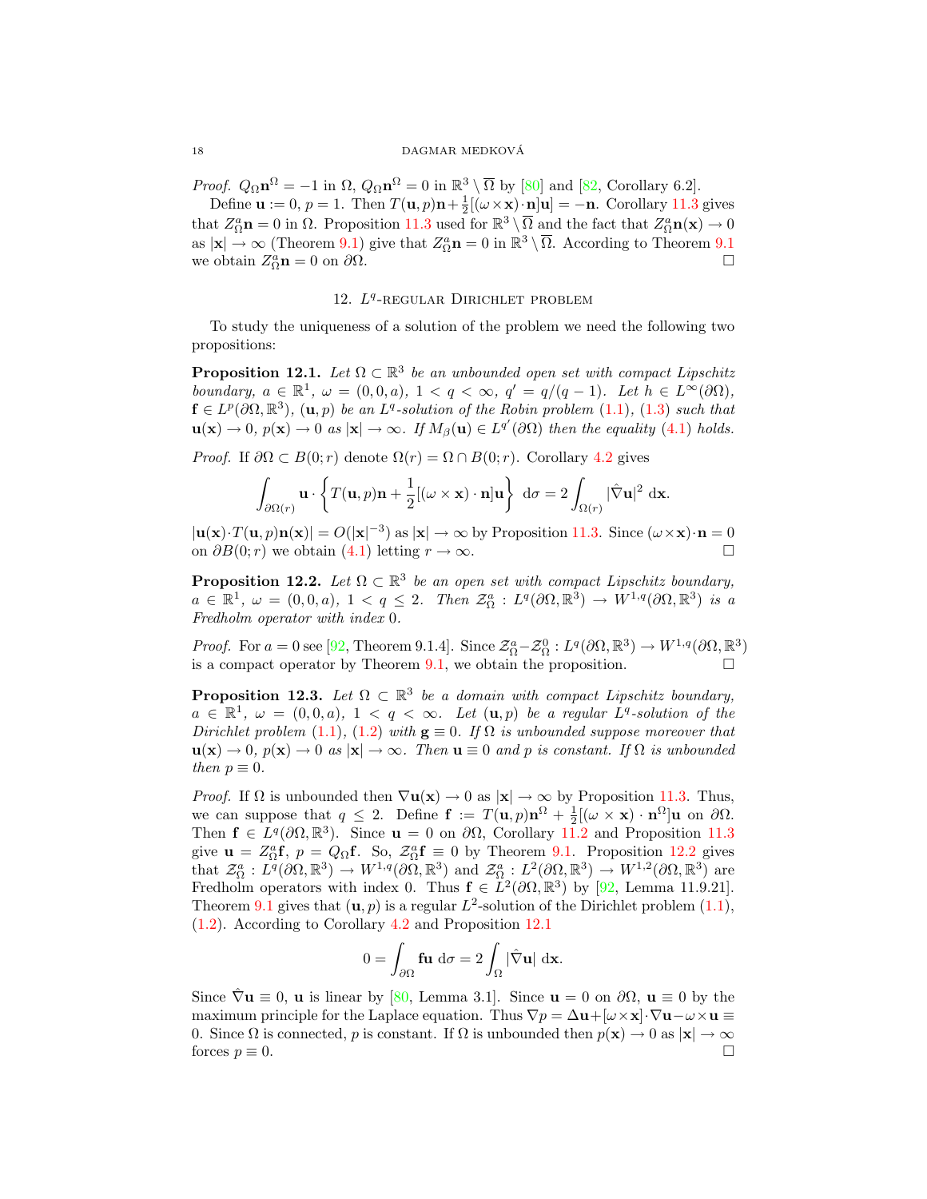*Proof.* $Q_\Omega \mathbf{n}^\Omega = -1$ in $\Omega$, $Q_\Omega \mathbf{n}^\Omega = 0$ in $\mathbb{R}^3 \setminus \overline{\Omega}$ by [80] and [82, Corollary 6.2].

Define $\mathbf{u} := 0$, $p = 1$. Then $T(\mathbf{u}, p)\mathbf{n} + \frac{1}{2}[(\omega \times \mathbf{x}) \cdot \mathbf{n}]\mathbf{u}] = -\mathbf{n}$. Corollary 11.3 gives that $Z^a_\Omega \mathbf{n} = 0$ in $\Omega$. Proposition 11.3 used for $\mathbb{R}^3 \setminus \overline{\Omega}$ and the fact that $Z^a_\Omega \mathbf{n}(\mathbf{x}) \to 0$ as $|\mathbf{x}| \to \infty$ (Theorem 9.1) give that $Z^a_\Omega \mathbf{n} = 0$ in $\mathbb{R}^3 \setminus \overline{\Omega}$. According to Theorem 9.1 we obtain $Z^a_\Omega \mathbf{n} = 0$ on $\partial\Omega$. $\square$

## 12. $L^q$-regular Dirichlet problem

To study the uniqueness of a solution of the problem we need the following two propositions:

**Proposition 12.1.** *Let $\Omega \subset \mathbb{R}^3$ be an unbounded open set with compact Lipschitz boundary, $a \in \mathbb{R}^1$, $\omega = (0, 0, a)$, $1 < q < \infty$, $q' = q/(q-1)$. Let $h \in L^\infty(\partial\Omega)$, $\mathbf{f} \in L^p(\partial\Omega, \mathbb{R}^3)$, $(\mathbf{u}, p)$ be an $L^q$-solution of the Robin problem (1.1), (1.3) such that $\mathbf{u}(\mathbf{x}) \to 0$, $p(\mathbf{x}) \to 0$ as $|\mathbf{x}| \to \infty$. If $M_\beta(\mathbf{u}) \in L^{q'}(\partial\Omega)$ then the equality (4.1) holds.*

*Proof.* If $\partial\Omega \subset B(0; r)$ denote $\Omega(r) = \Omega \cap B(0; r)$. Corollary 4.2 gives

$$\int_{\partial\Omega(r)} \mathbf{u} \cdot \left\{ T(\mathbf{u}, p)\mathbf{n} + \frac{1}{2}[(\omega \times \mathbf{x}) \cdot \mathbf{n}]\mathbf{u} \right\} \, \mathrm{d}\sigma = 2 \int_{\Omega(r)} |\hat{\nabla} \mathbf{u}|^2 \, \mathrm{d}\mathbf{x}.$$

$|\mathbf{u}(\mathbf{x}) \cdot T(\mathbf{u}, p)\mathbf{n}(\mathbf{x})| = O(|\mathbf{x}|^{-3})$ as $|\mathbf{x}| \to \infty$ by Proposition 11.3. Since $(\omega \times \mathbf{x}) \cdot \mathbf{n} = 0$ on $\partial B(0; r)$ we obtain (4.1) letting $r \to \infty$. $\square$

**Proposition 12.2.** *Let $\Omega \subset \mathbb{R}^3$ be an open set with compact Lipschitz boundary, $a \in \mathbb{R}^1$, $\omega = (0, 0, a)$, $1 < q \le 2$. Then $\mathcal{Z}^a_\Omega : L^q(\partial\Omega, \mathbb{R}^3) \to W^{1,q}(\partial\Omega, \mathbb{R}^3)$ is a Fredholm operator with index 0.*

*Proof.* For $a = 0$ see [92, Theorem 9.1.4]. Since $\mathcal{Z}^a_\Omega - \mathcal{Z}^0_\Omega : L^q(\partial\Omega, \mathbb{R}^3) \to W^{1,q}(\partial\Omega, \mathbb{R}^3)$ is a compact operator by Theorem 9.1, we obtain the proposition. $\square$

**Proposition 12.3.** *Let $\Omega \subset \mathbb{R}^3$ be a domain with compact Lipschitz boundary, $a \in \mathbb{R}^1$, $\omega = (0, 0, a)$, $1 < q < \infty$. Let $(\mathbf{u}, p)$ be a regular $L^q$-solution of the Dirichlet problem (1.1), (1.2) with $\mathbf{g} \equiv 0$. If $\Omega$ is unbounded suppose moreover that $\mathbf{u}(\mathbf{x}) \to 0$, $p(\mathbf{x}) \to 0$ as $|\mathbf{x}| \to \infty$. Then $\mathbf{u} \equiv 0$ and $p$ is constant. If $\Omega$ is unbounded then $p \equiv 0$.*

*Proof.* If $\Omega$ is unbounded then $\nabla \mathbf{u}(\mathbf{x}) \to 0$ as $|\mathbf{x}| \to \infty$ by Proposition 11.3. Thus, we can suppose that $q \le 2$. Define $\mathbf{f} := T(\mathbf{u}, p)\mathbf{n}^\Omega + \frac{1}{2}[(\omega \times \mathbf{x}) \cdot \mathbf{n}^\Omega]\mathbf{u}$ on $\partial\Omega$. Then $\mathbf{f} \in L^q(\partial\Omega, \mathbb{R}^3)$. Since $\mathbf{u} = 0$ on $\partial\Omega$, Corollary 11.2 and Proposition 11.3 give $\mathbf{u} = Z^a_\Omega \mathbf{f}$, $p = Q_\Omega \mathbf{f}$. So, $\mathcal{Z}^a_\Omega \mathbf{f} \equiv 0$ by Theorem 9.1. Proposition 12.2 gives that $\mathcal{Z}^a_\Omega : L^q(\partial\Omega, \mathbb{R}^3) \to W^{1,q}(\partial\Omega, \mathbb{R}^3)$ and $\mathcal{Z}^a_\Omega : L^2(\partial\Omega, \mathbb{R}^3) \to W^{1,2}(\partial\Omega, \mathbb{R}^3)$ are Fredholm operators with index 0. Thus $\mathbf{f} \in L^2(\partial\Omega, \mathbb{R}^3)$ by [92, Lemma 11.9.21]. Theorem 9.1 gives that $(\mathbf{u}, p)$ is a regular $L^2$-solution of the Dirichlet problem (1.1), (1.2). According to Corollary 4.2 and Proposition 12.1

$$0 = \int_{\partial\Omega} \mathbf{f}\mathbf{u} \, \mathrm{d}\sigma = 2 \int_\Omega |\hat{\nabla} \mathbf{u}| \, \mathrm{d}\mathbf{x}.$$

Since $\hat{\nabla} \mathbf{u} \equiv 0$, $\mathbf{u}$ is linear by [80, Lemma 3.1]. Since $\mathbf{u} = 0$ on $\partial\Omega$, $\mathbf{u} \equiv 0$ by the maximum principle for the Laplace equation. Thus $\nabla p = \Delta \mathbf{u} + [\omega \times \mathbf{x}] \cdot \nabla \mathbf{u} - \omega \times \mathbf{u} \equiv 0$. Since $\Omega$ is connected, $p$ is constant. If $\Omega$ is unbounded then $p(\mathbf{x}) \to 0$ as $|\mathbf{x}| \to \infty$ forces $p \equiv 0$. $\square$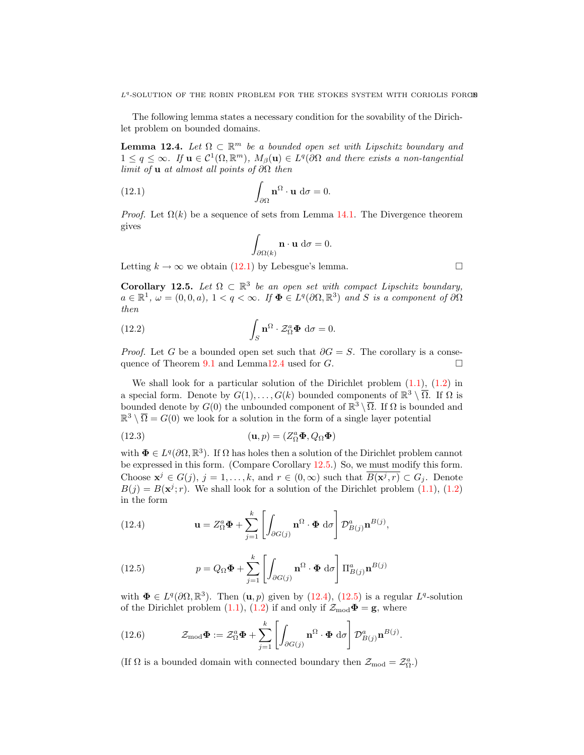The following lemma states a necessary condition for the sovability of the Dirichlet problem on bounded domains.

**Lemma 12.4.** *Let $\Omega \subset \mathbb{R}^m$ be a bounded open set with Lipschitz boundary and $1 \le q \le \infty$. If $\mathbf{u} \in \mathcal{C}^1(\Omega, \mathbb{R}^m)$, $M_\beta(\mathbf{u}) \in L^q(\partial\Omega$ and there exists a non-tangential limit of $\mathbf{u}$ at almost all points of $\partial\Omega$ then*

$$\int_{\partial\Omega} \mathbf{n}^\Omega \cdot \mathbf{u} \, \mathrm{d}\sigma = 0. \tag{12.1}$$

*Proof.* Let $\Omega(k)$ be a sequence of sets from Lemma 14.1. The Divergence theorem gives

$$\int_{\partial\Omega(k)} \mathbf{n} \cdot \mathbf{u} \, \mathrm{d}\sigma = 0.$$

Letting $k \to \infty$ we obtain (12.1) by Lebesgue's lemma. $\square$

**Corollary 12.5.** *Let $\Omega \subset \mathbb{R}^3$ be an open set with compact Lipschitz boundary, $a \in \mathbb{R}^1$, $\omega = (0,0,a)$, $1 < q < \infty$. If $\mathbf{\Phi} \in L^q(\partial\Omega, \mathbb{R}^3)$ and $S$ is a component of $\partial\Omega$ then*

$$\int_S \mathbf{n}^\Omega \cdot \mathcal{Z}^a_\Omega \mathbf{\Phi} \, \mathrm{d}\sigma = 0. \tag{12.2}$$

*Proof.* Let $G$ be a bounded open set such that $\partial G = S$. The corollary is a consequence of Theorem 9.1 and Lemma12.4 used for $G$. $\square$

We shall look for a particular solution of the Dirichlet problem (1.1), (1.2) in a special form. Denote by $G(1), \dots, G(k)$ bounded components of $\mathbb{R}^3 \setminus \overline{\Omega}$. If $\Omega$ is bounded denote by $G(0)$ the unbounded component of $\mathbb{R}^3 \setminus \overline{\Omega}$. If $\Omega$ is bounded and $\mathbb{R}^3 \setminus \overline{\Omega} = G(0)$ we look for a solution in the form of a single layer potential

$$(\mathbf{u}, p) = (Z^a_\Omega \mathbf{\Phi}, Q_\Omega \mathbf{\Phi}) \tag{12.3}$$

with $\mathbf{\Phi} \in L^q(\partial\Omega, \mathbb{R}^3)$. If $\Omega$ has holes then a solution of the Dirichlet problem cannot be expressed in this form. (Compare Corollary 12.5.) So, we must modify this form. Choose $\mathbf{x}^j \in G(j)$, $j = 1, \dots, k$, and $r \in (0, \infty)$ such that $\overline{B(\mathbf{x}^j, r)} \subset G_j$. Denote $B(j) = B(\mathbf{x}^j; r)$. We shall look for a solution of the Dirichlet problem (1.1), (1.2) in the form

$$\mathbf{u} = Z^a_\Omega \mathbf{\Phi} + \sum_{j=1}^k \left[ \int_{\partial G(j)} \mathbf{n}^\Omega \cdot \mathbf{\Phi} \, \mathrm{d}\sigma \right] \mathcal{D}^a_{B(j)} \mathbf{n}^{B(j)}, \tag{12.4}$$

$$p = Q_\Omega \mathbf{\Phi} + \sum_{j=1}^k \left[ \int_{\partial G(j)} \mathbf{n}^\Omega \cdot \mathbf{\Phi} \, \mathrm{d}\sigma \right] \Pi^a_{B(j)} \mathbf{n}^{B(j)} \tag{12.5}$$

with $\mathbf{\Phi} \in L^q(\partial\Omega, \mathbb{R}^3)$. Then $(\mathbf{u}, p)$ given by (12.4), (12.5) is a regular $L^q$-solution of the Dirichlet problem (1.1), (1.2) if and only if $\mathcal{Z}_{\mathrm{mod}} \mathbf{\Phi} = \mathbf{g}$, where

$$\mathcal{Z}_{\mathrm{mod}} \mathbf{\Phi} := \mathcal{Z}^a_\Omega \mathbf{\Phi} + \sum_{j=1}^k \left[ \int_{\partial G(j)} \mathbf{n}^\Omega \cdot \mathbf{\Phi} \, \mathrm{d}\sigma \right] \mathcal{D}^a_{B(j)} \mathbf{n}^{B(j)}. \tag{12.6}$$

(If $\Omega$ is a bounded domain with connected boundary then $\mathcal{Z}_{\mathrm{mod}} = \mathcal{Z}^a_\Omega$.)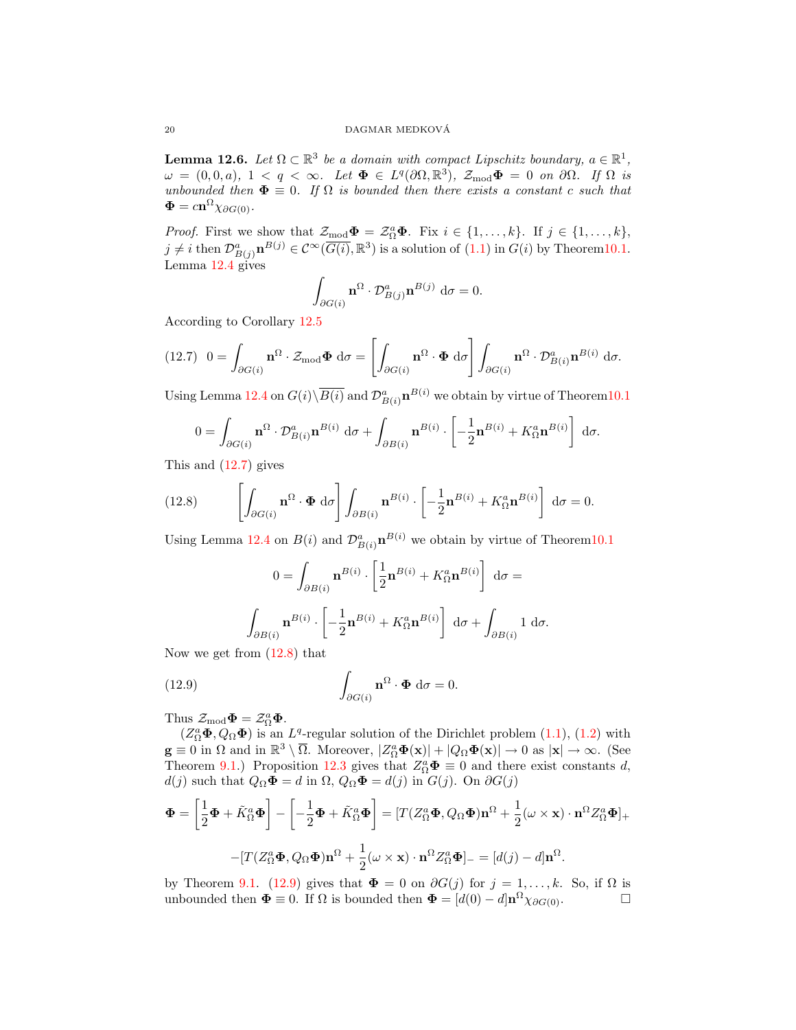**Lemma 12.6.** *Let $\Omega \subset \mathbb{R}^3$ be a domain with compact Lipschitz boundary, $a \in \mathbb{R}^1$, $\omega = (0, 0, a)$, $1 < q < \infty$. Let $\mathbf{\Phi} \in L^q(\partial\Omega, \mathbb{R}^3)$, $\mathcal{Z}_{\text{mod}}\mathbf{\Phi} = 0$ on $\partial\Omega$. If $\Omega$ is unbounded then $\mathbf{\Phi} \equiv 0$. If $\Omega$ is bounded then there exists a constant $c$ such that $\mathbf{\Phi} = c\mathbf{n}^\Omega \chi_{\partial G(0)}$.*

*Proof.* First we show that $\mathcal{Z}_{\text{mod}}\mathbf{\Phi} = \mathcal{Z}^a_\Omega \mathbf{\Phi}$. Fix $i \in \{1, \dots, k\}$. If $j \in \{1, \dots, k\}$, $j \neq i$ then $\mathcal{D}^a_{B(j)}\mathbf{n}^{B(j)} \in \mathcal{C}^\infty(\overline{G(i)}, \mathbb{R}^3)$ is a solution of (1.1) in $G(i)$ by Theorem10.1. Lemma 12.4 gives

$$\int_{\partial G(i)} \mathbf{n}^\Omega \cdot \mathcal{D}^a_{B(j)}\mathbf{n}^{B(j)} \, \mathrm{d}\sigma = 0.$$

According to Corollary 12.5

$$0 = \int_{\partial G(i)} \mathbf{n}^\Omega \cdot \mathcal{Z}_{\text{mod}}\mathbf{\Phi} \, \mathrm{d}\sigma = \left[\int_{\partial G(i)} \mathbf{n}^\Omega \cdot \mathbf{\Phi} \, \mathrm{d}\sigma\right] \int_{\partial G(i)} \mathbf{n}^\Omega \cdot \mathcal{D}^a_{B(i)}\mathbf{n}^{B(i)} \, \mathrm{d}\sigma. \tag{12.7}$$

Using Lemma 12.4 on $G(i) \setminus \overline{B(i)}$ and $\mathcal{D}^a_{B(i)}\mathbf{n}^{B(i)}$ we obtain by virtue of Theorem10.1

$$0 = \int_{\partial G(i)} \mathbf{n}^\Omega \cdot \mathcal{D}^a_{B(i)}\mathbf{n}^{B(i)} \, \mathrm{d}\sigma + \int_{\partial B(i)} \mathbf{n}^{B(i)} \cdot \left[-\frac{1}{2}\mathbf{n}^{B(i)} + K^a_\Omega \mathbf{n}^{B(i)}\right] \, \mathrm{d}\sigma.$$

This and (12.7) gives

$$\left[\int_{\partial G(i)} \mathbf{n}^\Omega \cdot \mathbf{\Phi} \, \mathrm{d}\sigma\right] \int_{\partial B(i)} \mathbf{n}^{B(i)} \cdot \left[-\frac{1}{2}\mathbf{n}^{B(i)} + K^a_\Omega \mathbf{n}^{B(i)}\right] \, \mathrm{d}\sigma = 0. \tag{12.8}$$

Using Lemma 12.4 on $B(i)$ and $\mathcal{D}^a_{B(i)}\mathbf{n}^{B(i)}$ we obtain by virtue of Theorem10.1

$$0 = \int_{\partial B(i)} \mathbf{n}^{B(i)} \cdot \left[\frac{1}{2}\mathbf{n}^{B(i)} + K^a_\Omega \mathbf{n}^{B(i)}\right] \, \mathrm{d}\sigma =$$

$$\int_{\partial B(i)} \mathbf{n}^{B(i)} \cdot \left[-\frac{1}{2}\mathbf{n}^{B(i)} + K^a_\Omega \mathbf{n}^{B(i)}\right] \, \mathrm{d}\sigma + \int_{\partial B(i)} 1 \, \mathrm{d}\sigma.$$

Now we get from (12.8) that

$$\int_{\partial G(i)} \mathbf{n}^\Omega \cdot \mathbf{\Phi} \, \mathrm{d}\sigma = 0. \tag{12.9}$$

Thus $\mathcal{Z}_{\text{mod}}\mathbf{\Phi} = \mathcal{Z}^a_\Omega \mathbf{\Phi}$.

$(Z^a_\Omega \mathbf{\Phi}, Q_\Omega \mathbf{\Phi})$ is an $L^q$-regular solution of the Dirichlet problem (1.1), (1.2) with $\mathbf{g} \equiv 0$ in $\Omega$ and in $\mathbb{R}^3 \setminus \overline{\Omega}$. Moreover, $|Z^a_\Omega \mathbf{\Phi}(\mathbf{x})| + |Q_\Omega \mathbf{\Phi}(\mathbf{x})| \to 0$ as $|\mathbf{x}| \to \infty$. (See Theorem 9.1.) Proposition 12.3 gives that $Z^a_\Omega \mathbf{\Phi} \equiv 0$ and there exist constants $d$, $d(j)$ such that $Q_\Omega \mathbf{\Phi} = d$ in $\Omega$, $Q_\Omega \mathbf{\Phi} = d(j)$ in $G(j)$. On $\partial G(j)$

$$\mathbf{\Phi} = \left[\frac{1}{2}\mathbf{\Phi} + \tilde{K}^a_\Omega \mathbf{\Phi}\right] - \left[-\frac{1}{2}\mathbf{\Phi} + \tilde{K}^a_\Omega \mathbf{\Phi}\right] = [T(Z^a_\Omega \mathbf{\Phi}, Q_\Omega \mathbf{\Phi})\mathbf{n}^\Omega + \frac{1}{2}(\omega \times \mathbf{x}) \cdot \mathbf{n}^\Omega Z^a_\Omega \mathbf{\Phi}]_+$$

$$-[T(Z^a_\Omega \mathbf{\Phi}, Q_\Omega \mathbf{\Phi})\mathbf{n}^\Omega + \frac{1}{2}(\omega \times \mathbf{x}) \cdot \mathbf{n}^\Omega Z^a_\Omega \mathbf{\Phi}]_- = [d(j) - d]\mathbf{n}^\Omega.$$

by Theorem 9.1. (12.9) gives that $\mathbf{\Phi} = 0$ on $\partial G(j)$ for $j = 1, \dots, k$. So, if $\Omega$ is unbounded then $\mathbf{\Phi} \equiv 0$. If $\Omega$ is bounded then $\mathbf{\Phi} = [d(0) - d]\mathbf{n}^\Omega \chi_{\partial G(0)}$. $\square$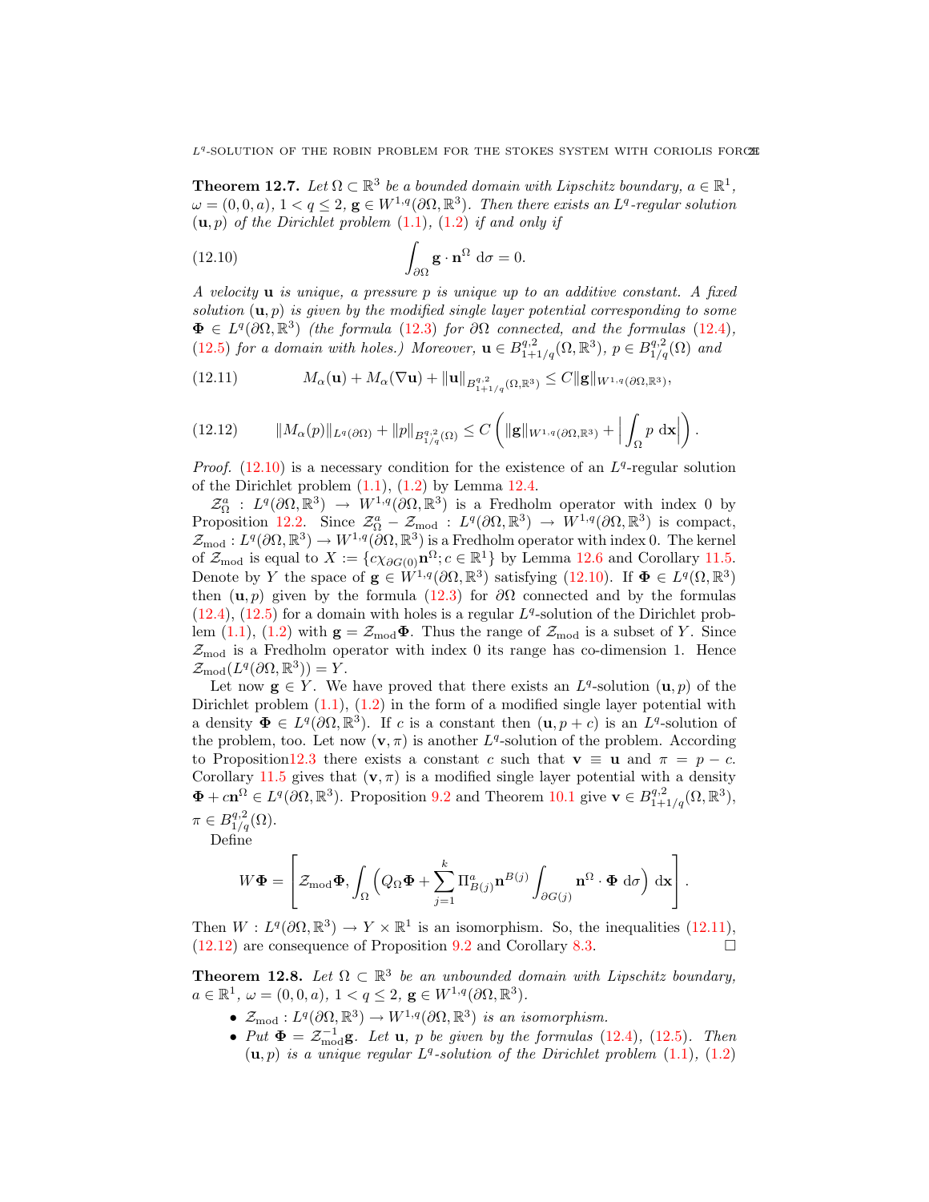**Theorem 12.7.** *Let $\Omega\subset\mathbb{R}^3$ be a bounded domain with Lipschitz boundary, $a\in\mathbb{R}^1$, $\omega=(0,0,a)$, $1<q\le 2$, $\mathbf{g}\in W^{1,q}(\partial\Omega,\mathbb{R}^3)$. Then there exists an $L^q$-regular solution $(\mathbf{u},p)$ of the Dirichlet problem (1.1), (1.2) if and only if*

$$\int_{\partial\Omega}\mathbf{g}\cdot\mathbf{n}^\Omega\ \mathrm{d}\sigma=0. \tag{12.10}$$

*A velocity $\mathbf{u}$ is unique, a pressure $p$ is unique up to an additive constant. A fixed solution $(\mathbf{u},p)$ is given by the modified single layer potential corresponding to some $\mathbf{\Phi}\in L^q(\partial\Omega,\mathbb{R}^3)$ (the formula (12.3) for $\partial\Omega$ connected, and the formulas (12.4), (12.5) for a domain with holes.) Moreover, $\mathbf{u}\in B^{q,2}_{1+1/q}(\Omega,\mathbb{R}^3)$, $p\in B^{q,2}_{1/q}(\Omega)$ and*

$$M_\alpha(\mathbf{u})+M_\alpha(\nabla\mathbf{u})+\|\mathbf{u}\|_{B^{q,2}_{1+1/q}(\Omega,\mathbb{R}^3)}\le C\|\mathbf{g}\|_{W^{1,q}(\partial\Omega,\mathbb{R}^3)}, \tag{12.11}$$

$$\|M_\alpha(p)\|_{L^q(\partial\Omega)}+\|p\|_{B^{q,2}_{1/q}(\Omega)}\le C\left(\|\mathbf{g}\|_{W^{1,q}(\partial\Omega,\mathbb{R}^3)}+\Big|\int_\Omega p\ \mathrm{d}\mathbf{x}\Big|\right). \tag{12.12}$$

*Proof.* (12.10) is a necessary condition for the existence of an $L^q$-regular solution of the Dirichlet problem (1.1), (1.2) by Lemma 12.4.

$\mathcal{Z}^a_\Omega: L^q(\partial\Omega,\mathbb{R}^3)\to W^{1,q}(\partial\Omega,\mathbb{R}^3)$ is a Fredholm operator with index 0 by Proposition 12.2. Since $\mathcal{Z}^a_\Omega-\mathcal{Z}_{\rm mod}: L^q(\partial\Omega,\mathbb{R}^3)\to W^{1,q}(\partial\Omega,\mathbb{R}^3)$ is compact, $\mathcal{Z}_{\rm mod}: L^q(\partial\Omega,\mathbb{R}^3)\to W^{1,q}(\partial\Omega,\mathbb{R}^3)$ is a Fredholm operator with index 0. The kernel of $\mathcal{Z}_{\rm mod}$ is equal to $X:=\{c\chi_{\partial G(0)}\mathbf{n}^\Omega; c\in\mathbb{R}^1\}$ by Lemma 12.6 and Corollary 11.5. Denote by $Y$ the space of $\mathbf{g}\in W^{1,q}(\partial\Omega,\mathbb{R}^3)$ satisfying (12.10). If $\mathbf{\Phi}\in L^q(\Omega,\mathbb{R}^3)$ then $(\mathbf{u},p)$ given by the formula (12.3) for $\partial\Omega$ connected and by the formulas (12.4), (12.5) for a domain with holes is a regular $L^q$-solution of the Dirichlet problem (1.1), (1.2) with $\mathbf{g}=\mathcal{Z}_{\rm mod}\mathbf{\Phi}$. Thus the range of $\mathcal{Z}_{\rm mod}$ is a subset of $Y$. Since $\mathcal{Z}_{\rm mod}$ is a Fredholm operator with index 0 its range has co-dimension 1. Hence $\mathcal{Z}_{\rm mod}(L^q(\partial\Omega,\mathbb{R}^3))=Y$.

Let now $\mathbf{g}\in Y$. We have proved that there exists an $L^q$-solution $(\mathbf{u},p)$ of the Dirichlet problem (1.1), (1.2) in the form of a modified single layer potential with a density $\mathbf{\Phi}\in L^q(\partial\Omega,\mathbb{R}^3)$. If $c$ is a constant then $(\mathbf{u},p+c)$ is an $L^q$-solution of the problem, too. Let now $(\mathbf{v},\pi)$ is another $L^q$-solution of the problem. According to Proposition12.3 there exists a constant $c$ such that $\mathbf{v}\equiv\mathbf{u}$ and $\pi=p-c$. Corollary 11.5 gives that $(\mathbf{v},\pi)$ is a modified single layer potential with a density $\mathbf{\Phi}+c\mathbf{n}^\Omega\in L^q(\partial\Omega,\mathbb{R}^3)$. Proposition 9.2 and Theorem 10.1 give $\mathbf{v}\in B^{q,2}_{1+1/q}(\Omega,\mathbb{R}^3)$, $\pi\in B^{q,2}_{1/q}(\Omega)$.

Define

$$W\mathbf{\Phi}=\left[\mathcal{Z}_{\rm mod}\mathbf{\Phi},\int_\Omega\Big(Q_\Omega\mathbf{\Phi}+\sum_{j=1}^k\Pi^a_{B(j)}\mathbf{n}^{B(j)}\int_{\partial G(j)}\mathbf{n}^\Omega\cdot\mathbf{\Phi}\ \mathrm{d}\sigma\Big)\ \mathrm{d}\mathbf{x}\right].$$

Then $W: L^q(\partial\Omega,\mathbb{R}^3)\to Y\times\mathbb{R}^1$ is an isomorphism. So, the inequalities (12.11), (12.12) are consequence of Proposition 9.2 and Corollary 8.3. □

**Theorem 12.8.** *Let $\Omega\subset\mathbb{R}^3$ be an unbounded domain with Lipschitz boundary, $a\in\mathbb{R}^1$, $\omega=(0,0,a)$, $1<q\le 2$, $\mathbf{g}\in W^{1,q}(\partial\Omega,\mathbb{R}^3)$.*

- *$\mathcal{Z}_{\rm mod}: L^q(\partial\Omega,\mathbb{R}^3)\to W^{1,q}(\partial\Omega,\mathbb{R}^3)$ is an isomorphism.*
- *Put $\mathbf{\Phi}=\mathcal{Z}^{-1}_{\rm mod}\mathbf{g}$. Let $\mathbf{u}$, $p$ be given by the formulas (12.4), (12.5). Then $(\mathbf{u},p)$ is a unique regular $L^q$-solution of the Dirichlet problem (1.1), (1.2)*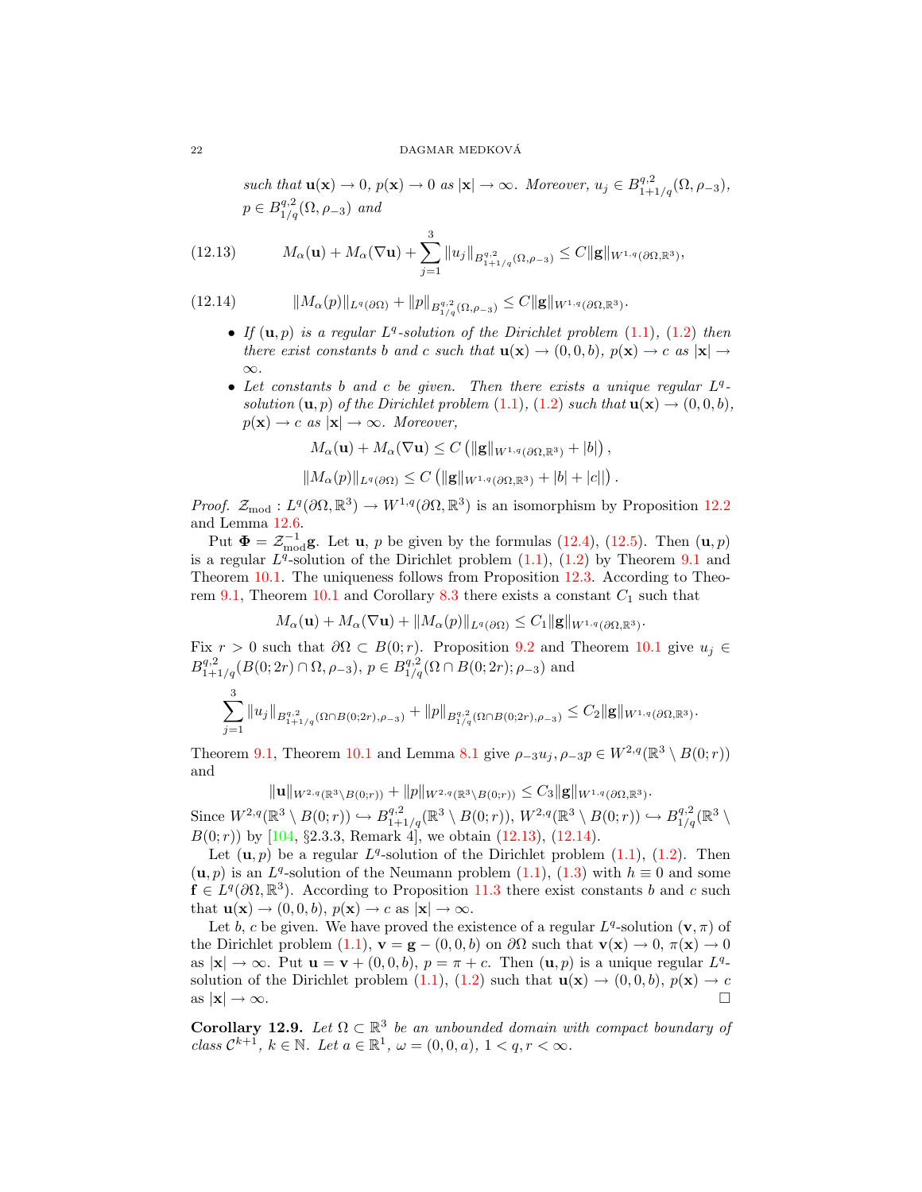*such that* $\mathbf{u}(\mathbf{x}) \to 0$, $p(\mathbf{x}) \to 0$ *as* $|\mathbf{x}| \to \infty$. *Moreover,* $u_j \in B^{q,2}_{1+1/q}(\Omega, \rho_{-3})$, $p \in B^{q,2}_{1/q}(\Omega, \rho_{-3})$ *and*

$$M_\alpha(\mathbf{u}) + M_\alpha(\nabla \mathbf{u}) + \sum_{j=1}^{3} \|u_j\|_{B^{q,2}_{1+1/q}(\Omega,\rho_{-3})} \le C\|\mathbf{g}\|_{W^{1,q}(\partial\Omega,\mathbb{R}^3)}, \tag{12.13}$$

$$\|M_\alpha(p)\|_{L^q(\partial\Omega)} + \|p\|_{B^{q,2}_{1/q}(\Omega,\rho_{-3})} \le C\|\mathbf{g}\|_{W^{1,q}(\partial\Omega,\mathbb{R}^3)}. \tag{12.14}$$

- *If* $(\mathbf{u}, p)$ *is a regular* $L^q$*-solution of the Dirichlet problem* (1.1), (1.2) *then there exist constants* $b$ *and* $c$ *such that* $\mathbf{u}(\mathbf{x}) \to (0, 0, b)$, $p(\mathbf{x}) \to c$ *as* $|\mathbf{x}| \to \infty$.
- *Let constants* $b$ *and* $c$ *be given. Then there exists a unique regular* $L^q$*-solution* $(\mathbf{u}, p)$ *of the Dirichlet problem* (1.1), (1.2) *such that* $\mathbf{u}(\mathbf{x}) \to (0, 0, b)$, $p(\mathbf{x}) \to c$ *as* $|\mathbf{x}| \to \infty$. *Moreover,*

$$M_\alpha(\mathbf{u}) + M_\alpha(\nabla \mathbf{u}) \le C\left(\|\mathbf{g}\|_{W^{1,q}(\partial\Omega,\mathbb{R}^3)} + |b|\right),$$

$$\|M_\alpha(p)\|_{L^q(\partial\Omega)} \le C\left(\|\mathbf{g}\|_{W^{1,q}(\partial\Omega,\mathbb{R}^3)} + |b| + |c|\right).$$

*Proof.* $\mathcal{Z}_{\rm mod} : L^q(\partial\Omega, \mathbb{R}^3) \to W^{1,q}(\partial\Omega, \mathbb{R}^3)$ is an isomorphism by Proposition 12.2 and Lemma 12.6.

Put $\mathbf{\Phi} = \mathcal{Z}^{-1}_{\rm mod}\mathbf{g}$. Let $\mathbf{u}$, $p$ be given by the formulas (12.4), (12.5). Then $(\mathbf{u}, p)$ is a regular $L^q$-solution of the Dirichlet problem (1.1), (1.2) by Theorem 9.1 and Theorem 10.1. The uniqueness follows from Proposition 12.3. According to Theorem 9.1, Theorem 10.1 and Corollary 8.3 there exists a constant $C_1$ such that

$$M_\alpha(\mathbf{u}) + M_\alpha(\nabla \mathbf{u}) + \|M_\alpha(p)\|_{L^q(\partial\Omega)} \le C_1\|\mathbf{g}\|_{W^{1,q}(\partial\Omega,\mathbb{R}^3)}.$$

Fix $r > 0$ such that $\partial\Omega \subset B(0; r)$. Proposition 9.2 and Theorem 10.1 give $u_j \in B^{q,2}_{1+1/q}(B(0; 2r) \cap \Omega, \rho_{-3})$, $p \in B^{q,2}_{1/q}(\Omega \cap B(0; 2r); \rho_{-3})$ and

$$\sum_{j=1}^{3} \|u_j\|_{B^{q,2}_{1+1/q}(\Omega\cap B(0;2r),\rho_{-3})} + \|p\|_{B^{q,2}_{1/q}(\Omega\cap B(0;2r),\rho_{-3})} \le C_2\|\mathbf{g}\|_{W^{1,q}(\partial\Omega,\mathbb{R}^3)}.$$

Theorem 9.1, Theorem 10.1 and Lemma 8.1 give $\rho_{-3}u_j, \rho_{-3}p \in W^{2,q}(\mathbb{R}^3 \setminus B(0; r))$ and

$$\|\mathbf{u}\|_{W^{2,q}(\mathbb{R}^3\setminus B(0;r))} + \|p\|_{W^{2,q}(\mathbb{R}^3\setminus B(0;r))} \le C_3\|\mathbf{g}\|_{W^{1,q}(\partial\Omega,\mathbb{R}^3)}.$$

Since $W^{2,q}(\mathbb{R}^3 \setminus B(0; r)) \hookrightarrow B^{q,2}_{1+1/q}(\mathbb{R}^3 \setminus B(0; r))$, $W^{2,q}(\mathbb{R}^3 \setminus B(0; r)) \hookrightarrow B^{q,2}_{1/q}(\mathbb{R}^3 \setminus B(0; r))$ by [104, §2.3.3, Remark 4], we obtain (12.13), (12.14).

Let $(\mathbf{u}, p)$ be a regular $L^q$-solution of the Dirichlet problem (1.1), (1.2). Then $(\mathbf{u}, p)$ is an $L^q$-solution of the Neumann problem (1.1), (1.3) with $h \equiv 0$ and some $\mathbf{f} \in L^q(\partial\Omega, \mathbb{R}^3)$. According to Proposition 11.3 there exist constants $b$ and $c$ such that $\mathbf{u}(\mathbf{x}) \to (0, 0, b)$, $p(\mathbf{x}) \to c$ as $|\mathbf{x}| \to \infty$.

Let $b$, $c$ be given. We have proved the existence of a regular $L^q$-solution $(\mathbf{v}, \pi)$ of the Dirichlet problem (1.1), $\mathbf{v} = \mathbf{g} - (0, 0, b)$ on $\partial\Omega$ such that $\mathbf{v}(\mathbf{x}) \to 0$, $\pi(\mathbf{x}) \to 0$ as $|\mathbf{x}| \to \infty$. Put $\mathbf{u} = \mathbf{v} + (0, 0, b)$, $p = \pi + c$. Then $(\mathbf{u}, p)$ is a unique regular $L^q$-solution of the Dirichlet problem (1.1), (1.2) such that $\mathbf{u}(\mathbf{x}) \to (0, 0, b)$, $p(\mathbf{x}) \to c$ as $|\mathbf{x}| \to \infty$. □

**Corollary 12.9.** *Let* $\Omega \subset \mathbb{R}^3$ *be an unbounded domain with compact boundary of class* $\mathcal{C}^{k+1}$, $k \in \mathbb{N}$. *Let* $a \in \mathbb{R}^1$, $\omega = (0, 0, a)$, $1 < q, r < \infty$.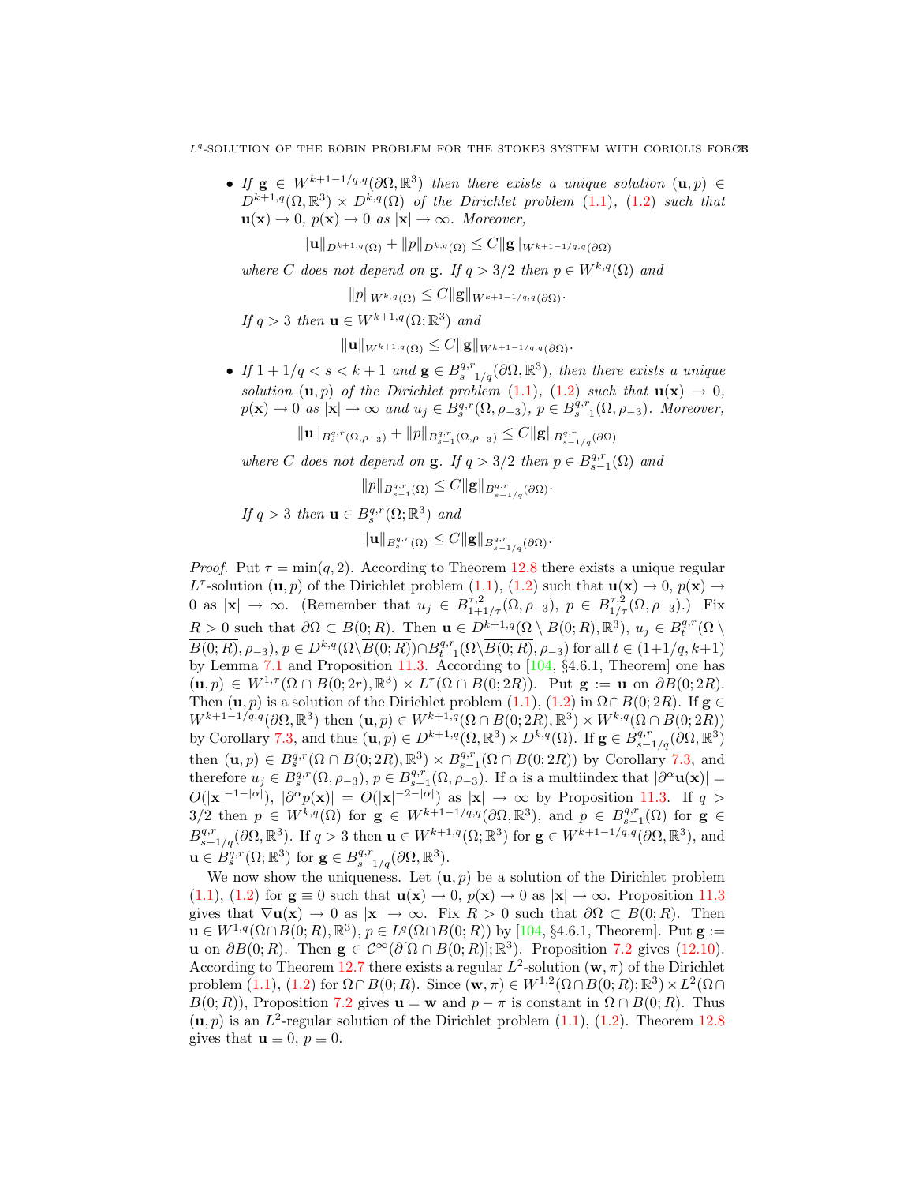- *If* $\mathbf{g} \in W^{k+1-1/q,q}(\partial\Omega, \mathbb{R}^3)$ *then there exists a unique solution* $(\mathbf{u}, p) \in D^{k+1,q}(\Omega, \mathbb{R}^3) \times D^{k,q}(\Omega)$ *of the Dirichlet problem* (1.1), (1.2) *such that* $\mathbf{u}(\mathbf{x}) \to 0$, $p(\mathbf{x}) \to 0$ *as* $|\mathbf{x}| \to \infty$. *Moreover,*
$$\|\mathbf{u}\|_{D^{k+1,q}(\Omega)} + \|p\|_{D^{k,q}(\Omega)} \le C\|\mathbf{g}\|_{W^{k+1-1/q,q}(\partial\Omega)}$$
*where* $C$ *does not depend on* $\mathbf{g}$. *If* $q > 3/2$ *then* $p \in W^{k,q}(\Omega)$ *and*
$$\|p\|_{W^{k,q}(\Omega)} \le C\|\mathbf{g}\|_{W^{k+1-1/q,q}(\partial\Omega)}.$$
*If* $q > 3$ *then* $\mathbf{u} \in W^{k+1,q}(\Omega; \mathbb{R}^3)$ *and*
$$\|\mathbf{u}\|_{W^{k+1,q}(\Omega)} \le C\|\mathbf{g}\|_{W^{k+1-1/q,q}(\partial\Omega)}.$$
- *If* $1 + 1/q < s < k+1$ *and* $\mathbf{g} \in B^{q,r}_{s-1/q}(\partial\Omega, \mathbb{R}^3)$, *then there exists a unique solution* $(\mathbf{u}, p)$ *of the Dirichlet problem* (1.1), (1.2) *such that* $\mathbf{u}(\mathbf{x}) \to 0$, $p(\mathbf{x}) \to 0$ *as* $|\mathbf{x}| \to \infty$ *and* $u_j \in B^{q,r}_s(\Omega, \rho_{-3})$, $p \in B^{q,r}_{s-1}(\Omega, \rho_{-3})$. *Moreover,*
$$\|\mathbf{u}\|_{B^{q,r}_s(\Omega,\rho_{-3})} + \|p\|_{B^{q,r}_{s-1}(\Omega,\rho_{-3})} \le C\|\mathbf{g}\|_{B^{q,r}_{s-1/q}(\partial\Omega)}$$
*where* $C$ *does not depend on* $\mathbf{g}$. *If* $q > 3/2$ *then* $p \in B^{q,r}_{s-1}(\Omega)$ *and*
$$\|p\|_{B^{q,r}_{s-1}(\Omega)} \le C\|\mathbf{g}\|_{B^{q,r}_{s-1/q}(\partial\Omega)}.$$
*If* $q > 3$ *then* $\mathbf{u} \in B^{q,r}_s(\Omega; \mathbb{R}^3)$ *and*
$$\|\mathbf{u}\|_{B^{q,r}_s(\Omega)} \le C\|\mathbf{g}\|_{B^{q,r}_{s-1/q}(\partial\Omega)}.$$

*Proof.* Put $\tau = \min(q, 2)$. According to Theorem 12.8 there exists a unique regular $L^\tau$-solution $(\mathbf{u}, p)$ of the Dirichlet problem (1.1), (1.2) such that $\mathbf{u}(\mathbf{x}) \to 0$, $p(\mathbf{x}) \to 0$ as $|\mathbf{x}| \to \infty$. (Remember that $u_j \in B^{\tau,2}_{1+1/\tau}(\Omega, \rho_{-3})$, $p \in B^{\tau,2}_{1/\tau}(\Omega, \rho_{-3})$.) Fix $R > 0$ such that $\partial\Omega \subset B(0;R)$. Then $\mathbf{u} \in D^{k+1,q}(\Omega \setminus \overline{B(0;R)}, \mathbb{R}^3)$, $u_j \in B^{q,r}_t(\Omega \setminus \overline{B(0;R)}, \rho_{-3})$, $p \in D^{k,q}(\Omega \setminus \overline{B(0;R)}) \cap B^{q,r}_{t-1}(\Omega \setminus \overline{B(0;R)}, \rho_{-3})$ for all $t \in (1+1/q, k+1)$ by Lemma 7.1 and Proposition 11.3. According to [104, §4.6.1, Theorem] one has $(\mathbf{u}, p) \in W^{1,\tau}(\Omega \cap B(0;2r), \mathbb{R}^3) \times L^\tau(\Omega \cap B(0;2R))$. Put $\mathbf{g} := \mathbf{u}$ on $\partial B(0;2R)$. Then $(\mathbf{u}, p)$ is a solution of the Dirichlet problem (1.1), (1.2) in $\Omega \cap B(0;2R)$. If $\mathbf{g} \in W^{k+1-1/q,q}(\partial\Omega, \mathbb{R}^3)$ then $(\mathbf{u}, p) \in W^{k+1,q}(\Omega \cap B(0;2R), \mathbb{R}^3) \times W^{k,q}(\Omega \cap B(0;2R))$ by Corollary 7.3, and thus $(\mathbf{u}, p) \in D^{k+1,q}(\Omega, \mathbb{R}^3) \times D^{k,q}(\Omega)$. If $\mathbf{g} \in B^{q,r}_{s-1/q}(\partial\Omega, \mathbb{R}^3)$ then $(\mathbf{u}, p) \in B^{q,r}_s(\Omega \cap B(0;2R), \mathbb{R}^3) \times B^{q,r}_{s-1}(\Omega \cap B(0;2R))$ by Corollary 7.3, and therefore $u_j \in B^{q,r}_s(\Omega, \rho_{-3})$, $p \in B^{q,r}_{s-1}(\Omega, \rho_{-3})$. If $\alpha$ is a multiindex that $|\partial^\alpha \mathbf{u}(\mathbf{x})| = O(|\mathbf{x}|^{-1-|\alpha|})$, $|\partial^\alpha p(\mathbf{x})| = O(|\mathbf{x}|^{-2-|\alpha|})$ as $|\mathbf{x}| \to \infty$ by Proposition 11.3. If $q > 3/2$ then $p \in W^{k,q}(\Omega)$ for $\mathbf{g} \in W^{k+1-1/q,q}(\partial\Omega, \mathbb{R}^3)$, and $p \in B^{q,r}_{s-1}(\Omega)$ for $\mathbf{g} \in B^{q,r}_{s-1/q}(\partial\Omega, \mathbb{R}^3)$. If $q > 3$ then $\mathbf{u} \in W^{k+1,q}(\Omega; \mathbb{R}^3)$ for $\mathbf{g} \in W^{k+1-1/q,q}(\partial\Omega, \mathbb{R}^3)$, and $\mathbf{u} \in B^{q,r}_s(\Omega; \mathbb{R}^3)$ for $\mathbf{g} \in B^{q,r}_{s-1/q}(\partial\Omega, \mathbb{R}^3)$.

We now show the uniqueness. Let $(\mathbf{u}, p)$ be a solution of the Dirichlet problem (1.1), (1.2) for $\mathbf{g} \equiv 0$ such that $\mathbf{u}(\mathbf{x}) \to 0$, $p(\mathbf{x}) \to 0$ as $|\mathbf{x}| \to \infty$. Proposition 11.3 gives that $\nabla\mathbf{u}(\mathbf{x}) \to 0$ as $|\mathbf{x}| \to \infty$. Fix $R > 0$ such that $\partial\Omega \subset B(0;R)$. Then $\mathbf{u} \in W^{1,q}(\Omega \cap B(0;R), \mathbb{R}^3)$, $p \in L^q(\Omega \cap B(0;R))$ by [104, §4.6.1, Theorem]. Put $\mathbf{g} := \mathbf{u}$ on $\partial B(0;R)$. Then $\mathbf{g} \in \mathcal{C}^\infty(\partial[\Omega \cap B(0;R)]; \mathbb{R}^3)$. Proposition 7.2 gives (12.10). According to Theorem 12.7 there exists a regular $L^2$-solution $(\mathbf{w}, \pi)$ of the Dirichlet problem (1.1), (1.2) for $\Omega \cap B(0;R)$. Since $(\mathbf{w}, \pi) \in W^{1,2}(\Omega \cap B(0;R); \mathbb{R}^3) \times L^2(\Omega \cap B(0;R))$, Proposition 7.2 gives $\mathbf{u} = \mathbf{w}$ and $p - \pi$ is constant in $\Omega \cap B(0;R)$. Thus $(\mathbf{u}, p)$ is an $L^2$-regular solution of the Dirichlet problem (1.1), (1.2). Theorem 12.8 gives that $\mathbf{u} \equiv 0$, $p \equiv 0$.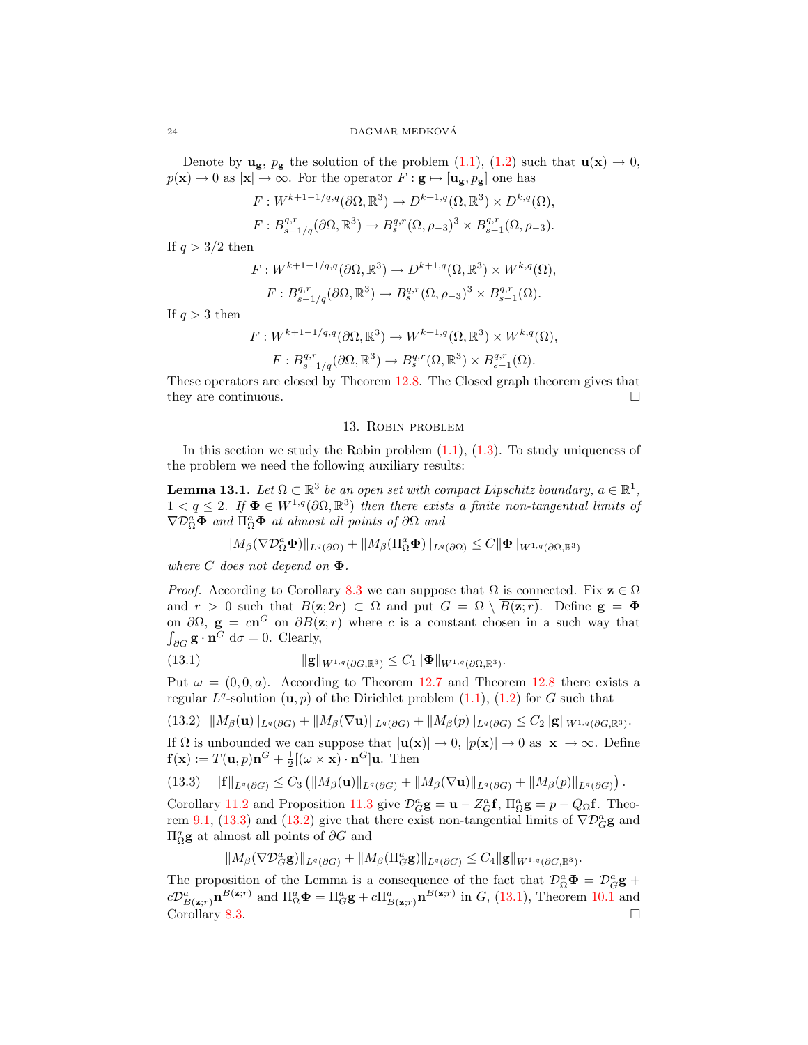Denote by $\mathbf{u}_\mathbf{g}$, $p_\mathbf{g}$ the solution of the problem (1.1), (1.2) such that $\mathbf{u}(\mathbf{x}) \to 0$, $p(\mathbf{x}) \to 0$ as $|\mathbf{x}| \to \infty$. For the operator $F : \mathbf{g} \mapsto [\mathbf{u}_\mathbf{g}, p_\mathbf{g}]$ one has

$$F : W^{k+1-1/q,q}(\partial\Omega, \mathbb{R}^3) \to D^{k+1,q}(\Omega, \mathbb{R}^3) \times D^{k,q}(\Omega),$$

$$F : B^{q,r}_{s-1/q}(\partial\Omega, \mathbb{R}^3) \to B^{q,r}_s(\Omega, \rho_{-3})^3 \times B^{q,r}_{s-1}(\Omega, \rho_{-3}).$$

If $q > 3/2$ then

$$F : W^{k+1-1/q,q}(\partial\Omega, \mathbb{R}^3) \to D^{k+1,q}(\Omega, \mathbb{R}^3) \times W^{k,q}(\Omega),$$

$$F : B^{q,r}_{s-1/q}(\partial\Omega, \mathbb{R}^3) \to B^{q,r}_s(\Omega, \rho_{-3})^3 \times B^{q,r}_{s-1}(\Omega).$$

If $q > 3$ then

$$F : W^{k+1-1/q,q}(\partial\Omega, \mathbb{R}^3) \to W^{k+1,q}(\Omega, \mathbb{R}^3) \times W^{k,q}(\Omega),$$

$$F : B^{q,r}_{s-1/q}(\partial\Omega, \mathbb{R}^3) \to B^{q,r}_s(\Omega, \mathbb{R}^3) \times B^{q,r}_{s-1}(\Omega).$$

These operators are closed by Theorem 12.8. The Closed graph theorem gives that they are continuous. □

## 13. Robin problem

In this section we study the Robin problem (1.1), (1.3). To study uniqueness of the problem we need the following auxiliary results:

**Lemma 13.1.** *Let $\Omega \subset \mathbb{R}^3$ be an open set with compact Lipschitz boundary, $a \in \mathbb{R}^1$, $1 < q \le 2$. If $\mathbf{\Phi} \in W^{1,q}(\partial\Omega, \mathbb{R}^3)$ then there exists a finite non-tangential limits of $\nabla \mathcal{D}^a_\Omega \mathbf{\Phi}$ and $\Pi^a_\Omega \mathbf{\Phi}$ at almost all points of $\partial\Omega$ and*

$$\|M_\beta(\nabla \mathcal{D}^a_\Omega \mathbf{\Phi})\|_{L^q(\partial\Omega)} + \|M_\beta(\Pi^a_\Omega \mathbf{\Phi})\|_{L^q(\partial\Omega)} \le C\|\mathbf{\Phi}\|_{W^{1,q}(\partial\Omega,\mathbb{R}^3)}$$

*where $C$ does not depend on $\mathbf{\Phi}$.*

*Proof.* According to Corollary 8.3 we can suppose that $\Omega$ is connected. Fix $\mathbf{z} \in \Omega$ and $r > 0$ such that $B(\mathbf{z}; 2r) \subset \Omega$ and put $G = \Omega \setminus \overline{B(\mathbf{z}; r)}$. Define $\mathbf{g} = \mathbf{\Phi}$ on $\partial\Omega$, $\mathbf{g} = c\mathbf{n}^G$ on $\partial B(\mathbf{z}; r)$ where $c$ is a constant chosen in a such way that $\int_{\partial G} \mathbf{g} \cdot \mathbf{n}^G \, \mathrm{d}\sigma = 0$. Clearly,

$$\|\mathbf{g}\|_{W^{1,q}(\partial G,\mathbb{R}^3)} \le C_1 \|\mathbf{\Phi}\|_{W^{1,q}(\partial\Omega,\mathbb{R}^3)}. \tag{13.1}$$

Put $\omega = (0, 0, a)$. According to Theorem 12.7 and Theorem 12.8 there exists a regular $L^q$-solution $(\mathbf{u}, p)$ of the Dirichlet problem (1.1), (1.2) for $G$ such that

$$\|M_\beta(\mathbf{u})\|_{L^q(\partial G)} + \|M_\beta(\nabla\mathbf{u})\|_{L^q(\partial G)} + \|M_\beta(p)\|_{L^q(\partial G)} \le C_2\|\mathbf{g}\|_{W^{1,q}(\partial G,\mathbb{R}^3)}. \tag{13.2}$$

If $\Omega$ is unbounded we can suppose that $|\mathbf{u}(\mathbf{x})| \to 0$, $|p(\mathbf{x})| \to 0$ as $|\mathbf{x}| \to \infty$. Define $\mathbf{f}(\mathbf{x}) := T(\mathbf{u}, p)\mathbf{n}^G + \frac{1}{2}[(\omega \times \mathbf{x}) \cdot \mathbf{n}^G]\mathbf{u}$. Then

$$\|\mathbf{f}\|_{L^q(\partial G)} \le C_3 \left(\|M_\beta(\mathbf{u})\|_{L^q(\partial G)} + \|M_\beta(\nabla\mathbf{u})\|_{L^q(\partial G)} + \|M_\beta(p)\|_{L^q(\partial G)}\right). \tag{13.3}$$

Corollary 11.2 and Proposition 11.3 give $\mathcal{D}^a_G \mathbf{g} = \mathbf{u} - Z^a_G \mathbf{f}$, $\Pi^a_\Omega \mathbf{g} = p - Q_\Omega \mathbf{f}$. Theorem 9.1, (13.3) and (13.2) give that there exist non-tangential limits of $\nabla\mathcal{D}^a_G \mathbf{g}$ and $\Pi^a_\Omega \mathbf{g}$ at almost all points of $\partial G$ and

$$\|M_\beta(\nabla\mathcal{D}^a_G \mathbf{g})\|_{L^q(\partial G)} + \|M_\beta(\Pi^a_G \mathbf{g})\|_{L^q(\partial G)} \le C_4\|\mathbf{g}\|_{W^{1,q}(\partial G,\mathbb{R}^3)}.$$

The proposition of the Lemma is a consequence of the fact that $\mathcal{D}^a_\Omega \mathbf{\Phi} = \mathcal{D}^a_G \mathbf{g} + c\mathcal{D}^a_{B(\mathbf{z};r)} \mathbf{n}^{B(\mathbf{z};r)}$ and $\Pi^a_\Omega \mathbf{\Phi} = \Pi^a_G \mathbf{g} + c\Pi^a_{B(\mathbf{z};r)} \mathbf{n}^{B(\mathbf{z};r)}$ in $G$, (13.1), Theorem 10.1 and Corollary 8.3. □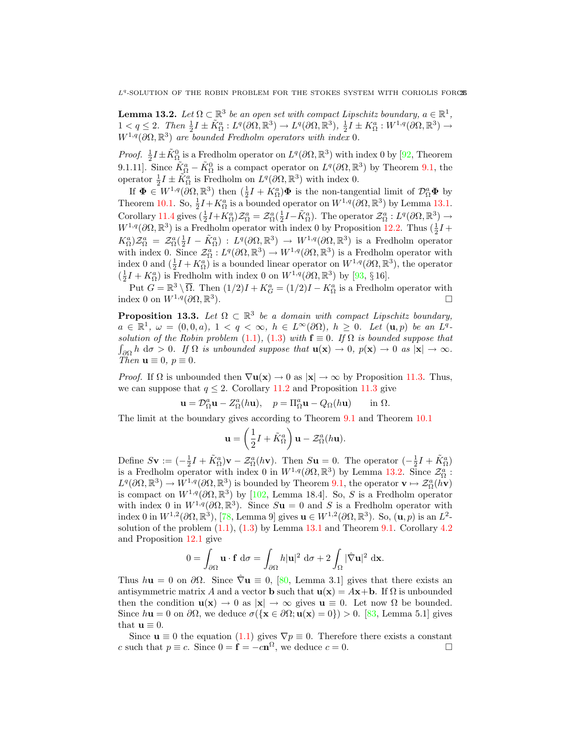**Lemma 13.2.** *Let $\Omega \subset \mathbb{R}^3$ be an open set with compact Lipschitz boundary, $a \in \mathbb{R}^1$, $1 < q \le 2$. Then $\frac{1}{2}I \pm \tilde{K}^a_\Omega : L^q(\partial\Omega, \mathbb{R}^3) \to L^q(\partial\Omega, \mathbb{R}^3)$, $\frac{1}{2}I \pm K^a_\Omega : W^{1,q}(\partial\Omega, \mathbb{R}^3) \to W^{1,q}(\partial\Omega, \mathbb{R}^3)$ are bounded Fredholm operators with index* 0*.*

*Proof.* $\frac{1}{2}I \pm \tilde{K}^0_\Omega$ is a Fredholm operator on $L^q(\partial\Omega, \mathbb{R}^3)$ with index 0 by [92, Theorem 9.1.11]. Since $\tilde{K}^a_\Omega - \tilde{K}^0_\Omega$ is a compact operator on $L^q(\partial\Omega, \mathbb{R}^3)$ by Theorem 9.1, the operator $\frac{1}{2}I \pm \tilde{K}^a_\Omega$ is Fredholm on $L^q(\partial\Omega, \mathbb{R}^3)$ with index 0.

If $\mathbf{\Phi} \in W^{1,q}(\partial\Omega, \mathbb{R}^3)$ then $(\frac{1}{2}I + K^a_\Omega)\mathbf{\Phi}$ is the non-tangential limit of $\mathcal{D}^a_\Omega \mathbf{\Phi}$ by Theorem 10.1. So, $\frac{1}{2}I + K^a_\Omega$ is a bounded operator on $W^{1,q}(\partial\Omega, \mathbb{R}^3)$ by Lemma 13.1. Corollary 11.4 gives $(\frac{1}{2}I + K^a_\Omega)\mathcal{Z}^a_\Omega = \mathcal{Z}^a_\Omega(\frac{1}{2}I - \tilde{K}^a_\Omega)$. The operator $\mathcal{Z}^a_\Omega : L^q(\partial\Omega, \mathbb{R}^3) \to W^{1,q}(\partial\Omega, \mathbb{R}^3)$ is a Fredholm operator with index 0 by Proposition 12.2. Thus $(\frac{1}{2}I + K^a_\Omega)\mathcal{Z}^a_\Omega = \mathcal{Z}^a_\Omega(\frac{1}{2}I - \tilde{K}^a_\Omega) : L^q(\partial\Omega, \mathbb{R}^3) \to W^{1,q}(\partial\Omega, \mathbb{R}^3)$ is a Fredholm operator with index 0. Since $\mathcal{Z}^a_\Omega : L^q(\partial\Omega, \mathbb{R}^3) \to W^{1,q}(\partial\Omega, \mathbb{R}^3)$ is a Fredholm operator with index 0 and $(\frac{1}{2}I + K^a_\Omega)$ is a bounded linear operator on $W^{1,q}(\partial\Omega, \mathbb{R}^3)$, the operator $(\frac{1}{2}I + K^a_\Omega)$ is Fredholm with index 0 on $W^{1,q}(\partial\Omega, \mathbb{R}^3)$ by [93, § 16].

Put $G = \mathbb{R}^3 \setminus \overline{\Omega}$. Then $(1/2)I + K^a_G = (1/2)I - K^a_\Omega$ is a Fredholm operator with index 0 on $W^{1,q}(\partial\Omega, \mathbb{R}^3)$. □

**Proposition 13.3.** *Let $\Omega \subset \mathbb{R}^3$ be a domain with compact Lipschitz boundary, $a \in \mathbb{R}^1$, $\omega = (0, 0, a)$, $1 < q < \infty$, $h \in L^\infty(\partial\Omega)$, $h \ge 0$. Let $(\mathbf{u}, p)$ be an $L^q$-solution of the Robin problem (1.1), (1.3) with $\mathbf{f} \equiv 0$. If $\Omega$ is bounded suppose that $\int_{\partial\Omega} h \, \mathrm{d}\sigma > 0$. If $\Omega$ is unbounded suppose that $\mathbf{u}(\mathbf{x}) \to 0$, $p(\mathbf{x}) \to 0$ as $|\mathbf{x}| \to \infty$. Then $\mathbf{u} \equiv 0$, $p \equiv 0$.*

*Proof.* If $\Omega$ is unbounded then $\nabla \mathbf{u}(\mathbf{x}) \to 0$ as $|\mathbf{x}| \to \infty$ by Proposition 11.3. Thus, we can suppose that $q \le 2$. Corollary 11.2 and Proposition 11.3 give

$$\mathbf{u} = \mathcal{D}^a_\Omega \mathbf{u} - Z^a_\Omega(h\mathbf{u}), \quad p = \Pi^a_\Omega \mathbf{u} - Q_\Omega(h\mathbf{u}) \qquad \text{in } \Omega.$$

The limit at the boundary gives according to Theorem 9.1 and Theorem 10.1

$$\mathbf{u} = \left(\frac{1}{2}I + \tilde{K}^a_\Omega\right)\mathbf{u} - \mathcal{Z}^a_\Omega(h\mathbf{u}).$$

Define $S\mathbf{v} := (-\frac{1}{2}I + \tilde{K}^a_\Omega)\mathbf{v} - \mathcal{Z}^a_\Omega(h\mathbf{v})$. Then $S\mathbf{u} = 0$. The operator $(-\frac{1}{2}I + \tilde{K}^a_\Omega)$ is a Fredholm operator with index 0 in $W^{1,q}(\partial\Omega, \mathbb{R}^3)$ by Lemma 13.2. Since $\mathcal{Z}^a_\Omega : L^q(\partial\Omega, \mathbb{R}^3) \to W^{1,q}(\partial\Omega, \mathbb{R}^3)$ is bounded by Theorem 9.1, the operator $\mathbf{v} \mapsto \mathcal{Z}^a_\Omega(h\mathbf{v})$ is compact on $W^{1,q}(\partial\Omega, \mathbb{R}^3)$ by [102, Lemma 18.4]. So, $S$ is a Fredholm operator with index 0 in $W^{1,q}(\partial\Omega, \mathbb{R}^3)$. Since $S\mathbf{u} = 0$ and $S$ is a Fredholm operator with index 0 in $W^{1,2}(\partial\Omega, \mathbb{R}^3)$, [78, Lemma 9] gives $\mathbf{u} \in W^{1,2}(\partial\Omega, \mathbb{R}^3)$. So, $(\mathbf{u}, p)$ is an $L^2$-solution of the problem (1.1), (1.3) by Lemma 13.1 and Theorem 9.1. Corollary 4.2 and Proposition 12.1 give

$$0 = \int_{\partial\Omega} \mathbf{u} \cdot \mathbf{f} \, \mathrm{d}\sigma = \int_{\partial\Omega} h|\mathbf{u}|^2 \, \mathrm{d}\sigma + 2\int_\Omega |\hat{\nabla}\mathbf{u}|^2 \, \mathrm{d}\mathbf{x}.$$

Thus $h\mathbf{u} = 0$ on $\partial\Omega$. Since $\hat{\nabla}\mathbf{u} \equiv 0$, [80, Lemma 3.1] gives that there exists an antisymmetric matrix $A$ and a vector $\mathbf{b}$ such that $\mathbf{u}(\mathbf{x}) = A\mathbf{x} + \mathbf{b}$. If $\Omega$ is unbounded then the condition $\mathbf{u}(\mathbf{x}) \to 0$ as $|\mathbf{x}| \to \infty$ gives $\mathbf{u} \equiv 0$. Let now $\Omega$ be bounded. Since $h\mathbf{u} = 0$ on $\partial\Omega$, we deduce $\sigma(\{\mathbf{x} \in \partial\Omega; \mathbf{u}(\mathbf{x}) = 0\}) > 0$. [83, Lemma 5.1] gives that $\mathbf{u} \equiv 0$.

Since $\mathbf{u} \equiv 0$ the equation (1.1) gives $\nabla p \equiv 0$. Therefore there exists a constant $c$ such that $p \equiv c$. Since $0 = \mathbf{f} = -c\mathbf{n}^\Omega$, we deduce $c = 0$. □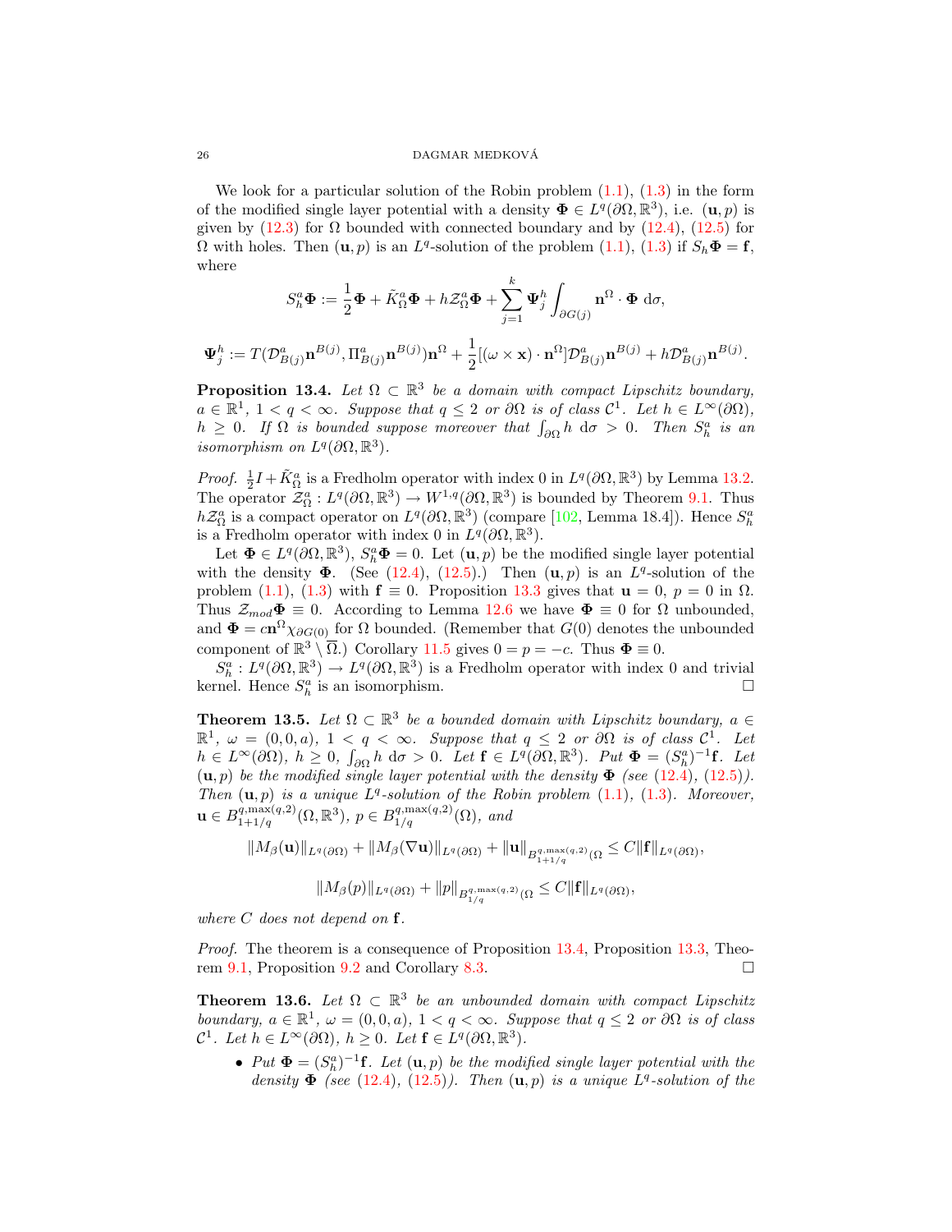We look for a particular solution of the Robin problem (1.1), (1.3) in the form of the modified single layer potential with a density $\mathbf{\Phi} \in L^q(\partial\Omega, \mathbb{R}^3)$, i.e. $(\mathbf{u}, p)$ is given by (12.3) for $\Omega$ bounded with connected boundary and by (12.4), (12.5) for $\Omega$ with holes. Then $(\mathbf{u}, p)$ is an $L^q$-solution of the problem (1.1), (1.3) if $S_h\mathbf{\Phi} = \mathbf{f}$, where

$$S_h^a\mathbf{\Phi} := \frac{1}{2}\mathbf{\Phi} + \tilde{K}_\Omega^a\mathbf{\Phi} + h\mathcal{Z}_\Omega^a\mathbf{\Phi} + \sum_{j=1}^k \mathbf{\Psi}_j^h \int_{\partial G(j)} \mathbf{n}^\Omega \cdot \mathbf{\Phi} \, \mathrm{d}\sigma,$$

$$\mathbf{\Psi}_j^h := T(\mathcal{D}_{B(j)}^a\mathbf{n}^{B(j)}, \Pi_{B(j)}^a\mathbf{n}^{B(j)})\mathbf{n}^\Omega + \frac{1}{2}[(\omega \times \mathbf{x}) \cdot \mathbf{n}^\Omega]\mathcal{D}_{B(j)}^a\mathbf{n}^{B(j)} + h\mathcal{D}_{B(j)}^a\mathbf{n}^{B(j)}.$$

**Proposition 13.4.** *Let $\Omega \subset \mathbb{R}^3$ be a domain with compact Lipschitz boundary, $a \in \mathbb{R}^1$, $1 < q < \infty$. Suppose that $q \le 2$ or $\partial\Omega$ is of class $\mathcal{C}^1$. Let $h \in L^\infty(\partial\Omega)$, $h \ge 0$. If $\Omega$ is bounded suppose moreover that $\int_{\partial\Omega} h \, \mathrm{d}\sigma > 0$. Then $S_h^a$ is an isomorphism on $L^q(\partial\Omega, \mathbb{R}^3)$.*

*Proof.* $\frac{1}{2}I + \tilde{K}_\Omega^a$ is a Fredholm operator with index 0 in $L^q(\partial\Omega, \mathbb{R}^3)$ by Lemma 13.2. The operator $\mathcal{Z}_\Omega^a : L^q(\partial\Omega, \mathbb{R}^3) \to W^{1,q}(\partial\Omega, \mathbb{R}^3)$ is bounded by Theorem 9.1. Thus $h\mathcal{Z}_\Omega^a$ is a compact operator on $L^q(\partial\Omega, \mathbb{R}^3)$ (compare [102, Lemma 18.4]). Hence $S_h^a$ is a Fredholm operator with index 0 in $L^q(\partial\Omega, \mathbb{R}^3)$.

Let $\mathbf{\Phi} \in L^q(\partial\Omega, \mathbb{R}^3)$, $S_h^a\mathbf{\Phi} = 0$. Let $(\mathbf{u}, p)$ be the modified single layer potential with the density $\mathbf{\Phi}$. (See (12.4), (12.5).) Then $(\mathbf{u}, p)$ is an $L^q$-solution of the problem (1.1), (1.3) with $\mathbf{f} \equiv 0$. Proposition 13.3 gives that $\mathbf{u} = 0$, $p = 0$ in $\Omega$. Thus $\mathcal{Z}_{mod}\mathbf{\Phi} \equiv 0$. According to Lemma 12.6 we have $\mathbf{\Phi} \equiv 0$ for $\Omega$ unbounded, and $\mathbf{\Phi} = c\mathbf{n}^\Omega \chi_{\partial G(0)}$ for $\Omega$ bounded. (Remember that $G(0)$ denotes the unbounded component of $\mathbb{R}^3 \setminus \overline{\Omega}$.) Corollary 11.5 gives $0 = p = -c$. Thus $\mathbf{\Phi} \equiv 0$.

$S_h^a : L^q(\partial\Omega, \mathbb{R}^3) \to L^q(\partial\Omega, \mathbb{R}^3)$ is a Fredholm operator with index 0 and trivial kernel. Hence $S_h^a$ is an isomorphism. □

**Theorem 13.5.** *Let $\Omega \subset \mathbb{R}^3$ be a bounded domain with Lipschitz boundary, $a \in \mathbb{R}^1$, $\omega = (0, 0, a)$, $1 < q < \infty$. Suppose that $q \le 2$ or $\partial\Omega$ is of class $\mathcal{C}^1$. Let $h \in L^\infty(\partial\Omega)$, $h \ge 0$, $\int_{\partial\Omega} h \, \mathrm{d}\sigma > 0$. Let $\mathbf{f} \in L^q(\partial\Omega, \mathbb{R}^3)$. Put $\mathbf{\Phi} = (S_h^a)^{-1}\mathbf{f}$. Let $(\mathbf{u}, p)$ be the modified single layer potential with the density $\mathbf{\Phi}$ (see (12.4), (12.5)). Then $(\mathbf{u}, p)$ is a unique $L^q$-solution of the Robin problem (1.1), (1.3). Moreover, $\mathbf{u} \in B_{1+1/q}^{q,\max(q,2)}(\Omega, \mathbb{R}^3)$, $p \in B_{1/q}^{q,\max(q,2)}(\Omega)$, and*

$$\|M_\beta(\mathbf{u})\|_{L^q(\partial\Omega)} + \|M_\beta(\nabla\mathbf{u})\|_{L^q(\partial\Omega)} + \|\mathbf{u}\|_{B_{1+1/q}^{q,\max(q,2)}(\Omega} \le C\|\mathbf{f}\|_{L^q(\partial\Omega)},$$

$$\|M_\beta(p)\|_{L^q(\partial\Omega)} + \|p\|_{B_{1/q}^{q,\max(q,2)}(\Omega} \le C\|\mathbf{f}\|_{L^q(\partial\Omega)},$$

*where $C$ does not depend on $\mathbf{f}$.*

*Proof.* The theorem is a consequence of Proposition 13.4, Proposition 13.3, Theorem 9.1, Proposition 9.2 and Corollary 8.3. □

**Theorem 13.6.** *Let $\Omega \subset \mathbb{R}^3$ be an unbounded domain with compact Lipschitz boundary, $a \in \mathbb{R}^1$, $\omega = (0, 0, a)$, $1 < q < \infty$. Suppose that $q \le 2$ or $\partial\Omega$ is of class $\mathcal{C}^1$. Let $h \in L^\infty(\partial\Omega)$, $h \ge 0$. Let $\mathbf{f} \in L^q(\partial\Omega, \mathbb{R}^3)$.*

- *Put $\mathbf{\Phi} = (S_h^a)^{-1}\mathbf{f}$. Let $(\mathbf{u}, p)$ be the modified single layer potential with the density $\mathbf{\Phi}$ (see (12.4), (12.5)). Then $(\mathbf{u}, p)$ is a unique $L^q$-solution of the*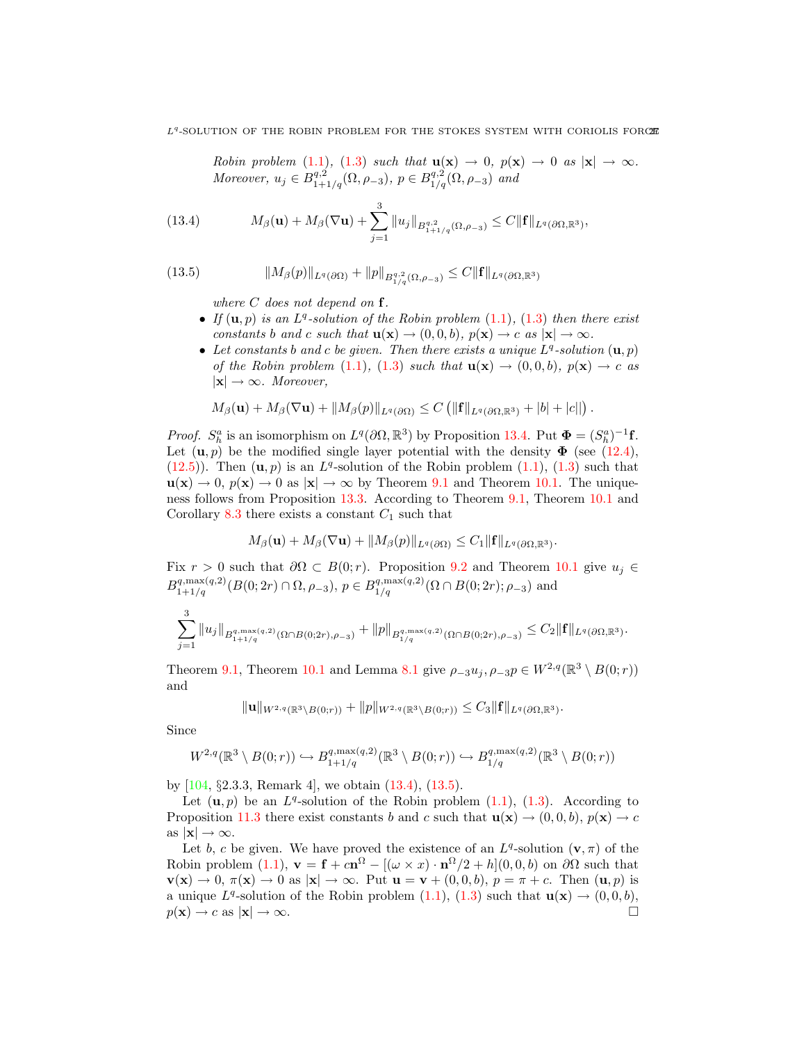*Robin problem* (1.1), (1.3) *such that* $\mathbf{u}(\mathbf{x}) \to 0$, $p(\mathbf{x}) \to 0$ *as* $|\mathbf{x}| \to \infty$. *Moreover,* $u_j \in B^{q,2}_{1+1/q}(\Omega, \rho_{-3})$, $p \in B^{q,2}_{1/q}(\Omega, \rho_{-3})$ *and*

$$M_\beta(\mathbf{u}) + M_\beta(\nabla \mathbf{u}) + \sum_{j=1}^{3} \|u_j\|_{B^{q,2}_{1+1/q}(\Omega,\rho_{-3})} \le C\|\mathbf{f}\|_{L^q(\partial\Omega,\mathbb{R}^3)}, \tag{13.4}$$

$$\|M_\beta(p)\|_{L^q(\partial\Omega)} + \|p\|_{B^{q,2}_{1/q}(\Omega,\rho_{-3})} \le C\|\mathbf{f}\|_{L^q(\partial\Omega,\mathbb{R}^3)} \tag{13.5}$$

*where* $C$ *does not depend on* $\mathbf{f}$.

- *If* $(\mathbf{u}, p)$ *is an* $L^q$*-solution of the Robin problem* (1.1), (1.3) *then there exist constants* $b$ *and* $c$ *such that* $\mathbf{u}(\mathbf{x}) \to (0, 0, b)$, $p(\mathbf{x}) \to c$ *as* $|\mathbf{x}| \to \infty$.
- *Let constants* $b$ *and* $c$ *be given. Then there exists a unique* $L^q$*-solution* $(\mathbf{u}, p)$ *of the Robin problem* (1.1), (1.3) *such that* $\mathbf{u}(\mathbf{x}) \to (0, 0, b)$, $p(\mathbf{x}) \to c$ *as* $|\mathbf{x}| \to \infty$. *Moreover,*

$$M_\beta(\mathbf{u}) + M_\beta(\nabla \mathbf{u}) + \|M_\beta(p)\|_{L^q(\partial\Omega)} \le C\left(\|\mathbf{f}\|_{L^q(\partial\Omega,\mathbb{R}^3)} + |b| + |c|\right).$$

*Proof.* $S^a_h$ is an isomorphism on $L^q(\partial\Omega, \mathbb{R}^3)$ by Proposition 13.4. Put $\mathbf{\Phi} = (S^a_h)^{-1}\mathbf{f}$. Let $(\mathbf{u}, p)$ be the modified single layer potential with the density $\mathbf{\Phi}$ (see (12.4), (12.5)). Then $(\mathbf{u}, p)$ is an $L^q$-solution of the Robin problem (1.1), (1.3) such that $\mathbf{u}(\mathbf{x}) \to 0$, $p(\mathbf{x}) \to 0$ as $|\mathbf{x}| \to \infty$ by Theorem 9.1 and Theorem 10.1. The uniqueness follows from Proposition 13.3. According to Theorem 9.1, Theorem 10.1 and Corollary 8.3 there exists a constant $C_1$ such that

$$M_\beta(\mathbf{u}) + M_\beta(\nabla \mathbf{u}) + \|M_\beta(p)\|_{L^q(\partial\Omega)} \le C_1\|\mathbf{f}\|_{L^q(\partial\Omega,\mathbb{R}^3)}.$$

Fix $r > 0$ such that $\partial\Omega \subset B(0; r)$. Proposition 9.2 and Theorem 10.1 give $u_j \in B^{q,\max(q,2)}_{1+1/q}(B(0; 2r) \cap \Omega, \rho_{-3})$, $p \in B^{q,\max(q,2)}_{1/q}(\Omega \cap B(0; 2r); \rho_{-3})$ and

$$\sum_{j=1}^{3} \|u_j\|_{B^{q,\max(q,2)}_{1+1/q}(\Omega\cap B(0;2r),\rho_{-3})} + \|p\|_{B^{q,\max(q,2)}_{1/q}(\Omega\cap B(0;2r),\rho_{-3})} \le C_2\|\mathbf{f}\|_{L^q(\partial\Omega,\mathbb{R}^3)}.$$

Theorem 9.1, Theorem 10.1 and Lemma 8.1 give $\rho_{-3}u_j, \rho_{-3}p \in W^{2,q}(\mathbb{R}^3 \setminus B(0; r))$ and

$$\|\mathbf{u}\|_{W^{2,q}(\mathbb{R}^3\setminus B(0;r))} + \|p\|_{W^{2,q}(\mathbb{R}^3\setminus B(0;r))} \le C_3\|\mathbf{f}\|_{L^q(\partial\Omega,\mathbb{R}^3)}.$$

Since

$$W^{2,q}(\mathbb{R}^3 \setminus B(0; r)) \hookrightarrow B^{q,\max(q,2)}_{1+1/q}(\mathbb{R}^3 \setminus B(0; r)) \hookrightarrow B^{q,\max(q,2)}_{1/q}(\mathbb{R}^3 \setminus B(0; r))$$

by [104, §2.3.3, Remark 4], we obtain (13.4), (13.5).

Let $(\mathbf{u}, p)$ be an $L^q$-solution of the Robin problem (1.1), (1.3). According to Proposition 11.3 there exist constants $b$ and $c$ such that $\mathbf{u}(\mathbf{x}) \to (0, 0, b)$, $p(\mathbf{x}) \to c$ as $|\mathbf{x}| \to \infty$.

Let $b$, $c$ be given. We have proved the existence of an $L^q$-solution $(\mathbf{v}, \pi)$ of the Robin problem (1.1), $\mathbf{v} = \mathbf{f} + c\mathbf{n}^\Omega - [(\omega \times x) \cdot \mathbf{n}^\Omega/2 + h](0, 0, b)$ on $\partial\Omega$ such that $\mathbf{v}(\mathbf{x}) \to 0$, $\pi(\mathbf{x}) \to 0$ as $|\mathbf{x}| \to \infty$. Put $\mathbf{u} = \mathbf{v} + (0, 0, b)$, $p = \pi + c$. Then $(\mathbf{u}, p)$ is a unique $L^q$-solution of the Robin problem (1.1), (1.3) such that $\mathbf{u}(\mathbf{x}) \to (0, 0, b)$, $p(\mathbf{x}) \to c$ as $|\mathbf{x}| \to \infty$. $\square$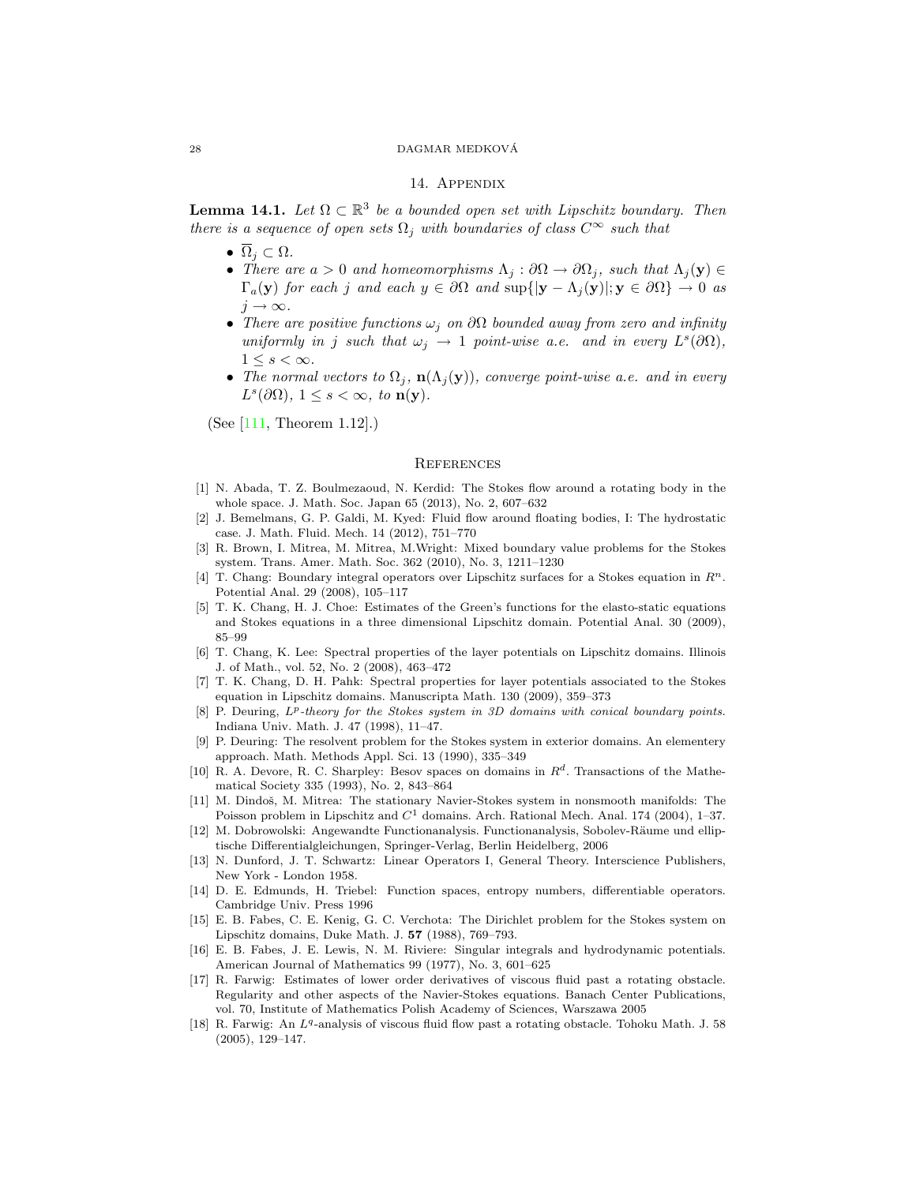## 14. Appendix

**Lemma 14.1.** *Let $\Omega \subset \mathbb{R}^3$ be a bounded open set with Lipschitz boundary. Then there is a sequence of open sets $\Omega_j$ with boundaries of class $C^\infty$ such that*

- $\overline{\Omega}_j \subset \Omega$.
- *There are $a > 0$ and homeomorphisms $\Lambda_j : \partial\Omega \to \partial\Omega_j$, such that $\Lambda_j(\mathbf{y}) \in \Gamma_a(\mathbf{y})$ for each $j$ and each $y \in \partial\Omega$ and $\sup\{|\mathbf{y} - \Lambda_j(\mathbf{y})|; \mathbf{y} \in \partial\Omega\} \to 0$ as $j \to \infty$.*
- *There are positive functions $\omega_j$ on $\partial\Omega$ bounded away from zero and infinity uniformly in $j$ such that $\omega_j \to 1$ point-wise a.e. and in every $L^s(\partial\Omega)$, $1 \le s < \infty$.*
- *The normal vectors to $\Omega_j$, $\mathbf{n}(\Lambda_j(\mathbf{y}))$, converge point-wise a.e. and in every $L^s(\partial\Omega)$, $1 \le s < \infty$, to $\mathbf{n}(\mathbf{y})$.*

(See [111, Theorem 1.12].)

## References

[1] N. Abada, T. Z. Boulmezaoud, N. Kerdid: The Stokes flow around a rotating body in the whole space. J. Math. Soc. Japan 65 (2013), No. 2, 607–632

[2] J. Bemelmans, G. P. Galdi, M. Kyed: Fluid flow around floating bodies, I: The hydrostatic case. J. Math. Fluid. Mech. 14 (2012), 751–770

[3] R. Brown, I. Mitrea, M. Mitrea, M.Wright: Mixed boundary value problems for the Stokes system. Trans. Amer. Math. Soc. 362 (2010), No. 3, 1211–1230

[4] T. Chang: Boundary integral operators over Lipschitz surfaces for a Stokes equation in $R^n$. Potential Anal. 29 (2008), 105–117

[5] T. K. Chang, H. J. Choe: Estimates of the Green's functions for the elasto-static equations and Stokes equations in a three dimensional Lipschitz domain. Potential Anal. 30 (2009), 85–99

[6] T. Chang, K. Lee: Spectral properties of the layer potentials on Lipschitz domains. Illinois J. of Math., vol. 52, No. 2 (2008), 463–472

[7] T. K. Chang, D. H. Pahk: Spectral properties for layer potentials associated to the Stokes equation in Lipschitz domains. Manuscripta Math. 130 (2009), 359–373

[8] P. Deuring, *$L^p$-theory for the Stokes system in 3D domains with conical boundary points.* Indiana Univ. Math. J. 47 (1998), 11–47.

[9] P. Deuring: The resolvent problem for the Stokes system in exterior domains. An elementery approach. Math. Methods Appl. Sci. 13 (1990), 335–349

[10] R. A. Devore, R. C. Sharpley: Besov spaces on domains in $R^d$. Transactions of the Mathematical Society 335 (1993), No. 2, 843–864

[11] M. Dindoš, M. Mitrea: The stationary Navier-Stokes system in nonsmooth manifolds: The Poisson problem in Lipschitz and $C^1$ domains. Arch. Rational Mech. Anal. 174 (2004), 1–37.

[12] M. Dobrowolski: Angewandte Functionanalysis. Functionanalysis, Sobolev-Räume und elliptische Differentialgleichungen, Springer-Verlag, Berlin Heidelberg, 2006

[13] N. Dunford, J. T. Schwartz: Linear Operators I, General Theory. Interscience Publishers, New York - London 1958.

[14] D. E. Edmunds, H. Triebel: Function spaces, entropy numbers, differentiable operators. Cambridge Univ. Press 1996

[15] E. B. Fabes, C. E. Kenig, G. C. Verchota: The Dirichlet problem for the Stokes system on Lipschitz domains, Duke Math. J. **57** (1988), 769–793.

[16] E. B. Fabes, J. E. Lewis, N. M. Riviere: Singular integrals and hydrodynamic potentials. American Journal of Mathematics 99 (1977), No. 3, 601–625

[17] R. Farwig: Estimates of lower order derivatives of viscous fluid past a rotating obstacle. Regularity and other aspects of the Navier-Stokes equations. Banach Center Publications, vol. 70, Institute of Mathematics Polish Academy of Sciences, Warszawa 2005

[18] R. Farwig: An $L^q$-analysis of viscous fluid flow past a rotating obstacle. Tohoku Math. J. 58 (2005), 129–147.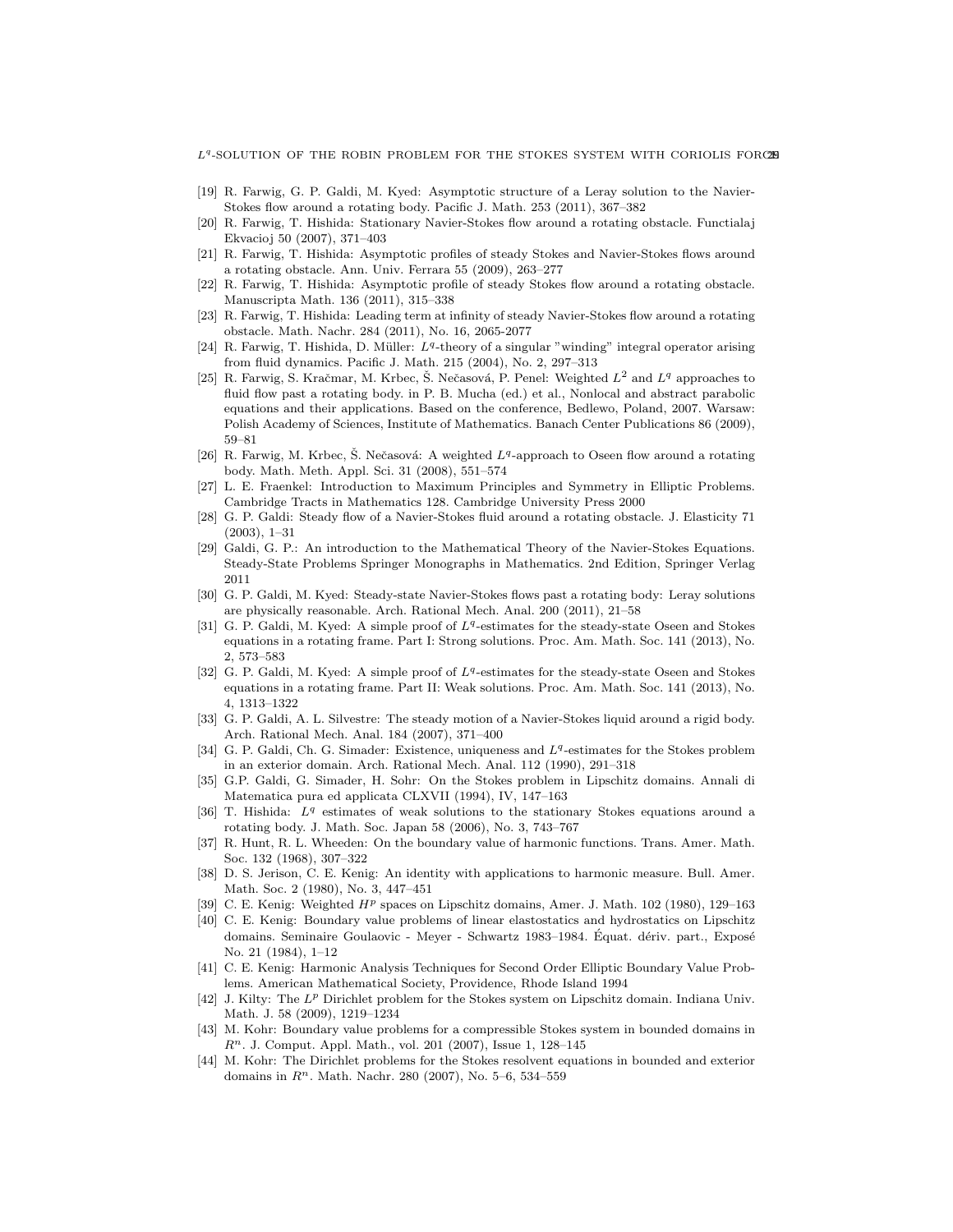[19] R. Farwig, G. P. Galdi, M. Kyed: Asymptotic structure of a Leray solution to the Navier-Stokes flow around a rotating body. Pacific J. Math. 253 (2011), 367–382

[20] R. Farwig, T. Hishida: Stationary Navier-Stokes flow around a rotating obstacle. Functialaj Ekvacioj 50 (2007), 371–403

[21] R. Farwig, T. Hishida: Asymptotic profiles of steady Stokes and Navier-Stokes flows around a rotating obstacle. Ann. Univ. Ferrara 55 (2009), 263–277

[22] R. Farwig, T. Hishida: Asymptotic profile of steady Stokes flow around a rotating obstacle. Manuscripta Math. 136 (2011), 315–338

[23] R. Farwig, T. Hishida: Leading term at infinity of steady Navier-Stokes flow around a rotating obstacle. Math. Nachr. 284 (2011), No. 16, 2065-2077

[24] R. Farwig, T. Hishida, D. Müller: $L^q$-theory of a singular "winding" integral operator arising from fluid dynamics. Pacific J. Math. 215 (2004), No. 2, 297–313

[25] R. Farwig, S. Kračmar, M. Krbec, Š. Nečasová, P. Penel: Weighted $L^2$ and $L^q$ approaches to fluid flow past a rotating body. in P. B. Mucha (ed.) et al., Nonlocal and abstract parabolic equations and their applications. Based on the conference, Bedlewo, Poland, 2007. Warsaw: Polish Academy of Sciences, Institute of Mathematics. Banach Center Publications 86 (2009), 59–81

[26] R. Farwig, M. Krbec, Š. Nečasová: A weighted $L^q$-approach to Oseen flow around a rotating body. Math. Meth. Appl. Sci. 31 (2008), 551–574

[27] L. E. Fraenkel: Introduction to Maximum Principles and Symmetry in Elliptic Problems. Cambridge Tracts in Mathematics 128. Cambridge University Press 2000

[28] G. P. Galdi: Steady flow of a Navier-Stokes fluid around a rotating obstacle. J. Elasticity 71 (2003), 1–31

[29] Galdi, G. P.: An introduction to the Mathematical Theory of the Navier-Stokes Equations. Steady-State Problems Springer Monographs in Mathematics. 2nd Edition, Springer Verlag 2011

[30] G. P. Galdi, M. Kyed: Steady-state Navier-Stokes flows past a rotating body: Leray solutions are physically reasonable. Arch. Rational Mech. Anal. 200 (2011), 21–58

[31] G. P. Galdi, M. Kyed: A simple proof of $L^q$-estimates for the steady-state Oseen and Stokes equations in a rotating frame. Part I: Strong solutions. Proc. Am. Math. Soc. 141 (2013), No. 2, 573–583

[32] G. P. Galdi, M. Kyed: A simple proof of $L^q$-estimates for the steady-state Oseen and Stokes equations in a rotating frame. Part II: Weak solutions. Proc. Am. Math. Soc. 141 (2013), No. 4, 1313–1322

[33] G. P. Galdi, A. L. Silvestre: The steady motion of a Navier-Stokes liquid around a rigid body. Arch. Rational Mech. Anal. 184 (2007), 371–400

[34] G. P. Galdi, Ch. G. Simader: Existence, uniqueness and $L^q$-estimates for the Stokes problem in an exterior domain. Arch. Rational Mech. Anal. 112 (1990), 291–318

[35] G.P. Galdi, G. Simader, H. Sohr: On the Stokes problem in Lipschitz domains. Annali di Matematica pura ed applicata CLXVII (1994), IV, 147–163

[36] T. Hishida: $L^q$ estimates of weak solutions to the stationary Stokes equations around a rotating body. J. Math. Soc. Japan 58 (2006), No. 3, 743–767

[37] R. Hunt, R. L. Wheeden: On the boundary value of harmonic functions. Trans. Amer. Math. Soc. 132 (1968), 307–322

[38] D. S. Jerison, C. E. Kenig: An identity with applications to harmonic measure. Bull. Amer. Math. Soc. 2 (1980), No. 3, 447–451

[39] C. E. Kenig: Weighted $H^p$ spaces on Lipschitz domains, Amer. J. Math. 102 (1980), 129–163

[40] C. E. Kenig: Boundary value problems of linear elastostatics and hydrostatics on Lipschitz domains. Seminaire Goulaovic - Meyer - Schwartz 1983–1984. Équat. dériv. part., Exposé No. 21 (1984), 1–12

[41] C. E. Kenig: Harmonic Analysis Techniques for Second Order Elliptic Boundary Value Problems. American Mathematical Society, Providence, Rhode Island 1994

[42] J. Kilty: The $L^p$ Dirichlet problem for the Stokes system on Lipschitz domain. Indiana Univ. Math. J. 58 (2009), 1219–1234

[43] M. Kohr: Boundary value problems for a compressible Stokes system in bounded domains in $R^n$. J. Comput. Appl. Math., vol. 201 (2007), Issue 1, 128–145

[44] M. Kohr: The Dirichlet problems for the Stokes resolvent equations in bounded and exterior domains in $R^n$. Math. Nachr. 280 (2007), No. 5–6, 534–559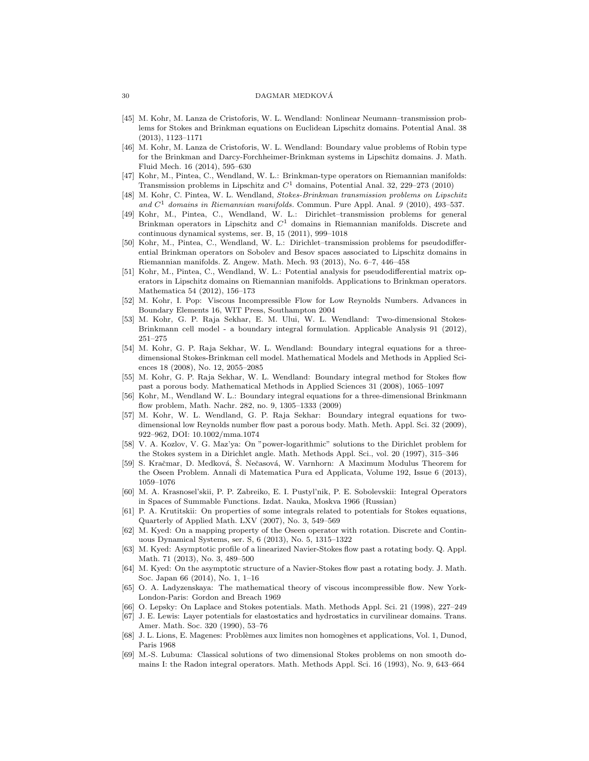[45] M. Kohr, M. Lanza de Cristoforis, W. L. Wendland: Nonlinear Neumann–transmission problems for Stokes and Brinkman equations on Euclidean Lipschitz domains. Potential Anal. 38 (2013), 1123–1171

[46] M. Kohr, M. Lanza de Cristoforis, W. L. Wendland: Boundary value problems of Robin type for the Brinkman and Darcy-Forchheimer-Brinkman systems in Lipschitz domains. J. Math. Fluid Mech. 16 (2014), 595–630

[47] Kohr, M., Pintea, C., Wendland, W. L.: Brinkman-type operators on Riemannian manifolds: Transmission problems in Lipschitz and $C^1$ domains, Potential Anal. 32, 229–273 (2010)

[48] M. Kohr, C. Pintea, W. L. Wendland, *Stokes-Brinkman transmission problems on Lipschitz and $C^1$ domains in Riemannian manifolds.* Commun. Pure Appl. Anal. *9* (2010), 493–537.

[49] Kohr, M., Pintea, C., Wendland, W. L.: Dirichlet–transmission problems for general Brinkman operators in Lipschitz and $C^1$ domains in Riemannian manifolds. Discrete and continuous dynamical systems, ser. B, 15 (2011), 999–1018

[50] Kohr, M., Pintea, C., Wendland, W. L.: Dirichlet–transmission problems for pseudodifferential Brinkman operators on Sobolev and Besov spaces associated to Lipschitz domains in Riemannian manifolds. Z. Angew. Math. Mech. 93 (2013), No. 6–7, 446–458

[51] Kohr, M., Pintea, C., Wendland, W. L.: Potential analysis for pseudodifferential matrix operators in Lipschitz domains on Riemannian manifolds. Applications to Brinkman operators. Mathematica 54 (2012), 156–173

[52] M. Kohr, I. Pop: Viscous Incompressible Flow for Low Reynolds Numbers. Advances in Boundary Elements 16, WIT Press, Southampton 2004

[53] M. Kohr, G. P. Raja Sekhar, E. M. Ului, W. L. Wendland: Two-dimensional Stokes-Brinkmann cell model - a boundary integral formulation. Applicable Analysis 91 (2012), 251–275

[54] M. Kohr, G. P. Raja Sekhar, W. L. Wendland: Boundary integral equations for a three-dimensional Stokes-Brinkman cell model. Mathematical Models and Methods in Applied Sciences 18 (2008), No. 12, 2055–2085

[55] M. Kohr, G. P. Raja Sekhar, W. L. Wendland: Boundary integral method for Stokes flow past a porous body. Mathematical Methods in Applied Sciences 31 (2008), 1065–1097

[56] Kohr, M., Wendland W. L.: Boundary integral equations for a three-dimensional Brinkmann flow problem, Math. Nachr. 282, no. 9, 1305–1333 (2009)

[57] M. Kohr, W. L. Wendland, G. P. Raja Sekhar: Boundary integral equations for two-dimensional low Reynolds number flow past a porous body. Math. Meth. Appl. Sci. 32 (2009), 922–962, DOI: 10.1002/mma.1074

[58] V. A. Kozlov, V. G. Maz'ya: On "power-logarithmic" solutions to the Dirichlet problem for the Stokes system in a Dirichlet angle. Math. Methods Appl. Sci., vol. 20 (1997), 315–346

[59] S. Kračmar, D. Medková, Š. Nečasová, W. Varnhorn: A Maximum Modulus Theorem for the Oseen Problem. Annali di Matematica Pura ed Applicata, Volume 192, Issue 6 (2013), 1059–1076

[60] M. A. Krasnosel'skii, P. P. Zabreiko, E. I. Pustyl'nik, P. E. Sobolevskii: Integral Operators in Spaces of Summable Functions. Izdat. Nauka, Moskva 1966 (Russian)

[61] P. A. Krutitskii: On properties of some integrals related to potentials for Stokes equations, Quarterly of Applied Math. LXV (2007), No. 3, 549–569

[62] M. Kyed: On a mapping property of the Oseen operator with rotation. Discrete and Continuous Dynamical Systems, ser. S, 6 (2013), No. 5, 1315–1322

[63] M. Kyed: Asymptotic profile of a linearized Navier-Stokes flow past a rotating body. Q. Appl. Math. 71 (2013), No. 3, 489–500

[64] M. Kyed: On the asymptotic structure of a Navier-Stokes flow past a rotating body. J. Math. Soc. Japan 66 (2014), No. 1, 1–16

[65] O. A. Ladyzenskaya: The mathematical theory of viscous incompressible flow. New York-London-Paris: Gordon and Breach 1969

[66] O. Lepsky: On Laplace and Stokes potentials. Math. Methods Appl. Sci. 21 (1998), 227–249

[67] J. E. Lewis: Layer potentials for elastostatics and hydrostatics in curvilinear domains. Trans. Amer. Math. Soc. 320 (1990), 53–76

[68] J. L. Lions, E. Magenes: Problèmes aux limites non homogènes et applications, Vol. 1, Dunod, Paris 1968

[69] M.-S. Lubuma: Classical solutions of two dimensional Stokes problems on non smooth domains I: the Radon integral operators. Math. Methods Appl. Sci. 16 (1993), No. 9, 643–664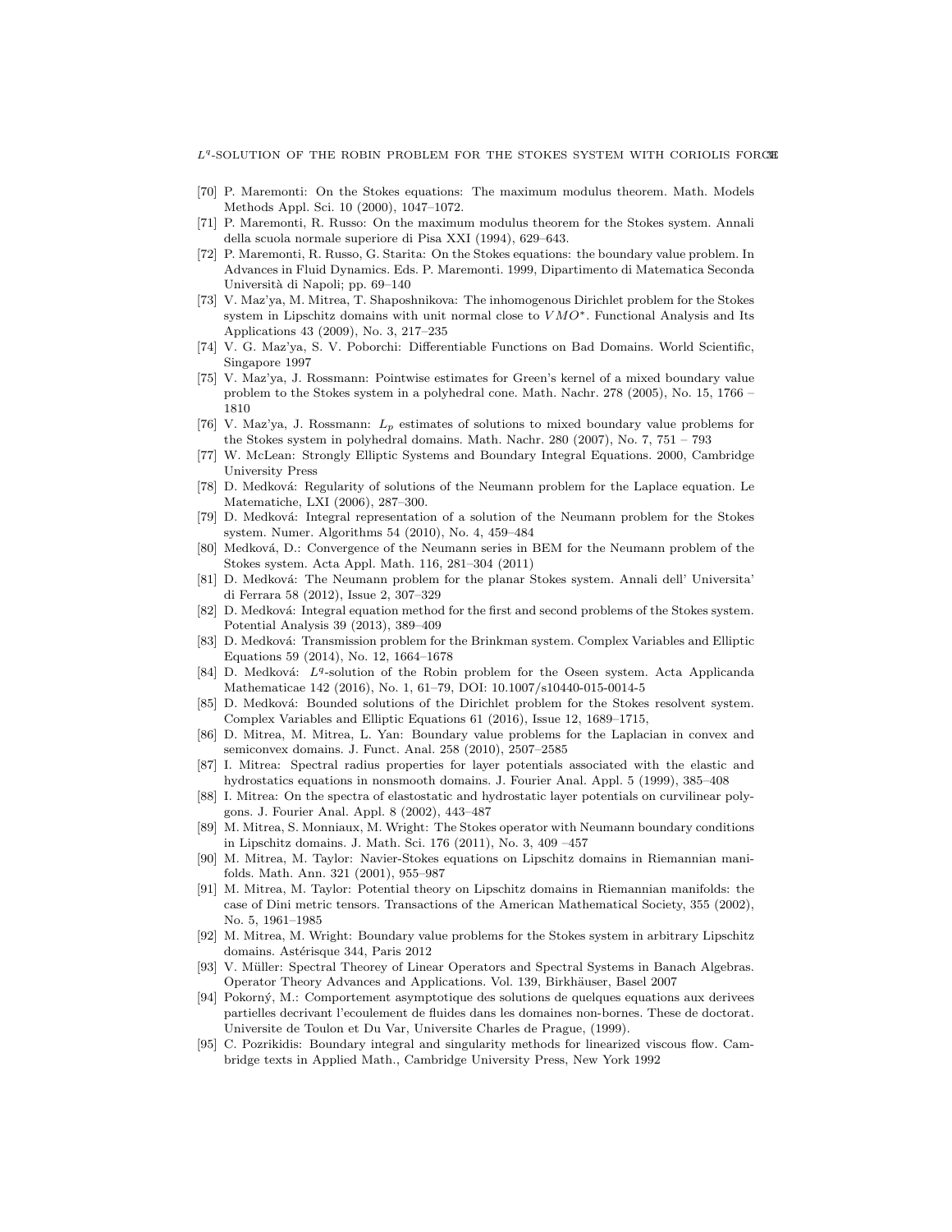[70] P. Maremonti: On the Stokes equations: The maximum modulus theorem. Math. Models Methods Appl. Sci. 10 (2000), 1047–1072.

[71] P. Maremonti, R. Russo: On the maximum modulus theorem for the Stokes system. Annali della scuola normale superiore di Pisa XXI (1994), 629–643.

[72] P. Maremonti, R. Russo, G. Starita: On the Stokes equations: the boundary value problem. In Advances in Fluid Dynamics. Eds. P. Maremonti. 1999, Dipartimento di Matematica Seconda Università di Napoli; pp. 69–140

[73] V. Maz'ya, M. Mitrea, T. Shaposhnikova: The inhomogenous Dirichlet problem for the Stokes system in Lipschitz domains with unit normal close to $VMO^*$. Functional Analysis and Its Applications 43 (2009), No. 3, 217–235

[74] V. G. Maz'ya, S. V. Poborchi: Differentiable Functions on Bad Domains. World Scientific, Singapore 1997

[75] V. Maz'ya, J. Rossmann: Pointwise estimates for Green's kernel of a mixed boundary value problem to the Stokes system in a polyhedral cone. Math. Nachr. 278 (2005), No. 15, 1766 – 1810

[76] V. Maz'ya, J. Rossmann: $L_p$ estimates of solutions to mixed boundary value problems for the Stokes system in polyhedral domains. Math. Nachr. 280 (2007), No. 7, 751 – 793

[77] W. McLean: Strongly Elliptic Systems and Boundary Integral Equations. 2000, Cambridge University Press

[78] D. Medková: Regularity of solutions of the Neumann problem for the Laplace equation. Le Matematiche, LXI (2006), 287–300.

[79] D. Medková: Integral representation of a solution of the Neumann problem for the Stokes system. Numer. Algorithms 54 (2010), No. 4, 459–484

[80] Medková, D.: Convergence of the Neumann series in BEM for the Neumann problem of the Stokes system. Acta Appl. Math. 116, 281–304 (2011)

[81] D. Medková: The Neumann problem for the planar Stokes system. Annali dell' Universita' di Ferrara 58 (2012), Issue 2, 307–329

[82] D. Medková: Integral equation method for the first and second problems of the Stokes system. Potential Analysis 39 (2013), 389–409

[83] D. Medková: Transmission problem for the Brinkman system. Complex Variables and Elliptic Equations 59 (2014), No. 12, 1664–1678

[84] D. Medková: $L^q$-solution of the Robin problem for the Oseen system. Acta Applicanda Mathematicae 142 (2016), No. 1, 61–79, DOI: 10.1007/s10440-015-0014-5

[85] D. Medková: Bounded solutions of the Dirichlet problem for the Stokes resolvent system. Complex Variables and Elliptic Equations 61 (2016), Issue 12, 1689–1715,

[86] D. Mitrea, M. Mitrea, L. Yan: Boundary value problems for the Laplacian in convex and semiconvex domains. J. Funct. Anal. 258 (2010), 2507–2585

[87] I. Mitrea: Spectral radius properties for layer potentials associated with the elastic and hydrostatics equations in nonsmooth domains. J. Fourier Anal. Appl. 5 (1999), 385–408

[88] I. Mitrea: On the spectra of elastostatic and hydrostatic layer potentials on curvilinear polygons. J. Fourier Anal. Appl. 8 (2002), 443–487

[89] M. Mitrea, S. Monniaux, M. Wright: The Stokes operator with Neumann boundary conditions in Lipschitz domains. J. Math. Sci. 176 (2011), No. 3, 409 –457

[90] M. Mitrea, M. Taylor: Navier-Stokes equations on Lipschitz domains in Riemannian manifolds. Math. Ann. 321 (2001), 955–987

[91] M. Mitrea, M. Taylor: Potential theory on Lipschitz domains in Riemannian manifolds: the case of Dini metric tensors. Transactions of the American Mathematical Society, 355 (2002), No. 5, 1961–1985

[92] M. Mitrea, M. Wright: Boundary value problems for the Stokes system in arbitrary Lipschitz domains. Astérisque 344, Paris 2012

[93] V. Müller: Spectral Theorey of Linear Operators and Spectral Systems in Banach Algebras. Operator Theory Advances and Applications. Vol. 139, Birkhäuser, Basel 2007

[94] Pokorný, M.: Comportement asymptotique des solutions de quelques equations aux derivees partielles decrivant l'ecoulement de fluides dans les domaines non-bornes. These de doctorat. Universite de Toulon et Du Var, Universite Charles de Prague, (1999).

[95] C. Pozrikidis: Boundary integral and singularity methods for linearized viscous flow. Cambridge texts in Applied Math., Cambridge University Press, New York 1992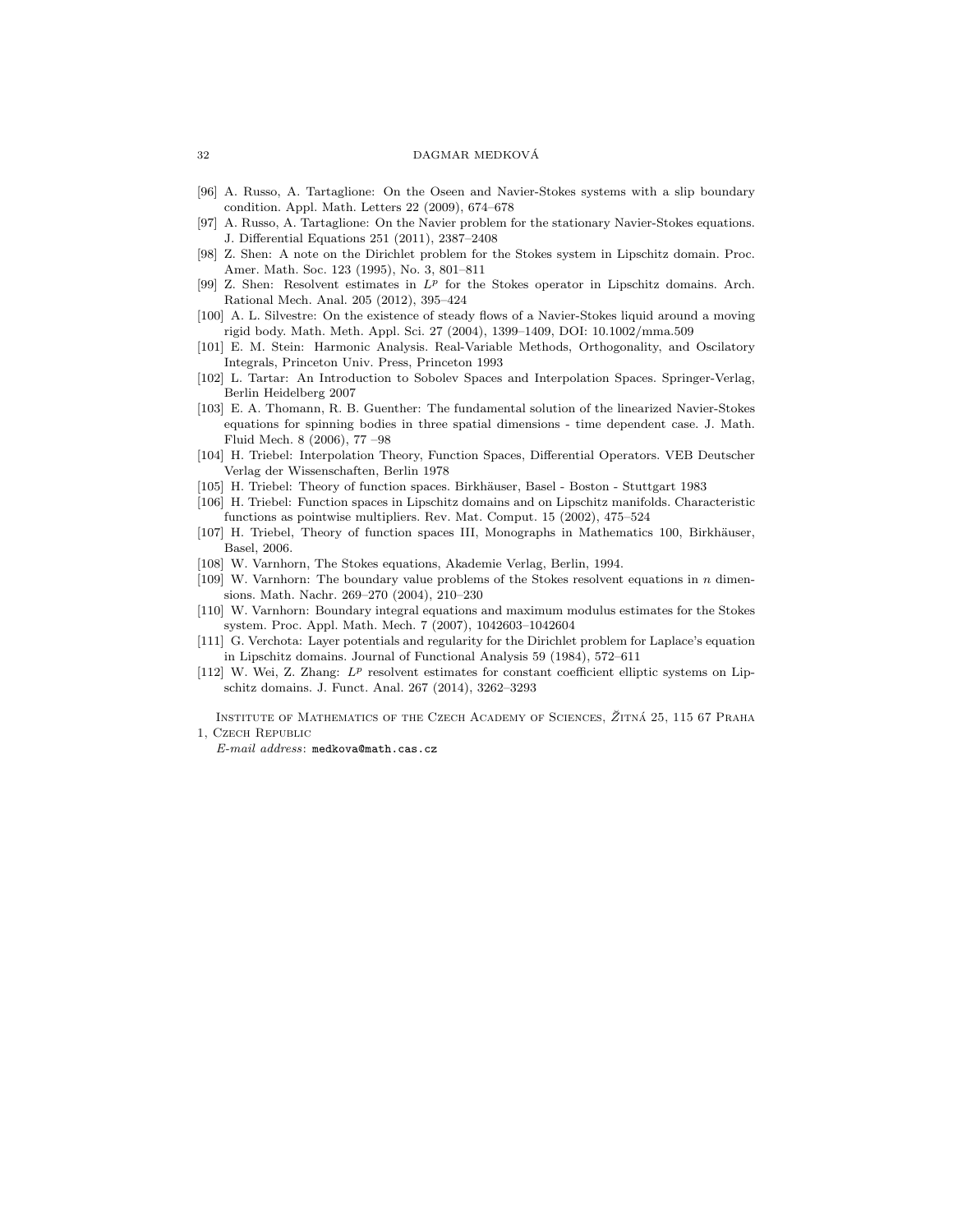[96] A. Russo, A. Tartaglione: On the Oseen and Navier-Stokes systems with a slip boundary condition. Appl. Math. Letters 22 (2009), 674–678

[97] A. Russo, A. Tartaglione: On the Navier problem for the stationary Navier-Stokes equations. J. Differential Equations 251 (2011), 2387–2408

[98] Z. Shen: A note on the Dirichlet problem for the Stokes system in Lipschitz domain. Proc. Amer. Math. Soc. 123 (1995), No. 3, 801–811

[99] Z. Shen: Resolvent estimates in $L^p$ for the Stokes operator in Lipschitz domains. Arch. Rational Mech. Anal. 205 (2012), 395–424

[100] A. L. Silvestre: On the existence of steady flows of a Navier-Stokes liquid around a moving rigid body. Math. Meth. Appl. Sci. 27 (2004), 1399–1409, DOI: 10.1002/mma.509

[101] E. M. Stein: Harmonic Analysis. Real-Variable Methods, Orthogonality, and Oscilatory Integrals, Princeton Univ. Press, Princeton 1993

[102] L. Tartar: An Introduction to Sobolev Spaces and Interpolation Spaces. Springer-Verlag, Berlin Heidelberg 2007

[103] E. A. Thomann, R. B. Guenther: The fundamental solution of the linearized Navier-Stokes equations for spinning bodies in three spatial dimensions - time dependent case. J. Math. Fluid Mech. 8 (2006), 77 –98

[104] H. Triebel: Interpolation Theory, Function Spaces, Differential Operators. VEB Deutscher Verlag der Wissenschaften, Berlin 1978

[105] H. Triebel: Theory of function spaces. Birkhäuser, Basel - Boston - Stuttgart 1983

[106] H. Triebel: Function spaces in Lipschitz domains and on Lipschitz manifolds. Characteristic functions as pointwise multipliers. Rev. Mat. Comput. 15 (2002), 475–524

[107] H. Triebel, Theory of function spaces III, Monographs in Mathematics 100, Birkhäuser, Basel, 2006.

[108] W. Varnhorn, The Stokes equations, Akademie Verlag, Berlin, 1994.

[109] W. Varnhorn: The boundary value problems of the Stokes resolvent equations in $n$ dimensions. Math. Nachr. 269–270 (2004), 210–230

[110] W. Varnhorn: Boundary integral equations and maximum modulus estimates for the Stokes system. Proc. Appl. Math. Mech. 7 (2007), 1042603–1042604

[111] G. Verchota: Layer potentials and regularity for the Dirichlet problem for Laplace's equation in Lipschitz domains. Journal of Functional Analysis 59 (1984), 572–611

[112] W. Wei, Z. Zhang: $L^p$ resolvent estimates for constant coefficient elliptic systems on Lipschitz domains. J. Funct. Anal. 267 (2014), 3262–3293

Institute of Mathematics of the Czech Academy of Sciences, Žitná 25, 115 67 Praha 1, Czech Republic

*E-mail address*: medkova@math.cas.cz